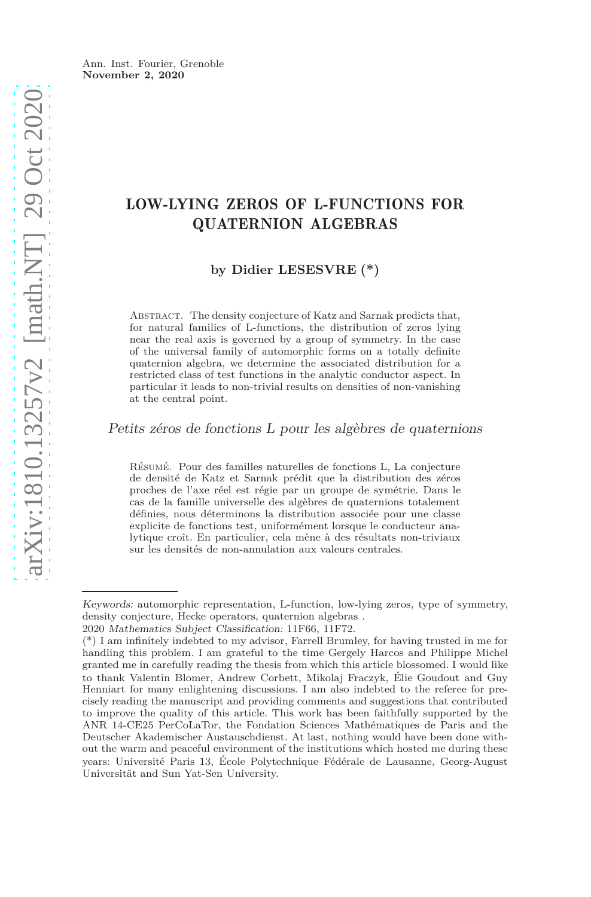Ann. Inst. Fourier, Grenoble
**November 2, 2020**

# LOW-LYING ZEROS OF L-FUNCTIONS FOR QUATERNION ALGEBRAS

**by Didier LESESVRE (\*)**

Abstract. The density conjecture of Katz and Sarnak predicts that, for natural families of L-functions, the distribution of zeros lying near the real axis is governed by a group of symmetry. In the case of the universal family of automorphic forms on a totally definite quaternion algebra, we determine the associated distribution for a restricted class of test functions in the analytic conductor aspect. In particular it leads to non-trivial results on densities of non-vanishing at the central point.

## *Petits zéros de fonctions L pour les algèbres de quaternions*

Résumé. Pour des familles naturelles de fonctions L, La conjecture de densité de Katz et Sarnak prédit que la distribution des zéros proches de l'axe réel est régie par un groupe de symétrie. Dans le cas de la famille universelle des algèbres de quaternions totalement définies, nous déterminons la distribution associée pour une classe explicite de fonctions test, uniformément lorsque le conducteur analytique croît. En particulier, cela mène à des résultats non-triviaux sur les densités de non-annulation aux valeurs centrales.

---

*Keywords:* automorphic representation, L-function, low-lying zeros, type of symmetry, density conjecture, Hecke operators, quaternion algebras .

2020 *Mathematics Subject Classification:* 11F66, 11F72.

(\*) I am infinitely indebted to my advisor, Farrell Brumley, for having trusted in me for handling this problem. I am grateful to the time Gergely Harcos and Philippe Michel granted me in carefully reading the thesis from which this article blossomed. I would like to thank Valentin Blomer, Andrew Corbett, Mikolaj Fraczyk, Élie Goudout and Guy Henniart for many enlightening discussions. I am also indebted to the referee for precisely reading the manuscript and providing comments and suggestions that contributed to improve the quality of this article. This work has been faithfully supported by the ANR 14-CE25 PerCoLaTor, the Fondation Sciences Mathématiques de Paris and the Deutscher Akademischer Austauschdienst. At last, nothing would have been done without the warm and peaceful environment of the institutions which hosted me during these years: Université Paris 13, École Polytechnique Fédérale de Lausanne, Georg-August Universität and Sun Yat-Sen University.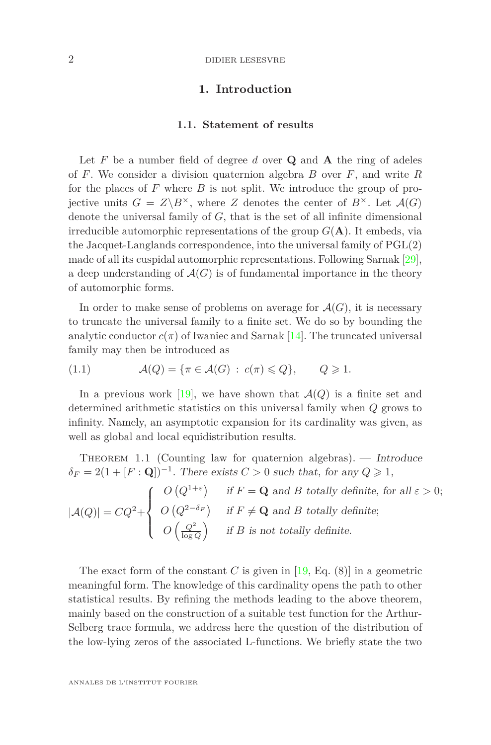## 1. Introduction

### 1.1. Statement of results

Let $F$ be a number field of degree $d$ over $\mathbf{Q}$ and $\mathbf{A}$ the ring of adeles of $F$. We consider a division quaternion algebra $B$ over $F$, and write $R$ for the places of $F$ where $B$ is not split. We introduce the group of projective units $G = Z\backslash B^\times$, where $Z$ denotes the center of $B^\times$. Let $\mathcal{A}(G)$ denote the universal family of $G$, that is the set of all infinite dimensional irreducible automorphic representations of the group $G(\mathbf{A})$. It embeds, via the Jacquet-Langlands correspondence, into the universal family of $\mathrm{PGL}(2)$ made of all its cuspidal automorphic representations. Following Sarnak [29], a deep understanding of $\mathcal{A}(G)$ is of fundamental importance in the theory of automorphic forms.

In order to make sense of problems on average for $\mathcal{A}(G)$, it is necessary to truncate the universal family to a finite set. We do so by bounding the analytic conductor $c(\pi)$ of Iwaniec and Sarnak [14]. The truncated universal family may then be introduced as

$$\mathcal{A}(Q) = \{\pi \in \mathcal{A}(G) \,:\, c(\pi) \leqslant Q\}, \qquad Q \geqslant 1. \tag{1.1}$$

In a previous work [19], we have shown that $\mathcal{A}(Q)$ is a finite set and determined arithmetic statistics on this universal family when $Q$ grows to infinity. Namely, an asymptotic expansion for its cardinality was given, as well as global and local equidistribution results.

Theorem 1.1 (Counting law for quaternion algebras). — *Introduce $\delta_F = 2(1 + [F:\mathbf{Q}])^{-1}$. There exists $C > 0$ such that, for any $Q \geqslant 1$,*

$$|\mathcal{A}(Q)| = CQ^2 + \begin{cases} O\left(Q^{1+\varepsilon}\right) & \text{if } F = \mathbf{Q} \text{ and } B \text{ totally definite, for all } \varepsilon > 0; \\ O\left(Q^{2-\delta_F}\right) & \text{if } F \neq \mathbf{Q} \text{ and } B \text{ totally definite;} \\ O\left(\frac{Q^2}{\log Q}\right) & \text{if } B \text{ is not totally definite.} \end{cases}$$

The exact form of the constant $C$ is given in [19, Eq. (8)] in a geometric meaningful form. The knowledge of this cardinality opens the path to other statistical results. By refining the methods leading to the above theorem, mainly based on the construction of a suitable test function for the Arthur-Selberg trace formula, we address here the question of the distribution of the low-lying zeros of the associated L-functions. We briefly state the two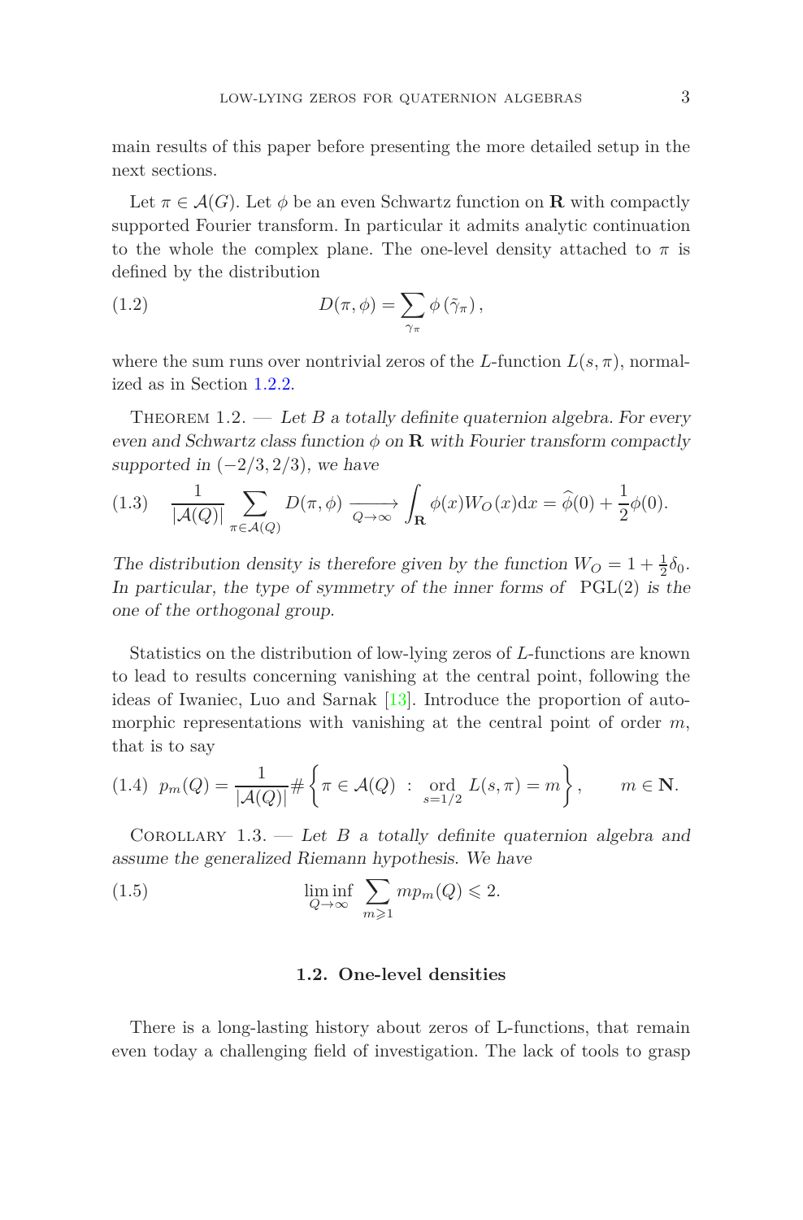main results of this paper before presenting the more detailed setup in the next sections.

Let $\pi \in \mathcal{A}(G)$. Let $\phi$ be an even Schwartz function on $\mathbf{R}$ with compactly supported Fourier transform. In particular it admits analytic continuation to the whole the complex plane. The one-level density attached to $\pi$ is defined by the distribution

$$D(\pi, \phi) = \sum_{\gamma_\pi} \phi\left(\tilde{\gamma}_\pi\right), \tag{1.2}$$

where the sum runs over nontrivial zeros of the $L$-function $L(s, \pi)$, normalized as in Section 1.2.2.

Theorem 1.2. — *Let $B$ a totally definite quaternion algebra. For every even and Schwartz class function $\phi$ on $\mathbf{R}$ with Fourier transform compactly supported in $(-2/3, 2/3)$, we have*

$$\frac{1}{|\mathcal{A}(Q)|} \sum_{\pi \in \mathcal{A}(Q)} D(\pi, \phi) \xrightarrow[Q \to \infty]{} \int_{\mathbf{R}} \phi(x) W_O(x) \mathrm{d}x = \widehat{\phi}(0) + \frac{1}{2}\phi(0). \tag{1.3}$$

*The distribution density is therefore given by the function $W_O = 1 + \frac{1}{2}\delta_0$. In particular, the type of symmetry of the inner forms of $\mathrm{PGL}(2)$ is the one of the orthogonal group.*

Statistics on the distribution of low-lying zeros of $L$-functions are known to lead to results concerning vanishing at the central point, following the ideas of Iwaniec, Luo and Sarnak [13]. Introduce the proportion of automorphic representations with vanishing at the central point of order $m$, that is to say

$$p_m(Q) = \frac{1}{|\mathcal{A}(Q)|} \# \left\{ \pi \in \mathcal{A}(Q) \ : \ \operatorname*{ord}_{s=1/2} L(s, \pi) = m \right\}, \qquad m \in \mathbf{N}. \tag{1.4}$$

Corollary 1.3. — *Let $B$ a totally definite quaternion algebra and assume the generalized Riemann hypothesis. We have*

$$\liminf_{Q \to \infty} \sum_{m \geqslant 1} m p_m(Q) \leqslant 2. \tag{1.5}$$

### 1.2. One-level densities

There is a long-lasting history about zeros of L-functions, that remain even today a challenging field of investigation. The lack of tools to grasp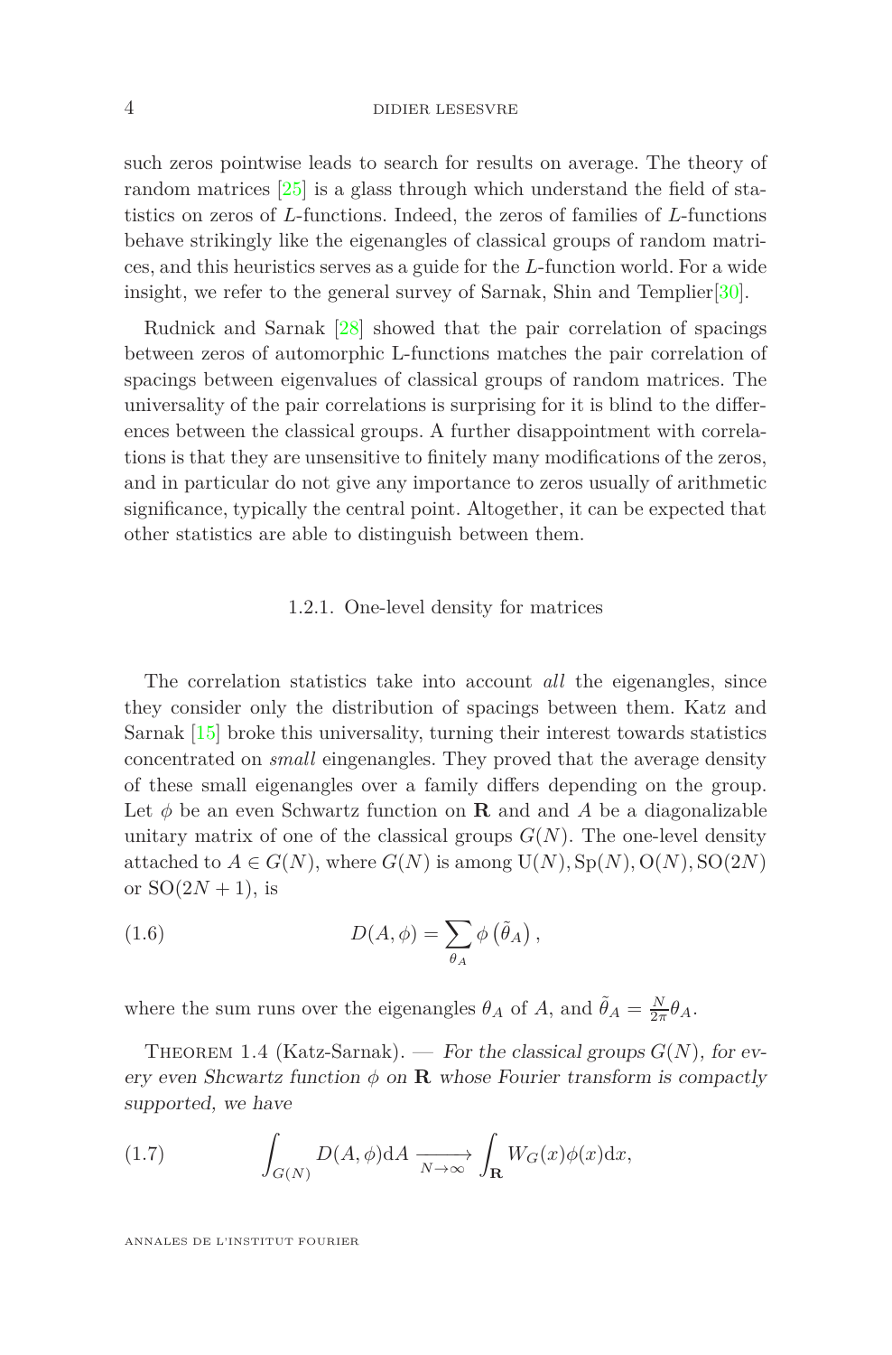such zeros pointwise leads to search for results on average. The theory of random matrices [25] is a glass through which understand the field of statistics on zeros of $L$-functions. Indeed, the zeros of families of $L$-functions behave strikingly like the eigenangles of classical groups of random matrices, and this heuristics serves as a guide for the $L$-function world. For a wide insight, we refer to the general survey of Sarnak, Shin and Templier[30].

Rudnick and Sarnak [28] showed that the pair correlation of spacings between zeros of automorphic L-functions matches the pair correlation of spacings between eigenvalues of classical groups of random matrices. The universality of the pair correlations is surprising for it is blind to the differences between the classical groups. A further disappointment with correlations is that they are unsensitive to finitely many modifications of the zeros, and in particular do not give any importance to zeros usually of arithmetic significance, typically the central point. Altogether, it can be expected that other statistics are able to distinguish between them.

#### 1.2.1. One-level density for matrices

The correlation statistics take into account *all* the eigenangles, since they consider only the distribution of spacings between them. Katz and Sarnak [15] broke this universality, turning their interest towards statistics concentrated on *small* eingenangles. They proved that the average density of these small eigenangles over a family differs depending on the group. Let $\phi$ be an even Schwartz function on $\mathbf{R}$ and and $A$ be a diagonalizable unitary matrix of one of the classical groups $G(N)$. The one-level density attached to $A \in G(N)$, where $G(N)$ is among $\mathrm{U}(N), \mathrm{Sp}(N), \mathrm{O}(N), \mathrm{SO}(2N)$ or $\mathrm{SO}(2N+1)$, is

$$D(A, \phi) = \sum_{\theta_A} \phi\left(\tilde{\theta}_A\right), \tag{1.6}$$

where the sum runs over the eigenangles $\theta_A$ of $A$, and $\tilde{\theta}_A = \frac{N}{2\pi}\theta_A$.

Theorem 1.4 (Katz-Sarnak). — *For the classical groups $G(N)$, for every even Shcwartz function $\phi$ on $\mathbf{R}$ whose Fourier transform is compactly supported, we have*

$$\int_{G(N)} D(A, \phi)\mathrm{d}A \xrightarrow[N \to \infty]{} \int_{\mathbf{R}} W_G(x)\phi(x)\mathrm{d}x, \tag{1.7}$$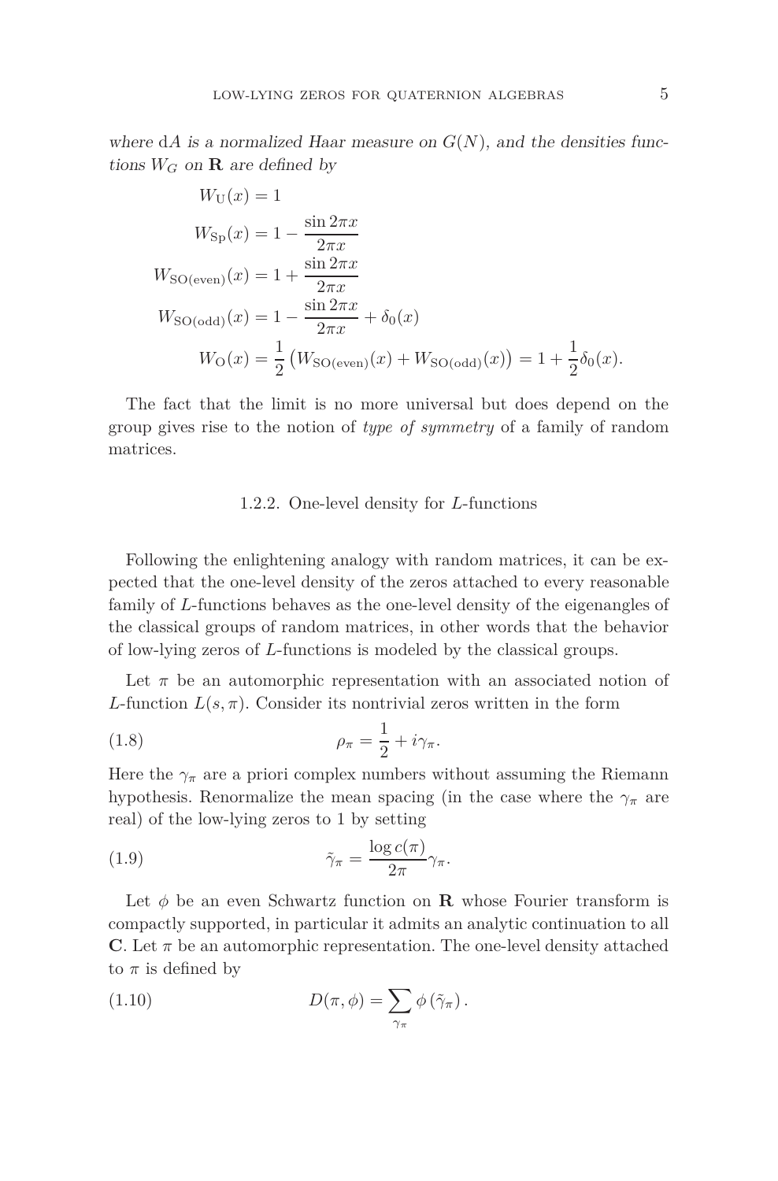*where* $\mathrm{d}A$ *is a normalized Haar measure on* $G(N)$*, and the densities functions* $W_G$ *on* $\mathbf{R}$ *are defined by*

$$\begin{aligned}
W_{\mathrm{U}}(x) &= 1 \\
W_{\mathrm{Sp}}(x) &= 1 - \frac{\sin 2\pi x}{2\pi x} \\
W_{\mathrm{SO(even)}}(x) &= 1 + \frac{\sin 2\pi x}{2\pi x} \\
W_{\mathrm{SO(odd)}}(x) &= 1 - \frac{\sin 2\pi x}{2\pi x} + \delta_0(x) \\
W_{\mathrm{O}}(x) &= \frac{1}{2}\left(W_{\mathrm{SO(even)}}(x) + W_{\mathrm{SO(odd)}}(x)\right) = 1 + \frac{1}{2}\delta_0(x).
\end{aligned}$$

The fact that the limit is no more universal but does depend on the group gives rise to the notion of *type of symmetry* of a family of random matrices.

### 1.2.2. One-level density for $L$-functions

Following the enlightening analogy with random matrices, it can be expected that the one-level density of the zeros attached to every reasonable family of $L$-functions behaves as the one-level density of the eigenangles of the classical groups of random matrices, in other words that the behavior of low-lying zeros of $L$-functions is modeled by the classical groups.

Let $\pi$ be an automorphic representation with an associated notion of $L$-function $L(s,\pi)$. Consider its nontrivial zeros written in the form

$$\rho_\pi = \frac{1}{2} + i\gamma_\pi. \tag{1.8}$$

Here the $\gamma_\pi$ are a priori complex numbers without assuming the Riemann hypothesis. Renormalize the mean spacing (in the case where the $\gamma_\pi$ are real) of the low-lying zeros to 1 by setting

$$\tilde{\gamma}_\pi = \frac{\log c(\pi)}{2\pi}\gamma_\pi. \tag{1.9}$$

Let $\phi$ be an even Schwartz function on $\mathbf{R}$ whose Fourier transform is compactly supported, in particular it admits an analytic continuation to all $\mathbf{C}$. Let $\pi$ be an automorphic representation. The one-level density attached to $\pi$ is defined by

$$D(\pi,\phi) = \sum_{\gamma_\pi} \phi\left(\tilde{\gamma}_\pi\right). \tag{1.10}$$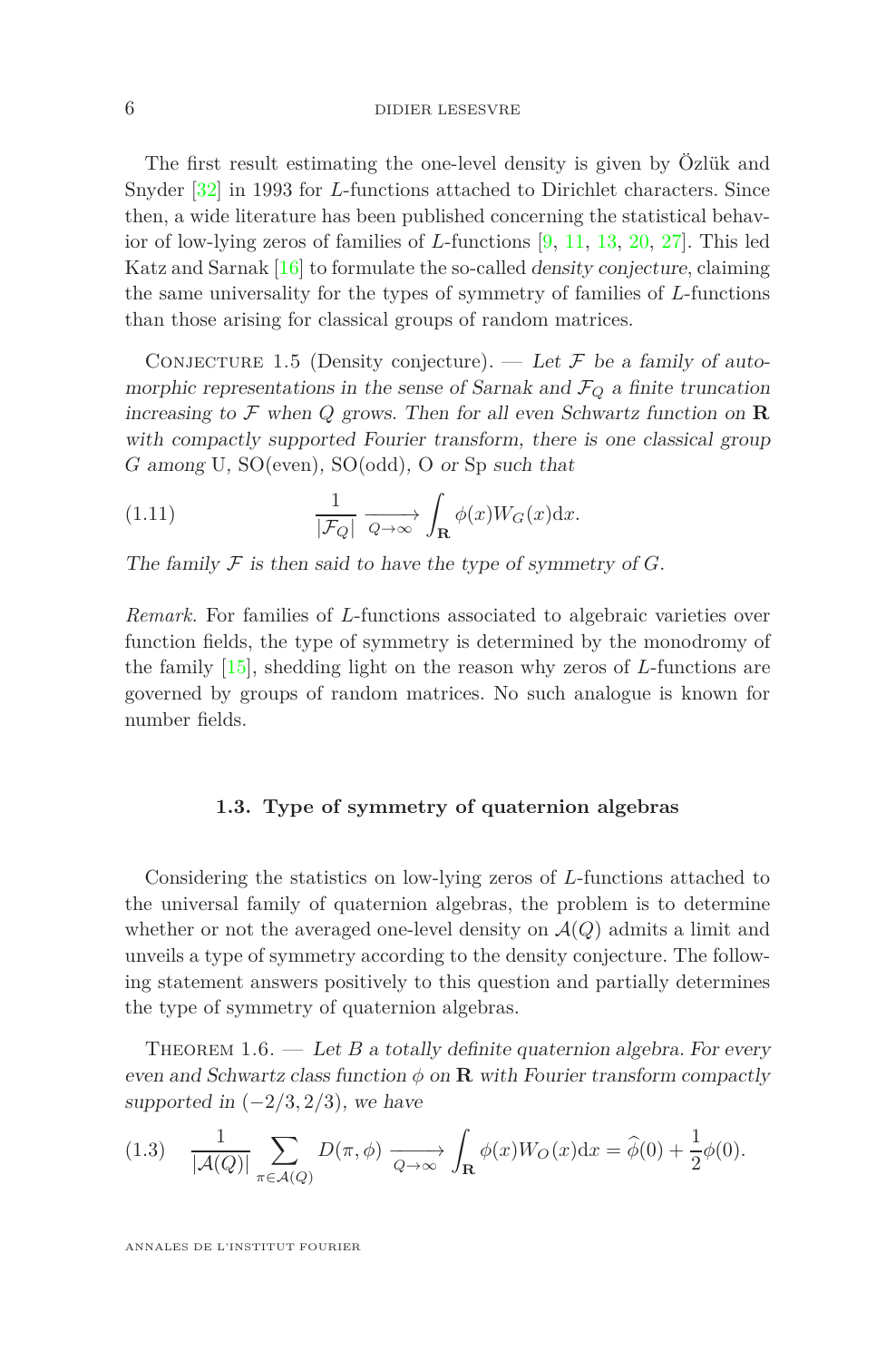The first result estimating the one-level density is given by Özlük and Snyder [32] in 1993 for $L$-functions attached to Dirichlet characters. Since then, a wide literature has been published concerning the statistical behavior of low-lying zeros of families of $L$-functions [9, 11, 13, 20, 27]. This led Katz and Sarnak [16] to formulate the so-called *density conjecture*, claiming the same universality for the types of symmetry of families of $L$-functions than those arising for classical groups of random matrices.

Conjecture 1.5 (Density conjecture). — *Let $\mathcal{F}$ be a family of automorphic representations in the sense of Sarnak and $\mathcal{F}_Q$ a finite truncation increasing to $\mathcal{F}$ when $Q$ grows. Then for all even Schwartz function on $\mathbf{R}$ with compactly supported Fourier transform, there is one classical group $G$ among* U, SO(even), SO(odd), O *or* Sp *such that*

$$\frac{1}{|\mathcal{F}_Q|} \xrightarrow[Q\to\infty]{} \int_{\mathbf{R}} \phi(x) W_G(x) \mathrm{d}x. \tag{1.11}$$

*The family $\mathcal{F}$ is then said to have the type of symmetry of $G$.*

*Remark.* For families of $L$-functions associated to algebraic varieties over function fields, the type of symmetry is determined by the monodromy of the family [15], shedding light on the reason why zeros of $L$-functions are governed by groups of random matrices. No such analogue is known for number fields.

### 1.3. Type of symmetry of quaternion algebras

Considering the statistics on low-lying zeros of $L$-functions attached to the universal family of quaternion algebras, the problem is to determine whether or not the averaged one-level density on $\mathcal{A}(Q)$ admits a limit and unveils a type of symmetry according to the density conjecture. The following statement answers positively to this question and partially determines the type of symmetry of quaternion algebras.

Theorem 1.6. — *Let $B$ a totally definite quaternion algebra. For every even and Schwartz class function $\phi$ on $\mathbf{R}$ with Fourier transform compactly supported in $(-2/3, 2/3)$, we have*

$$\frac{1}{|\mathcal{A}(Q)|} \sum_{\pi \in \mathcal{A}(Q)} D(\pi, \phi) \xrightarrow[Q\to\infty]{} \int_{\mathbf{R}} \phi(x) W_O(x) \mathrm{d}x = \widehat{\phi}(0) + \frac{1}{2}\phi(0). \tag{1.3}$$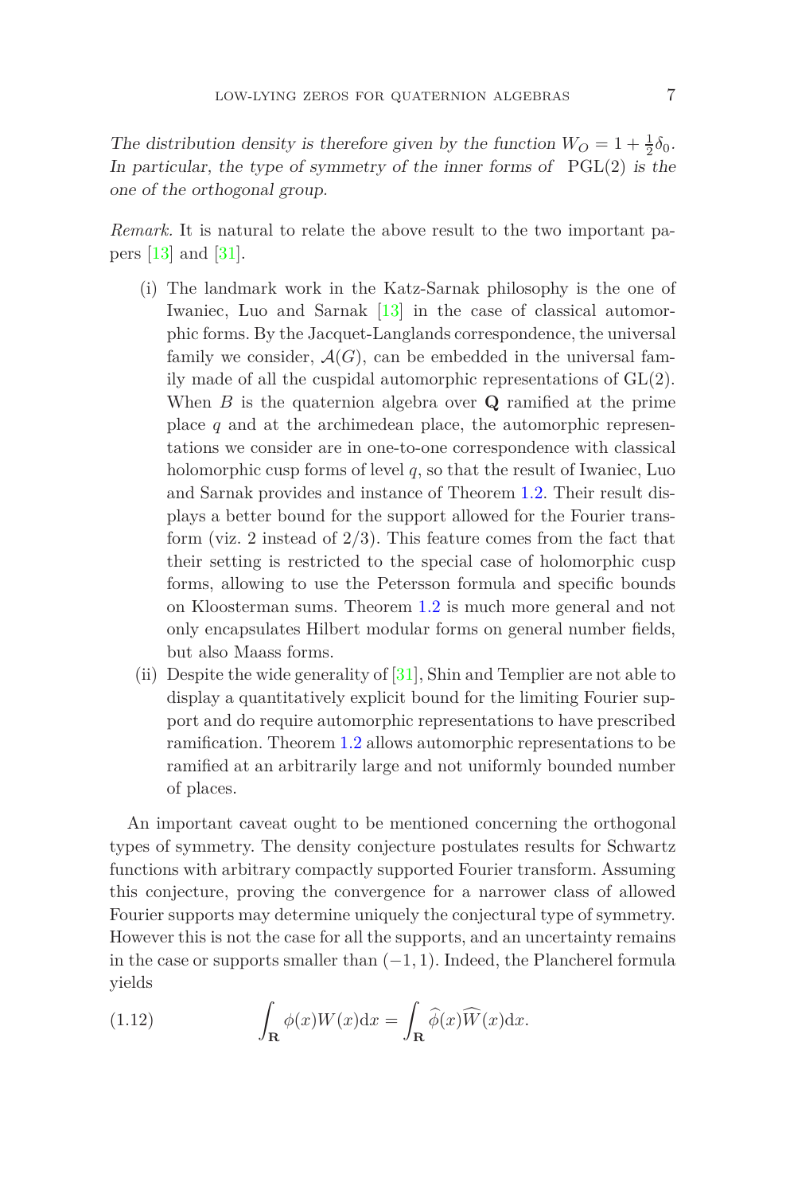*The distribution density is therefore given by the function $W_O = 1 + \frac{1}{2}\delta_0$. In particular, the type of symmetry of the inner forms of* $\mathrm{PGL}(2)$ *is the one of the orthogonal group.*

*Remark.* It is natural to relate the above result to the two important papers [13] and [31].

- (i) The landmark work in the Katz-Sarnak philosophy is the one of Iwaniec, Luo and Sarnak [13] in the case of classical automorphic forms. By the Jacquet-Langlands correspondence, the universal family we consider, $\mathcal{A}(G)$, can be embedded in the universal family made of all the cuspidal automorphic representations of $\mathrm{GL}(2)$. When $B$ is the quaternion algebra over $\mathbf{Q}$ ramified at the prime place $q$ and at the archimedean place, the automorphic representations we consider are in one-to-one correspondence with classical holomorphic cusp forms of level $q$, so that the result of Iwaniec, Luo and Sarnak provides and instance of Theorem 1.2. Their result displays a better bound for the support allowed for the Fourier transform (viz. 2 instead of $2/3$). This feature comes from the fact that their setting is restricted to the special case of holomorphic cusp forms, allowing to use the Petersson formula and specific bounds on Kloosterman sums. Theorem 1.2 is much more general and not only encapsulates Hilbert modular forms on general number fields, but also Maass forms.
- (ii) Despite the wide generality of [31], Shin and Templier are not able to display a quantitatively explicit bound for the limiting Fourier support and do require automorphic representations to have prescribed ramification. Theorem 1.2 allows automorphic representations to be ramified at an arbitrarily large and not uniformly bounded number of places.

An important caveat ought to be mentioned concerning the orthogonal types of symmetry. The density conjecture postulates results for Schwartz functions with arbitrary compactly supported Fourier transform. Assuming this conjecture, proving the convergence for a narrower class of allowed Fourier supports may determine uniquely the conjectural type of symmetry. However this is not the case for all the supports, and an uncertainty remains in the case or supports smaller than $(-1, 1)$. Indeed, the Plancherel formula yields

$$\int_{\mathbf{R}} \phi(x)W(x)\mathrm{d}x = \int_{\mathbf{R}} \widehat{\phi}(x)\widehat{W}(x)\mathrm{d}x. \tag{1.12}$$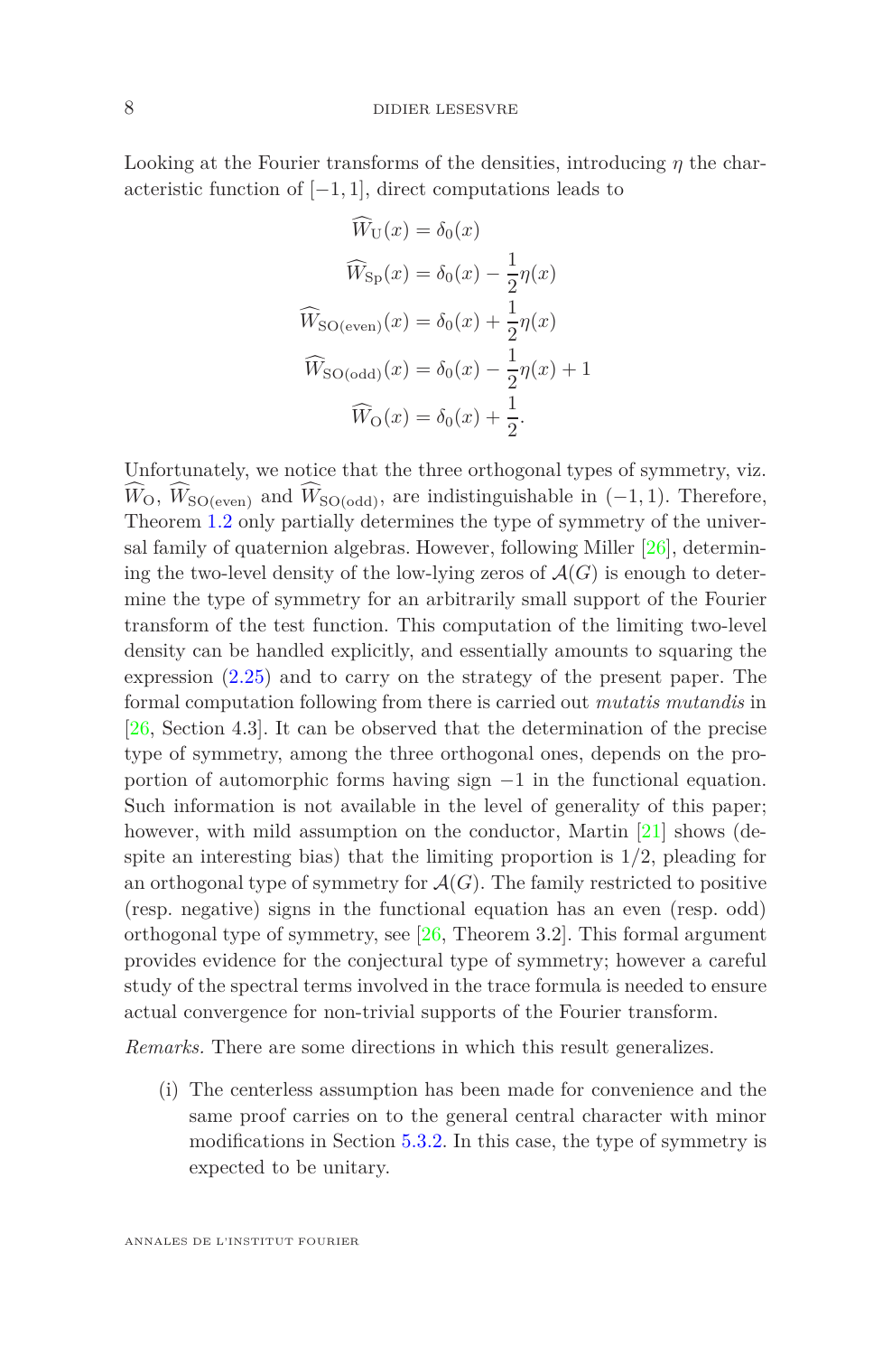Looking at the Fourier transforms of the densities, introducing $\eta$ the characteristic function of $[-1,1]$, direct computations leads to

$$\begin{aligned}
\widehat{W}_{\mathrm{U}}(x) &= \delta_0(x) \\
\widehat{W}_{\mathrm{Sp}}(x) &= \delta_0(x) - \frac{1}{2}\eta(x) \\
\widehat{W}_{\mathrm{SO(even)}}(x) &= \delta_0(x) + \frac{1}{2}\eta(x) \\
\widehat{W}_{\mathrm{SO(odd)}}(x) &= \delta_0(x) - \frac{1}{2}\eta(x) + 1 \\
\widehat{W}_{\mathrm{O}}(x) &= \delta_0(x) + \frac{1}{2}.
\end{aligned}$$

Unfortunately, we notice that the three orthogonal types of symmetry, viz. $\widehat{W}_{\mathrm{O}}$, $\widehat{W}_{\mathrm{SO(even)}}$ and $\widehat{W}_{\mathrm{SO(odd)}}$, are indistinguishable in $(-1,1)$. Therefore, Theorem 1.2 only partially determines the type of symmetry of the universal family of quaternion algebras. However, following Miller [26], determining the two-level density of the low-lying zeros of $\mathcal{A}(G)$ is enough to determine the type of symmetry for an arbitrarily small support of the Fourier transform of the test function. This computation of the limiting two-level density can be handled explicitly, and essentially amounts to squaring the expression (2.25) and to carry on the strategy of the present paper. The formal computation following from there is carried out *mutatis mutandis* in [26, Section 4.3]. It can be observed that the determination of the precise type of symmetry, among the three orthogonal ones, depends on the proportion of automorphic forms having sign $-1$ in the functional equation. Such information is not available in the level of generality of this paper; however, with mild assumption on the conductor, Martin [21] shows (despite an interesting bias) that the limiting proportion is $1/2$, pleading for an orthogonal type of symmetry for $\mathcal{A}(G)$. The family restricted to positive (resp. negative) signs in the functional equation has an even (resp. odd) orthogonal type of symmetry, see [26, Theorem 3.2]. This formal argument provides evidence for the conjectural type of symmetry; however a careful study of the spectral terms involved in the trace formula is needed to ensure actual convergence for non-trivial supports of the Fourier transform.

*Remarks.* There are some directions in which this result generalizes.

(i) The centerless assumption has been made for convenience and the same proof carries on to the general central character with minor modifications in Section 5.3.2. In this case, the type of symmetry is expected to be unitary.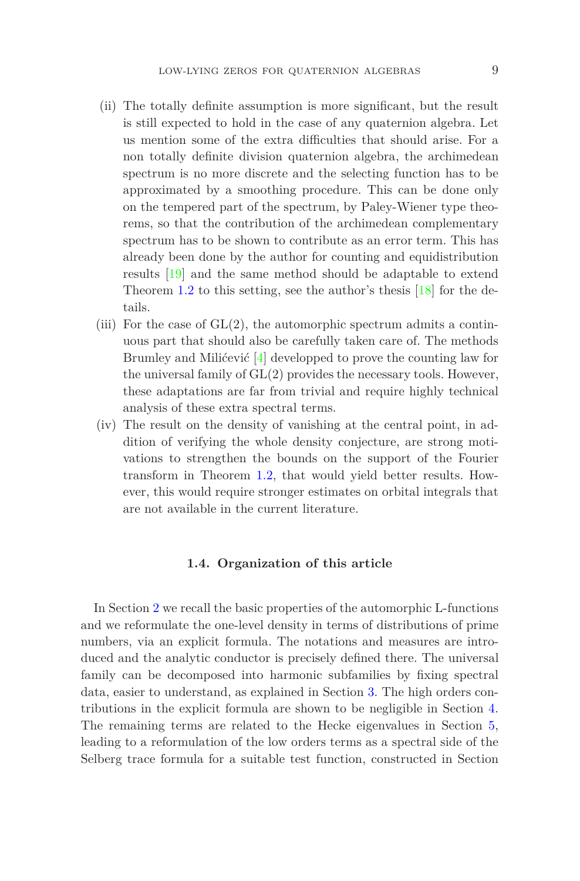(ii) The totally definite assumption is more significant, but the result is still expected to hold in the case of any quaternion algebra. Let us mention some of the extra difficulties that should arise. For a non totally definite division quaternion algebra, the archimedean spectrum is no more discrete and the selecting function has to be approximated by a smoothing procedure. This can be done only on the tempered part of the spectrum, by Paley-Wiener type theorems, so that the contribution of the archimedean complementary spectrum has to be shown to contribute as an error term. This has already been done by the author for counting and equidistribution results [19] and the same method should be adaptable to extend Theorem 1.2 to this setting, see the author's thesis [18] for the details.

(iii) For the case of GL(2), the automorphic spectrum admits a continuous part that should also be carefully taken care of. The methods Brumley and Milićević [4] developped to prove the counting law for the universal family of GL(2) provides the necessary tools. However, these adaptations are far from trivial and require highly technical analysis of these extra spectral terms.

(iv) The result on the density of vanishing at the central point, in addition of verifying the whole density conjecture, are strong motivations to strengthen the bounds on the support of the Fourier transform in Theorem 1.2, that would yield better results. However, this would require stronger estimates on orbital integrals that are not available in the current literature.

### 1.4. Organization of this article

In Section 2 we recall the basic properties of the automorphic L-functions and we reformulate the one-level density in terms of distributions of prime numbers, via an explicit formula. The notations and measures are introduced and the analytic conductor is precisely defined there. The universal family can be decomposed into harmonic subfamilies by fixing spectral data, easier to understand, as explained in Section 3. The high orders contributions in the explicit formula are shown to be negligible in Section 4. The remaining terms are related to the Hecke eigenvalues in Section 5, leading to a reformulation of the low orders terms as a spectral side of the Selberg trace formula for a suitable test function, constructed in Section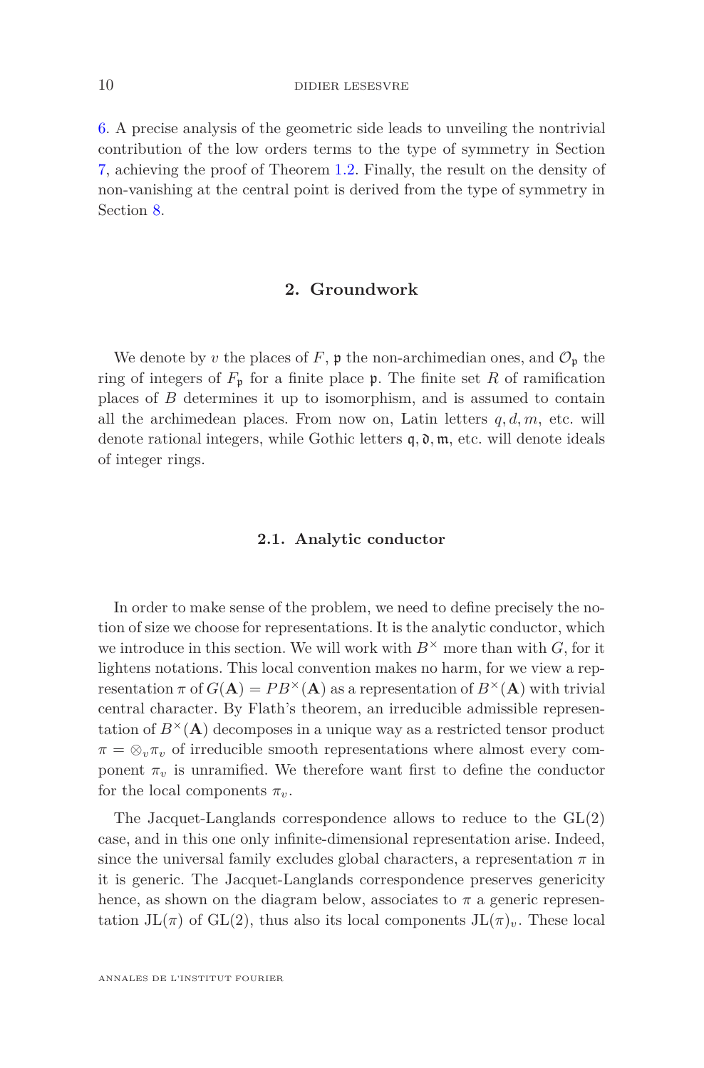6. A precise analysis of the geometric side leads to unveiling the nontrivial contribution of the low orders terms to the type of symmetry in Section 7, achieving the proof of Theorem 1.2. Finally, the result on the density of non-vanishing at the central point is derived from the type of symmetry in Section 8.

## 2. Groundwork

We denote by $v$ the places of $F$, $\mathfrak{p}$ the non-archimedian ones, and $\mathcal{O}_\mathfrak{p}$ the ring of integers of $F_\mathfrak{p}$ for a finite place $\mathfrak{p}$. The finite set $R$ of ramification places of $B$ determines it up to isomorphism, and is assumed to contain all the archimedean places. From now on, Latin letters $q, d, m$, etc. will denote rational integers, while Gothic letters $\mathfrak{q}, \mathfrak{d}, \mathfrak{m}$, etc. will denote ideals of integer rings.

### 2.1. Analytic conductor

In order to make sense of the problem, we need to define precisely the notion of size we choose for representations. It is the analytic conductor, which we introduce in this section. We will work with $B^\times$ more than with $G$, for it lightens notations. This local convention makes no harm, for we view a representation $\pi$ of $G(\mathbf{A}) = PB^\times(\mathbf{A})$ as a representation of $B^\times(\mathbf{A})$ with trivial central character. By Flath's theorem, an irreducible admissible representation of $B^\times(\mathbf{A})$ decomposes in a unique way as a restricted tensor product $\pi = \otimes_v \pi_v$ of irreducible smooth representations where almost every component $\pi_v$ is unramified. We therefore want first to define the conductor for the local components $\pi_v$.

The Jacquet-Langlands correspondence allows to reduce to the GL(2) case, and in this one only infinite-dimensional representation arise. Indeed, since the universal family excludes global characters, a representation $\pi$ in it is generic. The Jacquet-Langlands correspondence preserves genericity hence, as shown on the diagram below, associates to $\pi$ a generic representation $\mathrm{JL}(\pi)$ of GL(2), thus also its local components $\mathrm{JL}(\pi)_v$. These local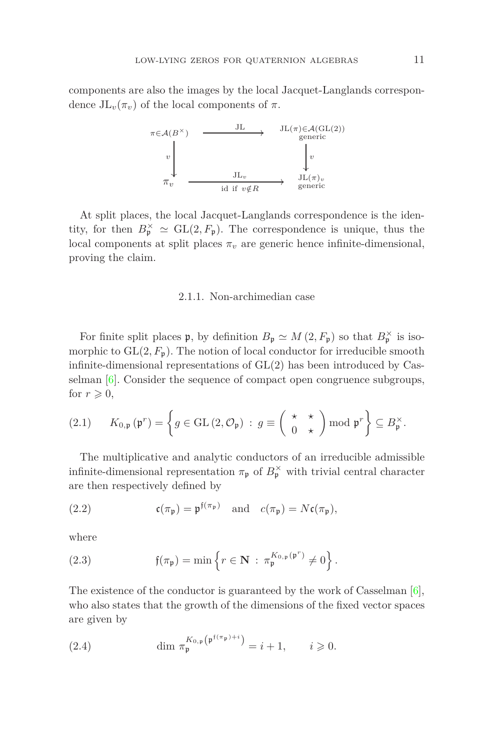components are also the images by the local Jacquet-Langlands correspondence $\mathrm{JL}_v(\pi_v)$ of the local components of $\pi$.

$$\begin{array}{ccc}
\pi\in\mathcal{A}(B^\times) & \xrightarrow{\quad \mathrm{JL} \quad} & \mathrm{JL}(\pi)\in\mathcal{A}(\mathrm{GL}(2)) \\
 & & \text{generic} \\
\downarrow v & & \downarrow v \\
\pi_v & \xrightarrow[\text{id if } v\notin R]{\quad \mathrm{JL}_v \quad} & \mathrm{JL}(\pi)_v \\
 & & \text{generic}
\end{array}$$

At split places, the local Jacquet-Langlands correspondence is the identity, for then $B_\mathfrak{p}^\times \simeq \mathrm{GL}(2,F_\mathfrak{p})$. The correspondence is unique, thus the local components at split places $\pi_v$ are generic hence infinite-dimensional, proving the claim.

### 2.1.1. Non-archimedian case

For finite split places $\mathfrak{p}$, by definition $B_\mathfrak{p} \simeq M(2,F_\mathfrak{p})$ so that $B_\mathfrak{p}^\times$ is isomorphic to $\mathrm{GL}(2,F_\mathfrak{p})$. The notion of local conductor for irreducible smooth infinite-dimensional representations of GL(2) has been introduced by Casselman [6]. Consider the sequence of compact open congruence subgroups, for $r \geqslant 0$,

$$K_{0,\mathfrak{p}}(\mathfrak{p}^r) = \left\{ g \in \mathrm{GL}(2,\mathcal{O}_\mathfrak{p}) \;:\; g \equiv \begin{pmatrix} \star & \star \\ 0 & \star \end{pmatrix} \bmod \mathfrak{p}^r \right\} \subseteq B_\mathfrak{p}^\times. \tag{2.1}$$

The multiplicative and analytic conductors of an irreducible admissible infinite-dimensional representation $\pi_\mathfrak{p}$ of $B_\mathfrak{p}^\times$ with trivial central character are then respectively defined by

$$\mathfrak{c}(\pi_\mathfrak{p}) = \mathfrak{p}^{\mathfrak{f}(\pi_\mathfrak{p})} \quad \text{and} \quad c(\pi_\mathfrak{p}) = N\mathfrak{c}(\pi_\mathfrak{p}), \tag{2.2}$$

where

$$\mathfrak{f}(\pi_\mathfrak{p}) = \min\left\{ r \in \mathbf{N} \;:\; \pi_\mathfrak{p}^{K_{0,\mathfrak{p}}(\mathfrak{p}^r)} \neq 0 \right\}. \tag{2.3}$$

The existence of the conductor is guaranteed by the work of Casselman [6], who also states that the growth of the dimensions of the fixed vector spaces are given by

$$\dim \pi_\mathfrak{p}^{K_{0,\mathfrak{p}}\left(\mathfrak{p}^{\mathfrak{f}(\pi_\mathfrak{p})+i}\right)} = i+1, \qquad i \geqslant 0. \tag{2.4}$$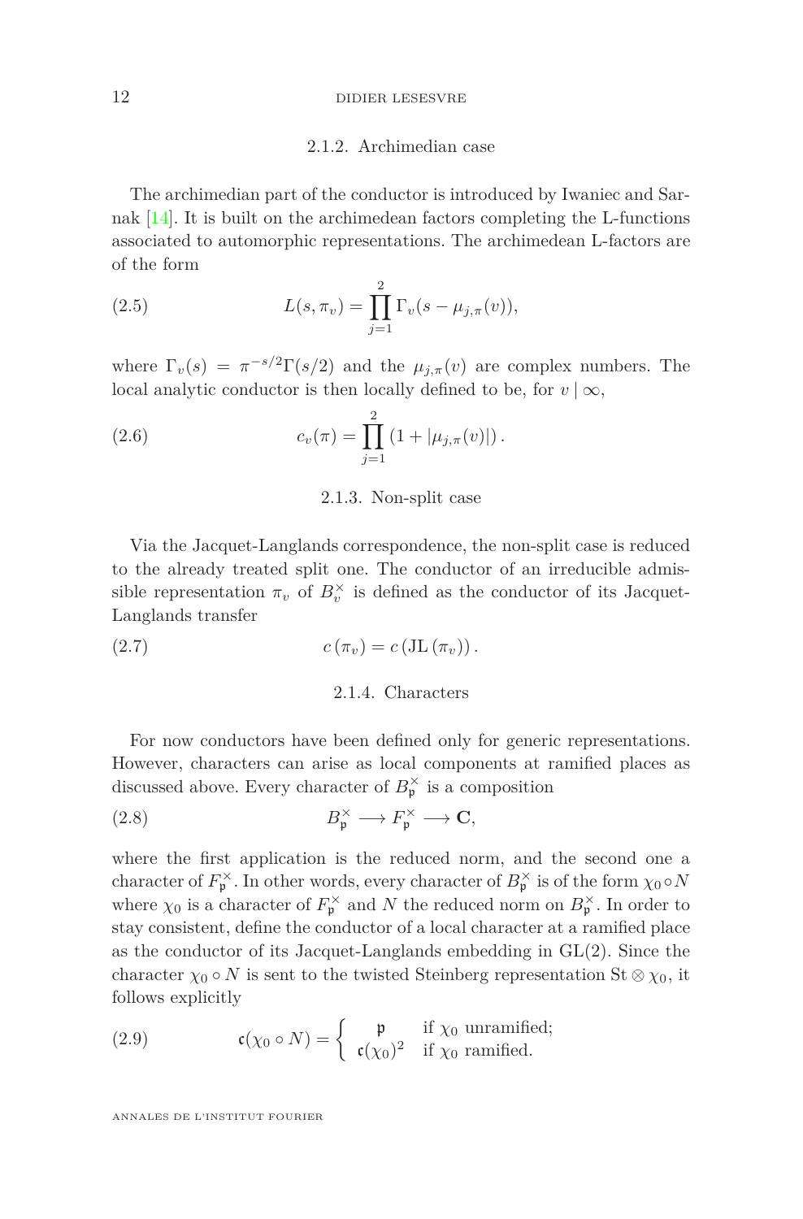#### 2.1.2. Archimedian case

The archimedian part of the conductor is introduced by Iwaniec and Sarnak [14]. It is built on the archimedean factors completing the L-functions associated to automorphic representations. The archimedean L-factors are of the form

$$L(s,\pi_v)=\prod_{j=1}^{2}\Gamma_v(s-\mu_{j,\pi}(v)), \tag{2.5}$$

where $\Gamma_v(s)=\pi^{-s/2}\Gamma(s/2)$ and the $\mu_{j,\pi}(v)$ are complex numbers. The local analytic conductor is then locally defined to be, for $v\mid\infty$,

$$c_v(\pi)=\prod_{j=1}^{2}\left(1+|\mu_{j,\pi}(v)|\right). \tag{2.6}$$

#### 2.1.3. Non-split case

Via the Jacquet-Langlands correspondence, the non-split case is reduced to the already treated split one. The conductor of an irreducible admissible representation $\pi_v$ of $B_v^\times$ is defined as the conductor of its Jacquet-Langlands transfer

$$c\left(\pi_v\right)=c\left(\mathrm{JL}\left(\pi_v\right)\right). \tag{2.7}$$

#### 2.1.4. Characters

For now conductors have been defined only for generic representations. However, characters can arise as local components at ramified places as discussed above. Every character of $B_{\mathfrak{p}}^\times$ is a composition

$$B_{\mathfrak{p}}^\times\longrightarrow F_{\mathfrak{p}}^\times\longrightarrow\mathbf{C}, \tag{2.8}$$

where the first application is the reduced norm, and the second one a character of $F_{\mathfrak{p}}^\times$. In other words, every character of $B_{\mathfrak{p}}^\times$ is of the form $\chi_0\circ N$ where $\chi_0$ is a character of $F_{\mathfrak{p}}^\times$ and $N$ the reduced norm on $B_{\mathfrak{p}}^\times$. In order to stay consistent, define the conductor of a local character at a ramified place as the conductor of its Jacquet-Langlands embedding in GL(2). Since the character $\chi_0\circ N$ is sent to the twisted Steinberg representation $\mathrm{St}\otimes\chi_0$, it follows explicitly

$$\mathfrak{c}(\chi_0\circ N)=\begin{cases}\mathfrak{p} & \text{if } \chi_0 \text{ unramified;}\\ \mathfrak{c}(\chi_0)^2 & \text{if } \chi_0 \text{ ramified.}\end{cases} \tag{2.9}$$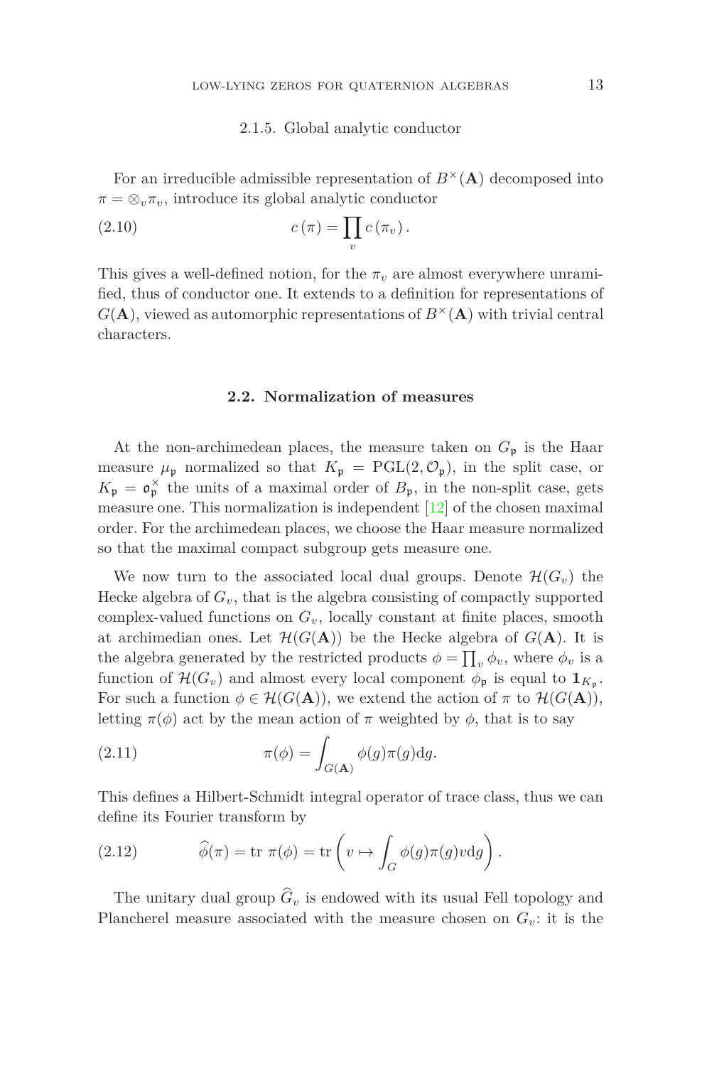#### 2.1.5. Global analytic conductor

For an irreducible admissible representation of $B^\times(\mathbf{A})$ decomposed into $\pi = \otimes_v \pi_v$, introduce its global analytic conductor

$$c(\pi) = \prod_v c(\pi_v). \tag{2.10}$$

This gives a well-defined notion, for the $\pi_v$ are almost everywhere unramified, thus of conductor one. It extends to a definition for representations of $G(\mathbf{A})$, viewed as automorphic representations of $B^\times(\mathbf{A})$ with trivial central characters.

### 2.2. Normalization of measures

At the non-archimedean places, the measure taken on $G_\mathfrak{p}$ is the Haar measure $\mu_\mathfrak{p}$ normalized so that $K_\mathfrak{p} = \mathrm{PGL}(2, \mathcal{O}_\mathfrak{p})$, in the split case, or $K_\mathfrak{p} = \mathfrak{o}_\mathfrak{p}^\times$ the units of a maximal order of $B_\mathfrak{p}$, in the non-split case, gets measure one. This normalization is independent [12] of the chosen maximal order. For the archimedean places, we choose the Haar measure normalized so that the maximal compact subgroup gets measure one.

We now turn to the associated local dual groups. Denote $\mathcal{H}(G_v)$ the Hecke algebra of $G_v$, that is the algebra consisting of compactly supported complex-valued functions on $G_v$, locally constant at finite places, smooth at archimedian ones. Let $\mathcal{H}(G(\mathbf{A}))$ be the Hecke algebra of $G(\mathbf{A})$. It is the algebra generated by the restricted products $\phi = \prod_v \phi_v$, where $\phi_v$ is a function of $\mathcal{H}(G_v)$ and almost every local component $\phi_\mathfrak{p}$ is equal to $\mathbf{1}_{K_\mathfrak{p}}$. For such a function $\phi \in \mathcal{H}(G(\mathbf{A}))$, we extend the action of $\pi$ to $\mathcal{H}(G(\mathbf{A}))$, letting $\pi(\phi)$ act by the mean action of $\pi$ weighted by $\phi$, that is to say

$$\pi(\phi) = \int_{G(\mathbf{A})} \phi(g)\pi(g)\mathrm{d}g. \tag{2.11}$$

This defines a Hilbert-Schmidt integral operator of trace class, thus we can define its Fourier transform by

$$\widehat{\phi}(\pi) = \mathrm{tr}\ \pi(\phi) = \mathrm{tr}\left(v \mapsto \int_G \phi(g)\pi(g)v\mathrm{d}g\right). \tag{2.12}$$

The unitary dual group $\widehat{G}_v$ is endowed with its usual Fell topology and Plancherel measure associated with the measure chosen on $G_v$: it is the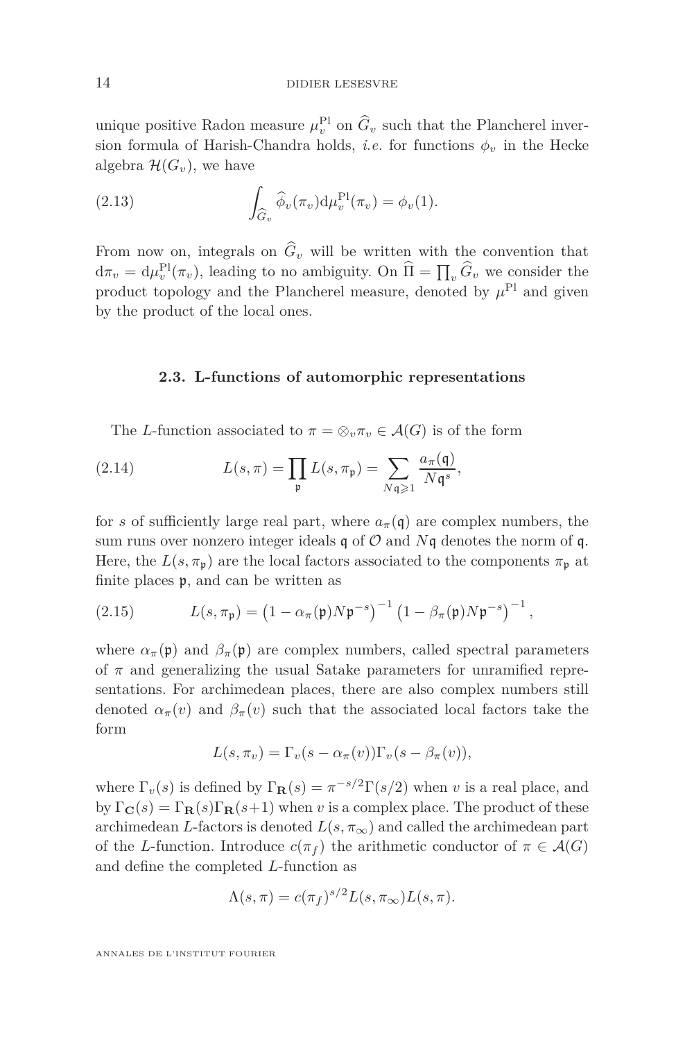unique positive Radon measure $\mu_v^{\mathrm{Pl}}$ on $\widehat{G}_v$ such that the Plancherel inversion formula of Harish-Chandra holds, *i.e.* for functions $\phi_v$ in the Hecke algebra $\mathcal{H}(G_v)$, we have

$$\int_{\widehat{G}_v} \widehat{\phi}_v(\pi_v)\mathrm{d}\mu_v^{\mathrm{Pl}}(\pi_v) = \phi_v(1). \tag{2.13}$$

From now on, integrals on $\widehat{G}_v$ will be written with the convention that $\mathrm{d}\pi_v = \mathrm{d}\mu_v^{\mathrm{Pl}}(\pi_v)$, leading to no ambiguity. On $\widehat{\Pi} = \prod_v \widehat{G}_v$ we consider the product topology and the Plancherel measure, denoted by $\mu^{\mathrm{Pl}}$ and given by the product of the local ones.

### 2.3. L-functions of automorphic representations

The $L$-function associated to $\pi = \otimes_v \pi_v \in \mathcal{A}(G)$ is of the form

$$L(s,\pi) = \prod_{\mathfrak{p}} L(s,\pi_{\mathfrak{p}}) = \sum_{N\mathfrak{q}\geqslant 1} \frac{a_\pi(\mathfrak{q})}{N\mathfrak{q}^s}, \tag{2.14}$$

for $s$ of sufficiently large real part, where $a_\pi(\mathfrak{q})$ are complex numbers, the sum runs over nonzero integer ideals $\mathfrak{q}$ of $\mathcal{O}$ and $N\mathfrak{q}$ denotes the norm of $\mathfrak{q}$. Here, the $L(s,\pi_{\mathfrak{p}})$ are the local factors associated to the components $\pi_{\mathfrak{p}}$ at finite places $\mathfrak{p}$, and can be written as

$$L(s,\pi_{\mathfrak{p}}) = \left(1-\alpha_\pi(\mathfrak{p})N\mathfrak{p}^{-s}\right)^{-1}\left(1-\beta_\pi(\mathfrak{p})N\mathfrak{p}^{-s}\right)^{-1}, \tag{2.15}$$

where $\alpha_\pi(\mathfrak{p})$ and $\beta_\pi(\mathfrak{p})$ are complex numbers, called spectral parameters of $\pi$ and generalizing the usual Satake parameters for unramified representations. For archimedean places, there are also complex numbers still denoted $\alpha_\pi(v)$ and $\beta_\pi(v)$ such that the associated local factors take the form

$$L(s,\pi_v) = \Gamma_v(s-\alpha_\pi(v))\Gamma_v(s-\beta_\pi(v)),$$

where $\Gamma_v(s)$ is defined by $\Gamma_{\mathbf{R}}(s) = \pi^{-s/2}\Gamma(s/2)$ when $v$ is a real place, and by $\Gamma_{\mathbf{C}}(s) = \Gamma_{\mathbf{R}}(s)\Gamma_{\mathbf{R}}(s+1)$ when $v$ is a complex place. The product of these archimedean $L$-factors is denoted $L(s,\pi_\infty)$ and called the archimedean part of the $L$-function. Introduce $c(\pi_f)$ the arithmetic conductor of $\pi \in \mathcal{A}(G)$ and define the completed $L$-function as

$$\Lambda(s,\pi) = c(\pi_f)^{s/2}L(s,\pi_\infty)L(s,\pi).$$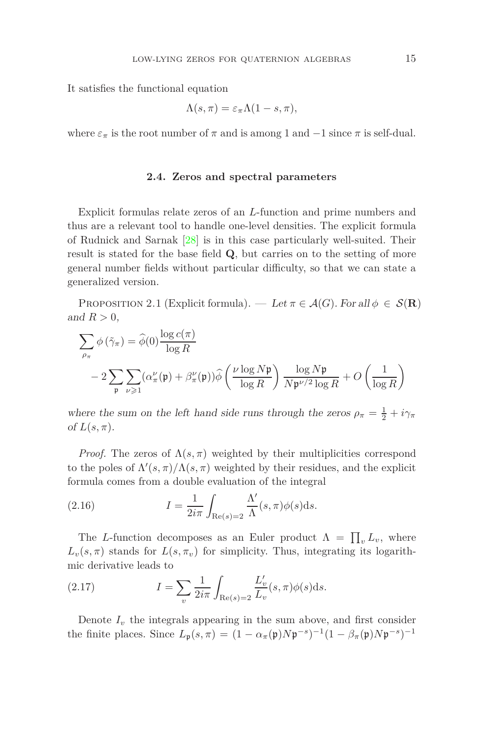It satisfies the functional equation

$$\Lambda(s,\pi) = \varepsilon_\pi \Lambda(1-s,\pi),$$

where $\varepsilon_\pi$ is the root number of $\pi$ and is among 1 and $-1$ since $\pi$ is self-dual.

### 2.4. Zeros and spectral parameters

Explicit formulas relate zeros of an $L$-function and prime numbers and thus are a relevant tool to handle one-level densities. The explicit formula of Rudnick and Sarnak [28] is in this case particularly well-suited. Their result is stated for the base field $\mathbf{Q}$, but carries on to the setting of more general number fields without particular difficulty, so that we can state a generalized version.

Proposition 2.1 (Explicit formula). — *Let $\pi \in \mathcal{A}(G)$. For all $\phi \in \mathcal{S}(\mathbf{R})$ and $R > 0$,*

$$\sum_{\rho_\pi} \phi(\tilde{\gamma}_\pi) = \widehat{\phi}(0)\frac{\log c(\pi)}{\log R} - 2\sum_{\mathfrak{p}}\sum_{\nu \geqslant 1} (\alpha_\pi^\nu(\mathfrak{p}) + \beta_\pi^\nu(\mathfrak{p}))\widehat{\phi}\left(\frac{\nu \log N\mathfrak{p}}{\log R}\right)\frac{\log N\mathfrak{p}}{N\mathfrak{p}^{\nu/2}\log R} + O\left(\frac{1}{\log R}\right)$$

*where the sum on the left hand side runs through the zeros $\rho_\pi = \frac{1}{2} + i\gamma_\pi$ of $L(s,\pi)$.*

*Proof.* The zeros of $\Lambda(s,\pi)$ weighted by their multiplicities correspond to the poles of $\Lambda'(s,\pi)/\Lambda(s,\pi)$ weighted by their residues, and the explicit formula comes from a double evaluation of the integral

$$I = \frac{1}{2i\pi}\int_{\mathrm{Re}(s)=2} \frac{\Lambda'}{\Lambda}(s,\pi)\phi(s)\mathrm{d}s. \tag{2.16}$$

The $L$-function decomposes as an Euler product $\Lambda = \prod_v L_v$, where $L_v(s,\pi)$ stands for $L(s,\pi_v)$ for simplicity. Thus, integrating its logarithmic derivative leads to

$$I = \sum_v \frac{1}{2i\pi}\int_{\mathrm{Re}(s)=2} \frac{L_v'}{L_v}(s,\pi)\phi(s)\mathrm{d}s. \tag{2.17}$$

Denote $I_v$ the integrals appearing in the sum above, and first consider the finite places. Since $L_\mathfrak{p}(s,\pi) = (1-\alpha_\pi(\mathfrak{p})N\mathfrak{p}^{-s})^{-1}(1-\beta_\pi(\mathfrak{p})N\mathfrak{p}^{-s})^{-1}$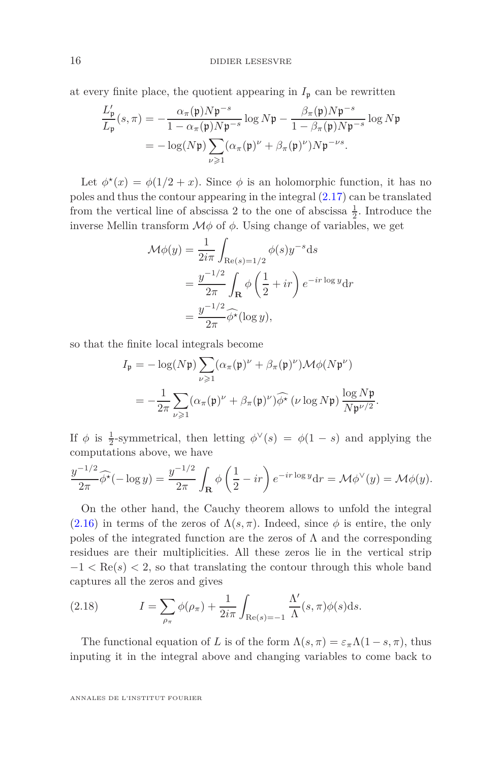at every finite place, the quotient appearing in $I_{\mathfrak{p}}$ can be rewritten

$$
\begin{aligned}
\frac{L'_{\mathfrak{p}}}{L_{\mathfrak{p}}}(s,\pi) &= -\frac{\alpha_\pi(\mathfrak{p})N\mathfrak{p}^{-s}}{1-\alpha_\pi(\mathfrak{p})N\mathfrak{p}^{-s}}\log N\mathfrak{p} - \frac{\beta_\pi(\mathfrak{p})N\mathfrak{p}^{-s}}{1-\beta_\pi(\mathfrak{p})N\mathfrak{p}^{-s}}\log N\mathfrak{p} \\
&= -\log(N\mathfrak{p})\sum_{\nu\geqslant 1}(\alpha_\pi(\mathfrak{p})^\nu + \beta_\pi(\mathfrak{p})^\nu)N\mathfrak{p}^{-\nu s}.
\end{aligned}
$$

Let $\phi^\star(x) = \phi(1/2+x)$. Since $\phi$ is an holomorphic function, it has no poles and thus the contour appearing in the integral (2.17) can be translated from the vertical line of abscissa 2 to the one of abscissa $\frac{1}{2}$. Introduce the inverse Mellin transform $\mathcal{M}\phi$ of $\phi$. Using change of variables, we get

$$
\begin{aligned}
\mathcal{M}\phi(y) &= \frac{1}{2i\pi}\int_{\mathrm{Re}(s)=1/2}\phi(s)y^{-s}\mathrm{d}s \\
&= \frac{y^{-1/2}}{2\pi}\int_{\mathbf{R}}\phi\left(\frac{1}{2}+ir\right)e^{-ir\log y}\mathrm{d}r \\
&= \frac{y^{-1/2}}{2\pi}\widehat{\phi^\star}(\log y),
\end{aligned}
$$

so that the finite local integrals become

$$
\begin{aligned}
I_{\mathfrak{p}} &= -\log(N\mathfrak{p})\sum_{\nu\geqslant 1}(\alpha_\pi(\mathfrak{p})^\nu + \beta_\pi(\mathfrak{p})^\nu)\mathcal{M}\phi(N\mathfrak{p}^\nu) \\
&= -\frac{1}{2\pi}\sum_{\nu\geqslant 1}(\alpha_\pi(\mathfrak{p})^\nu + \beta_\pi(\mathfrak{p})^\nu)\widehat{\phi^\star}\left(\nu\log N\mathfrak{p}\right)\frac{\log N\mathfrak{p}}{N\mathfrak{p}^{\nu/2}}.
\end{aligned}
$$

If $\phi$ is $\frac{1}{2}$-symmetrical, then letting $\phi^\vee(s) = \phi(1-s)$ and applying the computations above, we have

$$
\frac{y^{-1/2}}{2\pi}\widehat{\phi^\star}(-\log y) = \frac{y^{-1/2}}{2\pi}\int_{\mathbf{R}}\phi\left(\frac{1}{2}-ir\right)e^{-ir\log y}\mathrm{d}r = \mathcal{M}\phi^\vee(y) = \mathcal{M}\phi(y).
$$

On the other hand, the Cauchy theorem allows to unfold the integral (2.16) in terms of the zeros of $\Lambda(s,\pi)$. Indeed, since $\phi$ is entire, the only poles of the integrated function are the zeros of $\Lambda$ and the corresponding residues are their multiplicities. All these zeros lie in the vertical strip $-1 < \mathrm{Re}(s) < 2$, so that translating the contour through this whole band captures all the zeros and gives

$$
I = \sum_{\rho_\pi}\phi(\rho_\pi) + \frac{1}{2i\pi}\int_{\mathrm{Re}(s)=-1}\frac{\Lambda'}{\Lambda}(s,\pi)\phi(s)\mathrm{d}s. \tag{2.18}
$$

The functional equation of $L$ is of the form $\Lambda(s,\pi) = \varepsilon_\pi\Lambda(1-s,\pi)$, thus inputing it in the integral above and changing variables to come back to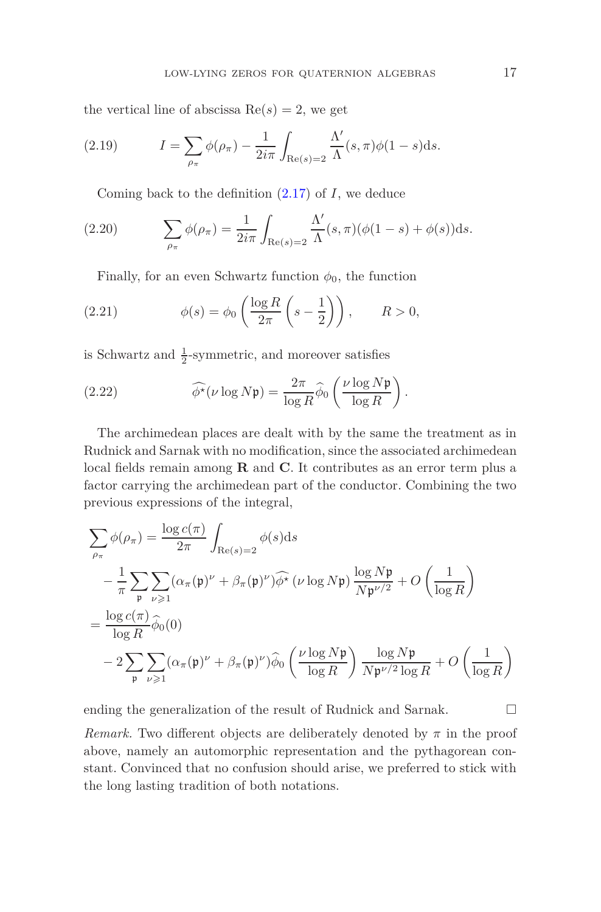the vertical line of abscissa $\mathrm{Re}(s) = 2$, we get

$$I = \sum_{\rho_\pi} \phi(\rho_\pi) - \frac{1}{2i\pi} \int_{\mathrm{Re}(s)=2} \frac{\Lambda'}{\Lambda}(s,\pi)\phi(1-s)\mathrm{d}s. \tag{2.19}$$

Coming back to the definition (2.17) of $I$, we deduce

$$\sum_{\rho_\pi} \phi(\rho_\pi) = \frac{1}{2i\pi} \int_{\mathrm{Re}(s)=2} \frac{\Lambda'}{\Lambda}(s,\pi)(\phi(1-s) + \phi(s))\mathrm{d}s. \tag{2.20}$$

Finally, for an even Schwartz function $\phi_0$, the function

$$\phi(s) = \phi_0\left(\frac{\log R}{2\pi}\left(s - \frac{1}{2}\right)\right), \qquad R > 0, \tag{2.21}$$

is Schwartz and $\frac{1}{2}$-symmetric, and moreover satisfies

$$\widehat{\phi^\star}(\nu \log N\mathfrak{p}) = \frac{2\pi}{\log R}\widehat{\phi}_0\left(\frac{\nu \log N\mathfrak{p}}{\log R}\right). \tag{2.22}$$

The archimedean places are dealt with by the same the treatment as in Rudnick and Sarnak with no modification, since the associated archimedean local fields remain among $\mathbf{R}$ and $\mathbf{C}$. It contributes as an error term plus a factor carrying the archimedean part of the conductor. Combining the two previous expressions of the integral,

$$\begin{aligned}
\sum_{\rho_\pi} \phi(\rho_\pi) &= \frac{\log c(\pi)}{2\pi} \int_{\mathrm{Re}(s)=2} \phi(s)\mathrm{d}s \\
&\quad - \frac{1}{\pi}\sum_{\mathfrak{p}}\sum_{\nu \geqslant 1} (\alpha_\pi(\mathfrak{p})^\nu + \beta_\pi(\mathfrak{p})^\nu)\widehat{\phi^\star}\left(\nu \log N\mathfrak{p}\right)\frac{\log N\mathfrak{p}}{N\mathfrak{p}^{\nu/2}} + O\left(\frac{1}{\log R}\right) \\
&= \frac{\log c(\pi)}{\log R}\widehat{\phi}_0(0) \\
&\quad - 2\sum_{\mathfrak{p}}\sum_{\nu \geqslant 1} (\alpha_\pi(\mathfrak{p})^\nu + \beta_\pi(\mathfrak{p})^\nu)\widehat{\phi}_0\left(\frac{\nu \log N\mathfrak{p}}{\log R}\right)\frac{\log N\mathfrak{p}}{N\mathfrak{p}^{\nu/2}\log R} + O\left(\frac{1}{\log R}\right)
\end{aligned}$$

ending the generalization of the result of Rudnick and Sarnak. □

*Remark.* Two different objects are deliberately denoted by $\pi$ in the proof above, namely an automorphic representation and the pythagorean constant. Convinced that no confusion should arise, we preferred to stick with the long lasting tradition of both notations.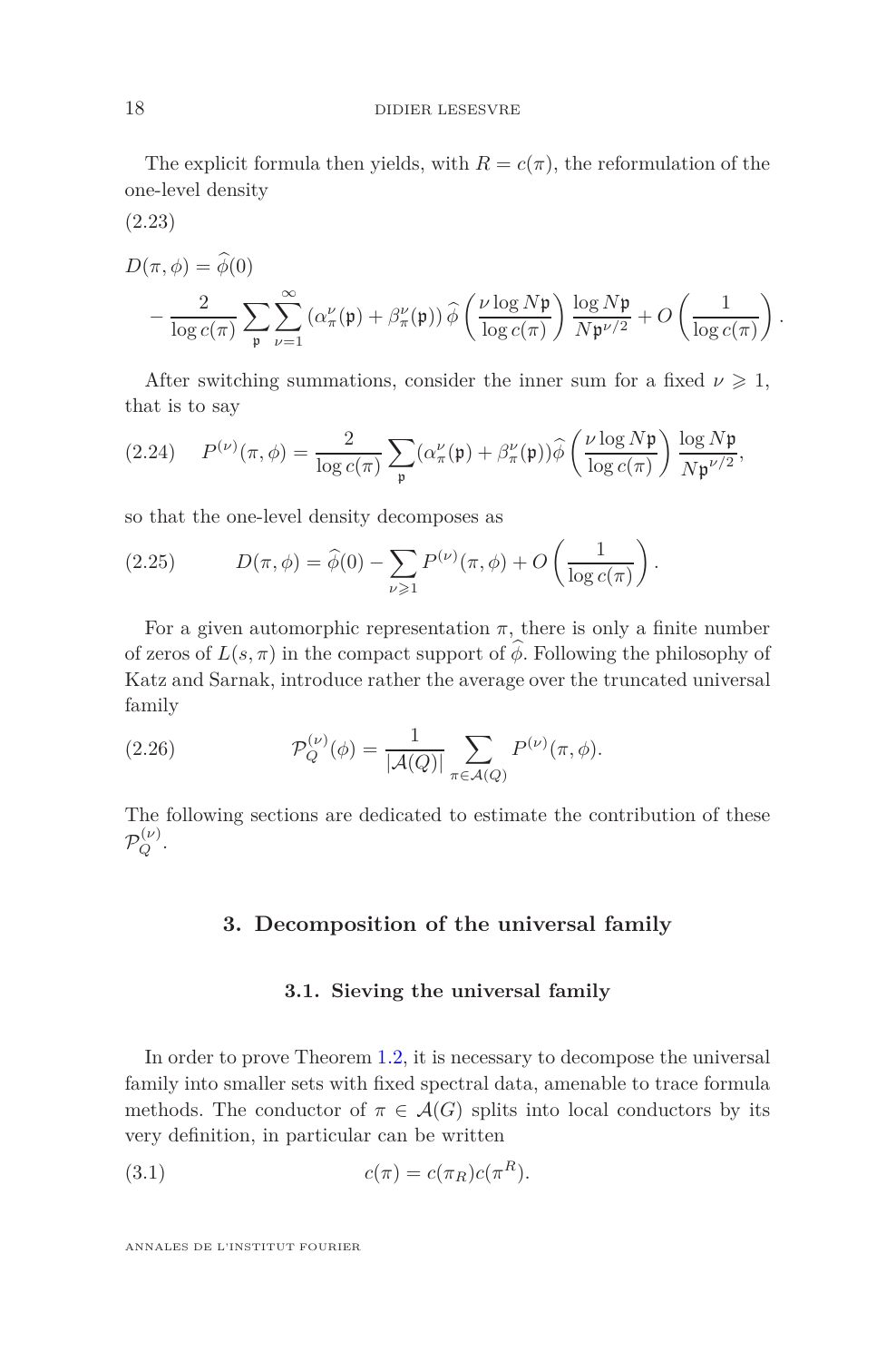The explicit formula then yields, with $R = c(\pi)$, the reformulation of the one-level density

(2.23)

$$D(\pi,\phi) = \widehat{\phi}(0) - \frac{2}{\log c(\pi)} \sum_{\mathfrak{p}} \sum_{\nu=1}^{\infty} \left(\alpha_\pi^\nu(\mathfrak{p}) + \beta_\pi^\nu(\mathfrak{p})\right) \widehat{\phi}\left(\frac{\nu \log N\mathfrak{p}}{\log c(\pi)}\right) \frac{\log N\mathfrak{p}}{N\mathfrak{p}^{\nu/2}} + O\left(\frac{1}{\log c(\pi)}\right).$$

After switching summations, consider the inner sum for a fixed $\nu \geqslant 1$, that is to say

$$P^{(\nu)}(\pi,\phi) = \frac{2}{\log c(\pi)} \sum_{\mathfrak{p}} (\alpha_\pi^\nu(\mathfrak{p}) + \beta_\pi^\nu(\mathfrak{p})) \widehat{\phi}\left(\frac{\nu \log N\mathfrak{p}}{\log c(\pi)}\right) \frac{\log N\mathfrak{p}}{N\mathfrak{p}^{\nu/2}}, \tag{2.24}$$

so that the one-level density decomposes as

$$D(\pi,\phi) = \widehat{\phi}(0) - \sum_{\nu \geqslant 1} P^{(\nu)}(\pi,\phi) + O\left(\frac{1}{\log c(\pi)}\right). \tag{2.25}$$

For a given automorphic representation $\pi$, there is only a finite number of zeros of $L(s,\pi)$ in the compact support of $\widehat{\phi}$. Following the philosophy of Katz and Sarnak, introduce rather the average over the truncated universal family

$$\mathcal{P}_Q^{(\nu)}(\phi) = \frac{1}{|\mathcal{A}(Q)|} \sum_{\pi \in \mathcal{A}(Q)} P^{(\nu)}(\pi,\phi). \tag{2.26}$$

The following sections are dedicated to estimate the contribution of these $\mathcal{P}_Q^{(\nu)}$.

## 3. Decomposition of the universal family

### 3.1. Sieving the universal family

In order to prove Theorem 1.2, it is necessary to decompose the universal family into smaller sets with fixed spectral data, amenable to trace formula methods. The conductor of $\pi \in \mathcal{A}(G)$ splits into local conductors by its very definition, in particular can be written

$$c(\pi) = c(\pi_R) c(\pi^R). \tag{3.1}$$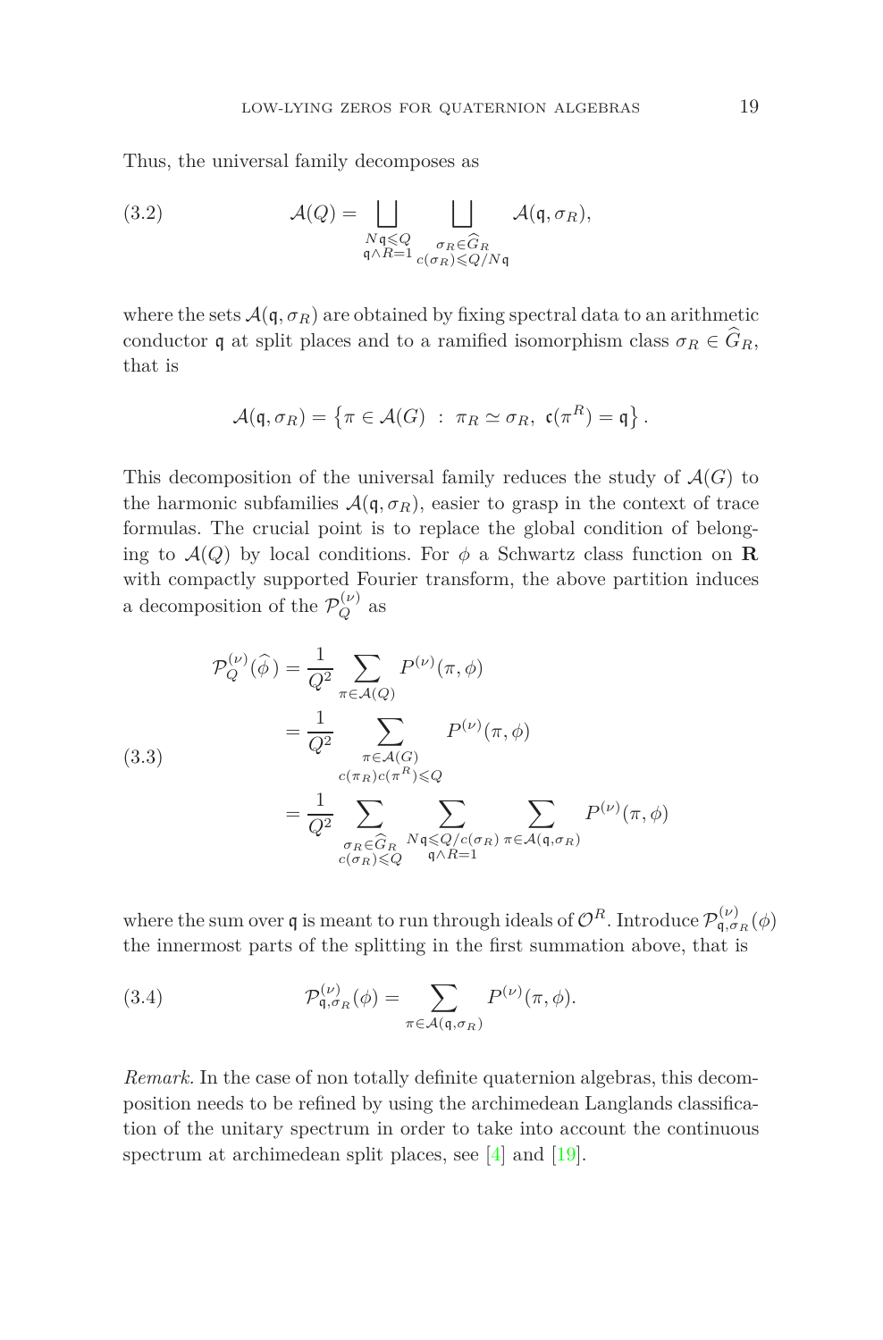Thus, the universal family decomposes as

$$\mathcal{A}(Q) = \bigsqcup_{\substack{N\mathfrak{q}\leqslant Q \\ \mathfrak{q}\wedge R=1}} \bigsqcup_{\substack{\sigma_R\in\widehat{G}_R \\ c(\sigma_R)\leqslant Q/N\mathfrak{q}}} \mathcal{A}(\mathfrak{q},\sigma_R), \tag{3.2}$$

where the sets $\mathcal{A}(\mathfrak{q},\sigma_R)$ are obtained by fixing spectral data to an arithmetic conductor $\mathfrak{q}$ at split places and to a ramified isomorphism class $\sigma_R \in \widehat{G}_R$, that is

$$\mathcal{A}(\mathfrak{q},\sigma_R) = \left\{\pi \in \mathcal{A}(G) \ : \ \pi_R \simeq \sigma_R,\ \mathfrak{c}(\pi^R) = \mathfrak{q}\right\}.$$

This decomposition of the universal family reduces the study of $\mathcal{A}(G)$ to the harmonic subfamilies $\mathcal{A}(\mathfrak{q},\sigma_R)$, easier to grasp in the context of trace formulas. The crucial point is to replace the global condition of belonging to $\mathcal{A}(Q)$ by local conditions. For $\phi$ a Schwartz class function on $\mathbf{R}$ with compactly supported Fourier transform, the above partition induces a decomposition of the $\mathcal{P}_Q^{(\nu)}$ as

$$\begin{aligned}
\mathcal{P}_Q^{(\nu)}(\widehat{\phi}) &= \frac{1}{Q^2}\sum_{\pi\in\mathcal{A}(Q)} P^{(\nu)}(\pi,\phi) \\
&= \frac{1}{Q^2}\sum_{\substack{\pi\in\mathcal{A}(G) \\ c(\pi_R)c(\pi^R)\leqslant Q}} P^{(\nu)}(\pi,\phi) \\
&= \frac{1}{Q^2}\sum_{\substack{\sigma_R\in\widehat{G}_R \\ c(\sigma_R)\leqslant Q}} \sum_{\substack{N\mathfrak{q}\leqslant Q/c(\sigma_R) \\ \mathfrak{q}\wedge R=1}} \sum_{\pi\in\mathcal{A}(\mathfrak{q},\sigma_R)} P^{(\nu)}(\pi,\phi)
\end{aligned} \tag{3.3}$$

where the sum over $\mathfrak{q}$ is meant to run through ideals of $\mathcal{O}^R$. Introduce $\mathcal{P}_{\mathfrak{q},\sigma_R}^{(\nu)}(\phi)$ the innermost parts of the splitting in the first summation above, that is

$$\mathcal{P}_{\mathfrak{q},\sigma_R}^{(\nu)}(\phi) = \sum_{\pi\in\mathcal{A}(\mathfrak{q},\sigma_R)} P^{(\nu)}(\pi,\phi). \tag{3.4}$$

*Remark.* In the case of non totally definite quaternion algebras, this decomposition needs to be refined by using the archimedean Langlands classification of the unitary spectrum in order to take into account the continuous spectrum at archimedean split places, see [4] and [19].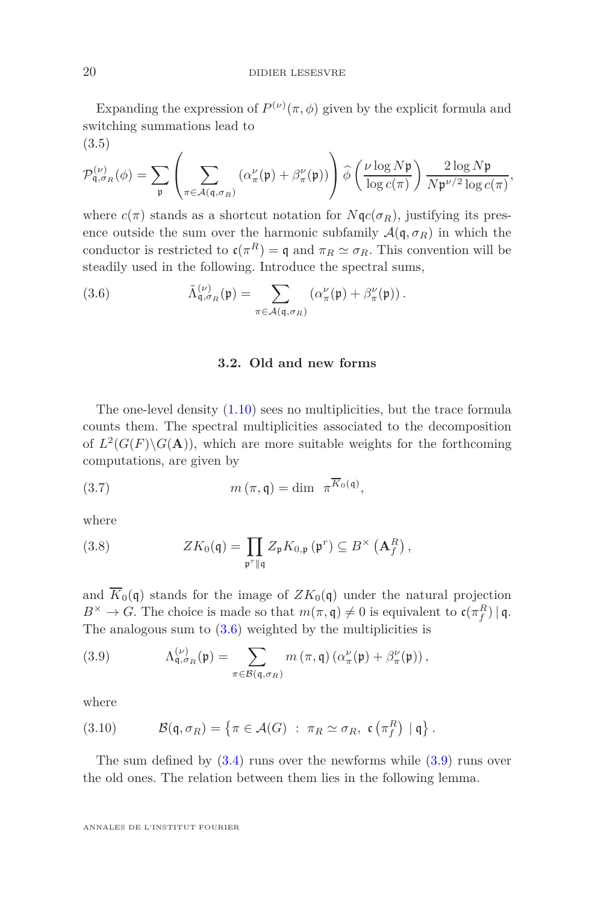Expanding the expression of $P^{(\nu)}(\pi, \phi)$ given by the explicit formula and switching summations lead to

(3.5)
$$\mathcal{P}^{(\nu)}_{\mathfrak{q},\sigma_R}(\phi) = \sum_{\mathfrak{p}} \left( \sum_{\pi \in \mathcal{A}(\mathfrak{q},\sigma_R)} \left(\alpha_\pi^\nu(\mathfrak{p}) + \beta_\pi^\nu(\mathfrak{p})\right) \right) \widehat{\phi}\left( \frac{\nu \log N\mathfrak{p}}{\log c(\pi)} \right) \frac{2 \log N\mathfrak{p}}{N\mathfrak{p}^{\nu/2} \log c(\pi)},$$

where $c(\pi)$ stands as a shortcut notation for $N\mathfrak{q}c(\sigma_R)$, justifying its presence outside the sum over the harmonic subfamily $\mathcal{A}(\mathfrak{q}, \sigma_R)$ in which the conductor is restricted to $\mathfrak{c}(\pi^R) = \mathfrak{q}$ and $\pi_R \simeq \sigma_R$. This convention will be steadily used in the following. Introduce the spectral sums,

$$\tilde{\Lambda}^{(\nu)}_{\mathfrak{q},\sigma_R}(\mathfrak{p}) = \sum_{\pi \in \mathcal{A}(\mathfrak{q},\sigma_R)} \left(\alpha_\pi^\nu(\mathfrak{p}) + \beta_\pi^\nu(\mathfrak{p})\right). \tag{3.6}$$

## 3.2. Old and new forms

The one-level density (1.10) sees no multiplicities, but the trace formula counts them. The spectral multiplicities associated to the decomposition of $L^2(G(F)\backslash G(\mathbf{A}))$, which are more suitable weights for the forthcoming computations, are given by

$$m(\pi, \mathfrak{q}) = \dim \ \pi^{\overline{K}_0(\mathfrak{q})}, \tag{3.7}$$

where

$$ZK_0(\mathfrak{q}) = \prod_{\mathfrak{p}^r \| \mathfrak{q}} Z_\mathfrak{p} K_{0,\mathfrak{p}}\left(\mathfrak{p}^r\right) \subseteq B^\times\left(\mathbf{A}_f^R\right), \tag{3.8}$$

and $\overline{K}_0(\mathfrak{q})$ stands for the image of $ZK_0(\mathfrak{q})$ under the natural projection $B^\times \to G$. The choice is made so that $m(\pi, \mathfrak{q}) \neq 0$ is equivalent to $\mathfrak{c}(\pi_f^R) \mid \mathfrak{q}$. The analogous sum to (3.6) weighted by the multiplicities is

$$\Lambda^{(\nu)}_{\mathfrak{q},\sigma_R}(\mathfrak{p}) = \sum_{\pi \in \mathcal{B}(\mathfrak{q},\sigma_R)} m(\pi, \mathfrak{q}) \left(\alpha_\pi^\nu(\mathfrak{p}) + \beta_\pi^\nu(\mathfrak{p})\right), \tag{3.9}$$

where

$$\mathcal{B}(\mathfrak{q}, \sigma_R) = \left\{ \pi \in \mathcal{A}(G) \ : \ \pi_R \simeq \sigma_R, \ \mathfrak{c}\left(\pi_f^R\right) \mid \mathfrak{q} \right\}. \tag{3.10}$$

The sum defined by (3.4) runs over the newforms while (3.9) runs over the old ones. The relation between them lies in the following lemma.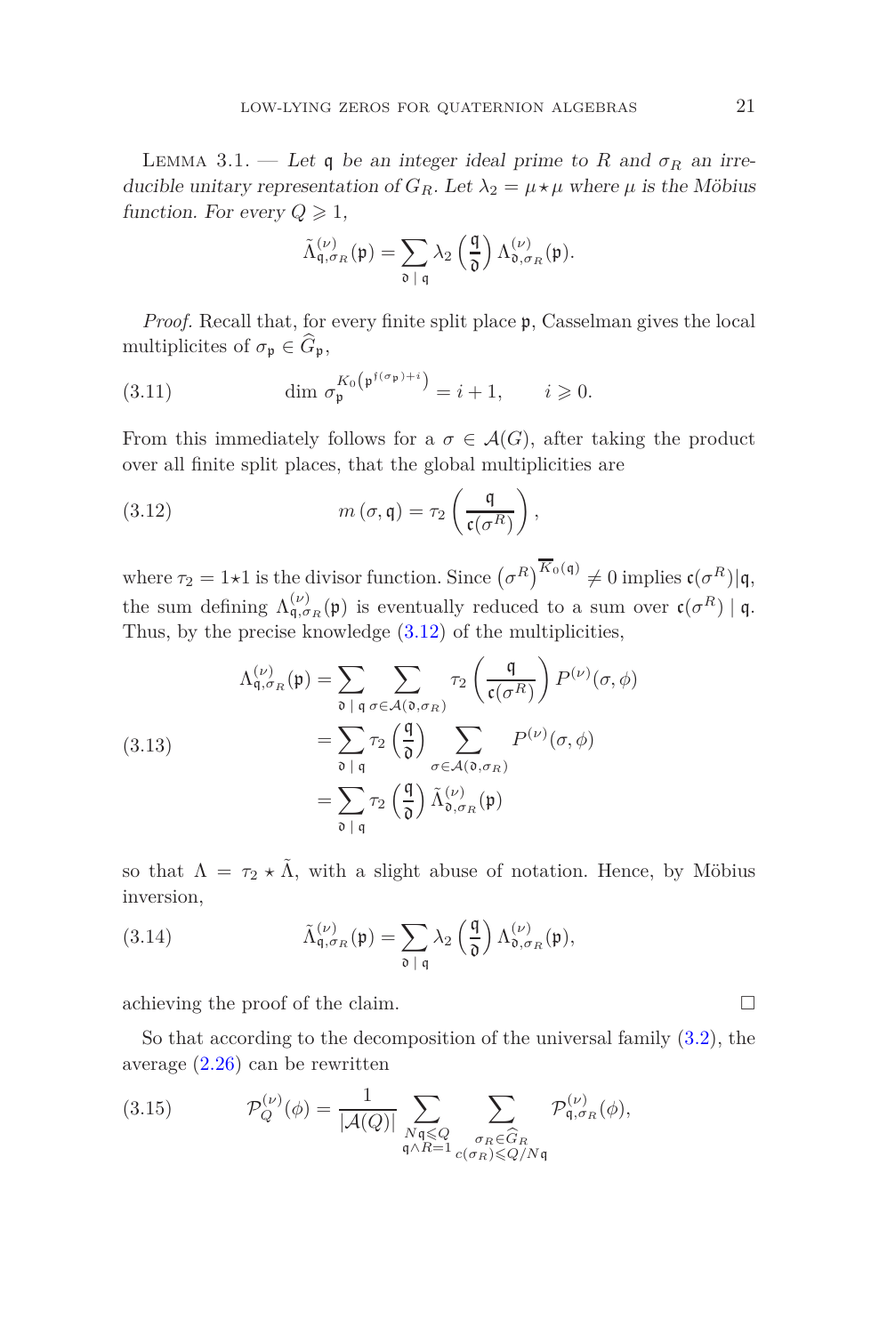Lemma 3.1. — *Let $\mathfrak{q}$ be an integer ideal prime to $R$ and $\sigma_R$ an irreducible unitary representation of $G_R$. Let $\lambda_2 = \mu \star \mu$ where $\mu$ is the Möbius function. For every $Q \geqslant 1$,*

$$\tilde{\Lambda}^{(\nu)}_{\mathfrak{q},\sigma_R}(\mathfrak{p}) = \sum_{\mathfrak{d} \mid \mathfrak{q}} \lambda_2 \left( \frac{\mathfrak{q}}{\mathfrak{d}} \right) \Lambda^{(\nu)}_{\mathfrak{d},\sigma_R}(\mathfrak{p}).$$

*Proof.* Recall that, for every finite split place $\mathfrak{p}$, Casselman gives the local multiplicites of $\sigma_\mathfrak{p} \in \widehat{G}_\mathfrak{p}$,

$$\dim \, \sigma_\mathfrak{p}^{K_0\left(\mathfrak{p}^{\mathfrak{f}(\sigma_\mathfrak{p})+i}\right)} = i+1, \qquad i \geqslant 0. \tag{3.11}$$

From this immediately follows for a $\sigma \in \mathcal{A}(G)$, after taking the product over all finite split places, that the global multiplicities are

$$m\left(\sigma, \mathfrak{q}\right) = \tau_2 \left( \frac{\mathfrak{q}}{\mathfrak{c}(\sigma^R)} \right), \tag{3.12}$$

where $\tau_2 = 1 \star 1$ is the divisor function. Since $\left(\sigma^R\right)^{\overline{K_0(\mathfrak{q})}} \neq 0$ implies $\mathfrak{c}(\sigma^R) | \mathfrak{q}$, the sum defining $\Lambda^{(\nu)}_{\mathfrak{q},\sigma_R}(\mathfrak{p})$ is eventually reduced to a sum over $\mathfrak{c}(\sigma^R) \mid \mathfrak{q}$. Thus, by the precise knowledge (3.12) of the multiplicities,

$$\begin{aligned}
\Lambda^{(\nu)}_{\mathfrak{q},\sigma_R}(\mathfrak{p}) &= \sum_{\mathfrak{d} \mid \mathfrak{q}} \sum_{\sigma \in \mathcal{A}(\mathfrak{d},\sigma_R)} \tau_2 \left( \frac{\mathfrak{q}}{\mathfrak{c}(\sigma^R)} \right) P^{(\nu)}(\sigma, \phi) \\
&= \sum_{\mathfrak{d} \mid \mathfrak{q}} \tau_2 \left( \frac{\mathfrak{q}}{\mathfrak{d}} \right) \sum_{\sigma \in \mathcal{A}(\mathfrak{d},\sigma_R)} P^{(\nu)}(\sigma, \phi) \\
&= \sum_{\mathfrak{d} \mid \mathfrak{q}} \tau_2 \left( \frac{\mathfrak{q}}{\mathfrak{d}} \right) \tilde{\Lambda}^{(\nu)}_{\mathfrak{d},\sigma_R}(\mathfrak{p})
\end{aligned} \tag{3.13}$$

so that $\Lambda = \tau_2 \star \tilde{\Lambda}$, with a slight abuse of notation. Hence, by Möbius inversion,

$$\tilde{\Lambda}^{(\nu)}_{\mathfrak{q},\sigma_R}(\mathfrak{p}) = \sum_{\mathfrak{d} \mid \mathfrak{q}} \lambda_2 \left( \frac{\mathfrak{q}}{\mathfrak{d}} \right) \Lambda^{(\nu)}_{\mathfrak{d},\sigma_R}(\mathfrak{p}), \tag{3.14}$$

achieving the proof of the claim. □

So that according to the decomposition of the universal family (3.2), the average (2.26) can be rewritten

$$\mathcal{P}^{(\nu)}_Q(\phi) = \frac{1}{|\mathcal{A}(Q)|} \sum_{\substack{N\mathfrak{q} \leqslant Q \\ \mathfrak{q} \wedge R = 1}} \sum_{\substack{\sigma_R \in \widehat{G}_R \\ c(\sigma_R) \leqslant Q/N\mathfrak{q}}} \mathcal{P}^{(\nu)}_{\mathfrak{q},\sigma_R}(\phi), \tag{3.15}$$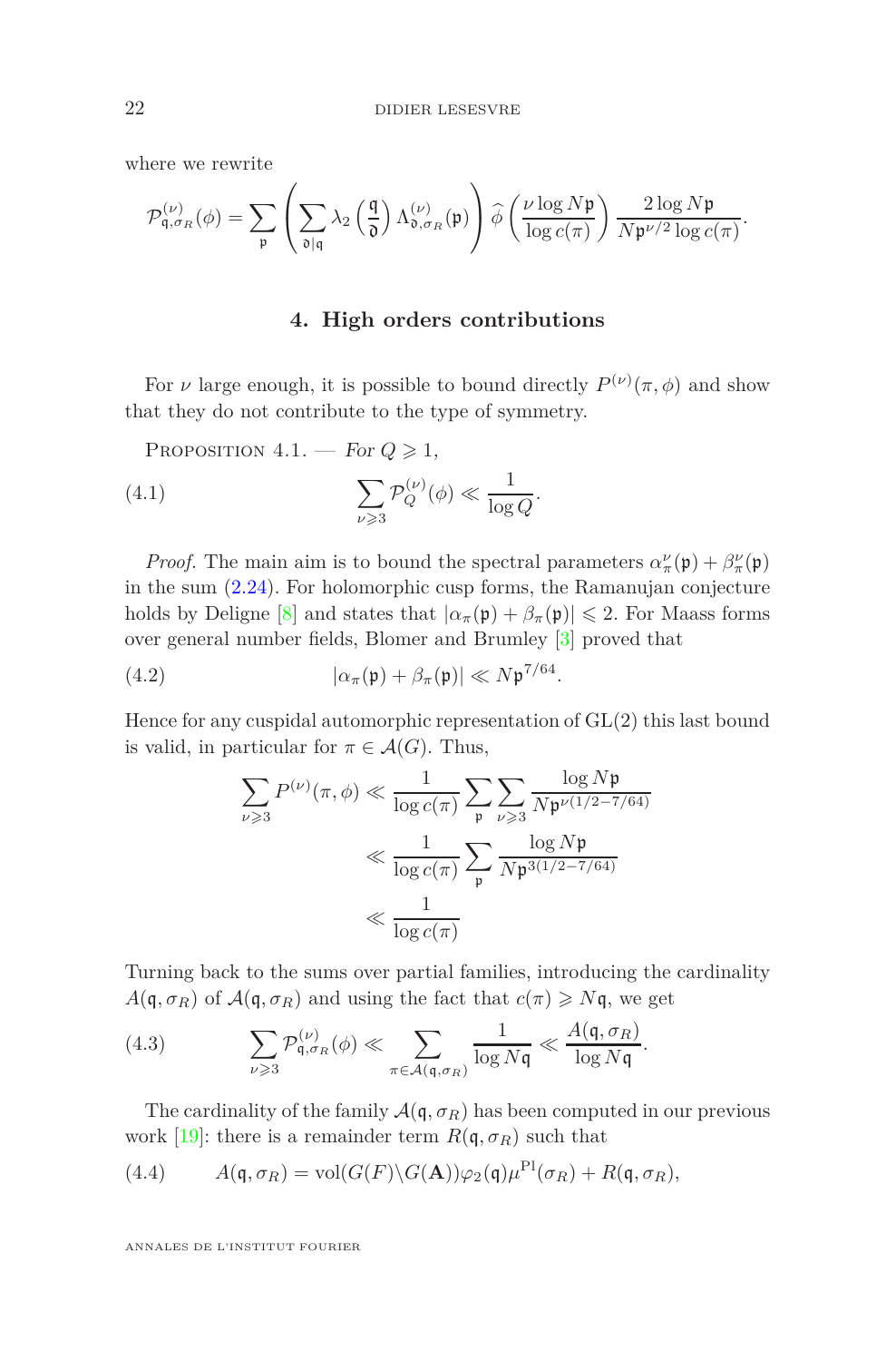where we rewrite

$$\mathcal{P}^{(\nu)}_{\mathfrak{q},\sigma_R}(\phi) = \sum_{\mathfrak{p}} \left( \sum_{\mathfrak{d}|\mathfrak{q}} \lambda_2\left(\frac{\mathfrak{q}}{\mathfrak{d}}\right) \Lambda^{(\nu)}_{\mathfrak{d},\sigma_R}(\mathfrak{p}) \right) \widehat{\phi}\left(\frac{\nu \log N\mathfrak{p}}{\log c(\pi)}\right) \frac{2\log N\mathfrak{p}}{N\mathfrak{p}^{\nu/2}\log c(\pi)}.$$

## 4. High orders contributions

For $\nu$ large enough, it is possible to bound directly $P^{(\nu)}(\pi,\phi)$ and show that they do not contribute to the type of symmetry.

Proposition 4.1. — *For $Q \geqslant 1$,*

$$\sum_{\nu \geqslant 3} \mathcal{P}^{(\nu)}_{Q}(\phi) \ll \frac{1}{\log Q}. \tag{4.1}$$

*Proof.* The main aim is to bound the spectral parameters $\alpha^{\nu}_{\pi}(\mathfrak{p}) + \beta^{\nu}_{\pi}(\mathfrak{p})$ in the sum (2.24). For holomorphic cusp forms, the Ramanujan conjecture holds by Deligne [8] and states that $|\alpha_\pi(\mathfrak{p}) + \beta_\pi(\mathfrak{p})| \leqslant 2$. For Maass forms over general number fields, Blomer and Brumley [3] proved that

$$|\alpha_\pi(\mathfrak{p}) + \beta_\pi(\mathfrak{p})| \ll N\mathfrak{p}^{7/64}. \tag{4.2}$$

Hence for any cuspidal automorphic representation of GL(2) this last bound is valid, in particular for $\pi \in \mathcal{A}(G)$. Thus,

$$\begin{aligned}
\sum_{\nu\geqslant 3} P^{(\nu)}(\pi,\phi) &\ll \frac{1}{\log c(\pi)} \sum_{\mathfrak{p}} \sum_{\nu \geqslant 3} \frac{\log N\mathfrak{p}}{N\mathfrak{p}^{\nu(1/2-7/64)}} \\
&\ll \frac{1}{\log c(\pi)} \sum_{\mathfrak{p}} \frac{\log N\mathfrak{p}}{N\mathfrak{p}^{3(1/2-7/64)}} \\
&\ll \frac{1}{\log c(\pi)}
\end{aligned}$$

Turning back to the sums over partial families, introducing the cardinality $A(\mathfrak{q},\sigma_R)$ of $\mathcal{A}(\mathfrak{q},\sigma_R)$ and using the fact that $c(\pi) \geqslant N\mathfrak{q}$, we get

$$\sum_{\nu \geqslant 3} \mathcal{P}^{(\nu)}_{\mathfrak{q},\sigma_R}(\phi) \ll \sum_{\pi \in \mathcal{A}(\mathfrak{q},\sigma_R)} \frac{1}{\log N\mathfrak{q}} \ll \frac{A(\mathfrak{q},\sigma_R)}{\log N\mathfrak{q}}. \tag{4.3}$$

The cardinality of the family $\mathcal{A}(\mathfrak{q},\sigma_R)$ has been computed in our previous work [19]: there is a remainder term $R(\mathfrak{q},\sigma_R)$ such that

$$A(\mathfrak{q},\sigma_R) = \mathrm{vol}(G(F)\backslash G(\mathbf{A}))\varphi_2(\mathfrak{q})\mu^{\mathrm{Pl}}(\sigma_R) + R(\mathfrak{q},\sigma_R), \tag{4.4}$$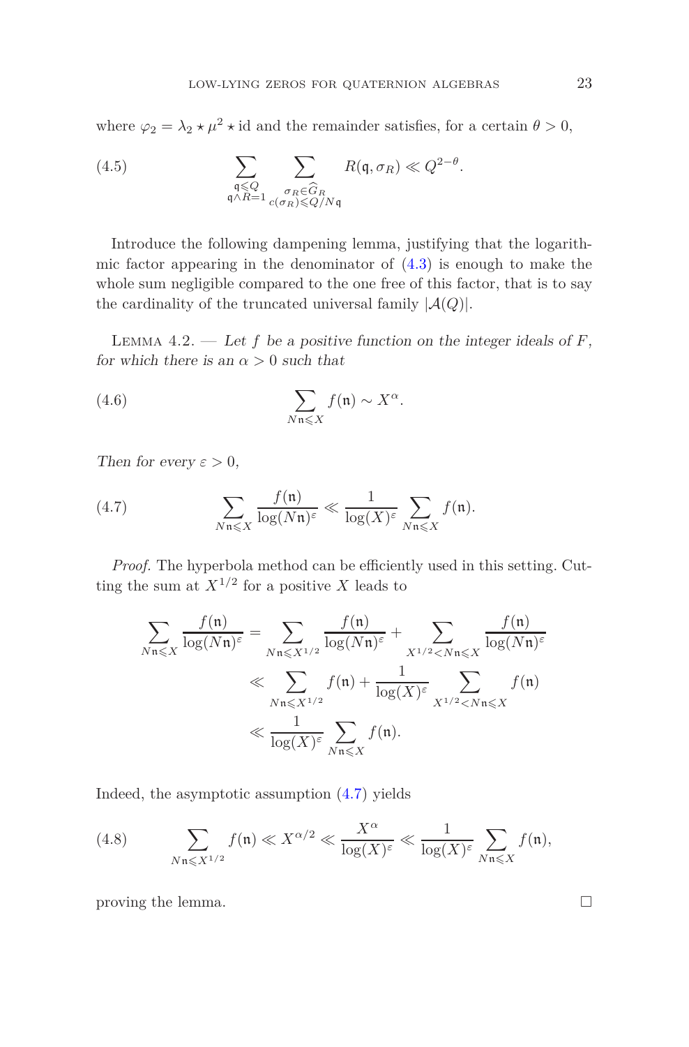where $\varphi_2 = \lambda_2 \star \mu^2 \star \mathrm{id}$ and the remainder satisfies, for a certain $\theta > 0$,

$$\sum_{\substack{\mathfrak{q} \leqslant Q \\ \mathfrak{q} \wedge R = 1}} \sum_{\substack{\sigma_R \in \widehat{G}_R \\ c(\sigma_R) \leqslant Q/N\mathfrak{q}}} R(\mathfrak{q}, \sigma_R) \ll Q^{2-\theta}. \tag{4.5}$$

Introduce the following dampening lemma, justifying that the logarithmic factor appearing in the denominator of (4.3) is enough to make the whole sum negligible compared to the one free of this factor, that is to say the cardinality of the truncated universal family $|\mathcal{A}(Q)|$.

Lemma 4.2. — *Let $f$ be a positive function on the integer ideals of $F$, for which there is an $\alpha > 0$ such that*

$$\sum_{N\mathfrak{n} \leqslant X} f(\mathfrak{n}) \sim X^{\alpha}. \tag{4.6}$$

*Then for every $\varepsilon > 0$,*

$$\sum_{N\mathfrak{n} \leqslant X} \frac{f(\mathfrak{n})}{\log(N\mathfrak{n})^{\varepsilon}} \ll \frac{1}{\log(X)^{\varepsilon}} \sum_{N\mathfrak{n} \leqslant X} f(\mathfrak{n}). \tag{4.7}$$

*Proof.* The hyperbola method can be efficiently used in this setting. Cutting the sum at $X^{1/2}$ for a positive $X$ leads to

$$\begin{aligned}
\sum_{N\mathfrak{n} \leqslant X} \frac{f(\mathfrak{n})}{\log(N\mathfrak{n})^{\varepsilon}} &= \sum_{N\mathfrak{n} \leqslant X^{1/2}} \frac{f(\mathfrak{n})}{\log(N\mathfrak{n})^{\varepsilon}} + \sum_{X^{1/2} < N\mathfrak{n} \leqslant X} \frac{f(\mathfrak{n})}{\log(N\mathfrak{n})^{\varepsilon}} \\
&\ll \sum_{N\mathfrak{n} \leqslant X^{1/2}} f(\mathfrak{n}) + \frac{1}{\log(X)^{\varepsilon}} \sum_{X^{1/2} < N\mathfrak{n} \leqslant X} f(\mathfrak{n}) \\
&\ll \frac{1}{\log(X)^{\varepsilon}} \sum_{N\mathfrak{n} \leqslant X} f(\mathfrak{n}).
\end{aligned}$$

Indeed, the asymptotic assumption (4.7) yields

$$\sum_{N\mathfrak{n} \leqslant X^{1/2}} f(\mathfrak{n}) \ll X^{\alpha/2} \ll \frac{X^{\alpha}}{\log(X)^{\varepsilon}} \ll \frac{1}{\log(X)^{\varepsilon}} \sum_{N\mathfrak{n} \leqslant X} f(\mathfrak{n}), \tag{4.8}$$

proving the lemma. $\square$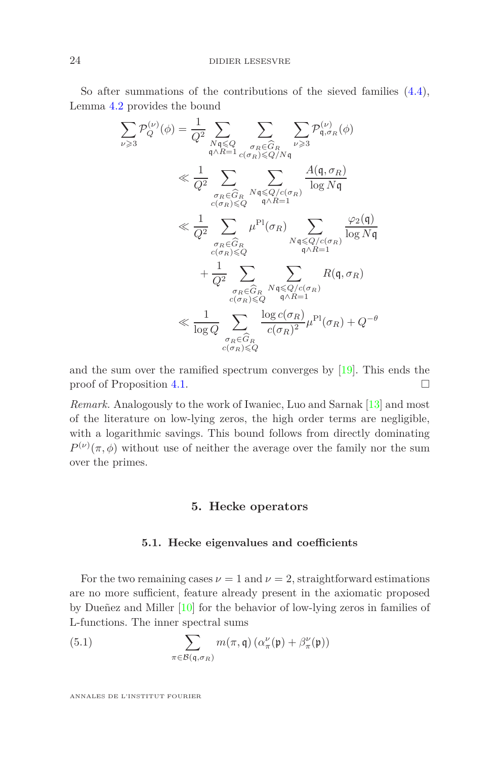So after summations of the contributions of the sieved families (4.4), Lemma 4.2 provides the bound

$$
\begin{aligned}
\sum_{\nu \geqslant 3} \mathcal{P}_Q^{(\nu)}(\phi) &= \frac{1}{Q^2} \sum_{\substack{N\mathfrak{q} \leqslant Q \\ \mathfrak{q} \wedge R = 1}} \sum_{\substack{\sigma_R \in \widehat{G}_R \\ c(\sigma_R) \leqslant Q/N\mathfrak{q}}} \sum_{\nu \geqslant 3} \mathcal{P}_{\mathfrak{q}, \sigma_R}^{(\nu)}(\phi) \\
&\ll \frac{1}{Q^2} \sum_{\substack{\sigma_R \in \widehat{G}_R \\ c(\sigma_R) \leqslant Q}} \sum_{\substack{N\mathfrak{q} \leqslant Q/c(\sigma_R) \\ \mathfrak{q} \wedge R = 1}} \frac{A(\mathfrak{q}, \sigma_R)}{\log N\mathfrak{q}} \\
&\ll \frac{1}{Q^2} \sum_{\substack{\sigma_R \in \widehat{G}_R \\ c(\sigma_R) \leqslant Q}} \mu^{\mathrm{Pl}}(\sigma_R) \sum_{\substack{N\mathfrak{q} \leqslant Q/c(\sigma_R) \\ \mathfrak{q} \wedge R = 1}} \frac{\varphi_2(\mathfrak{q})}{\log N\mathfrak{q}} \\
&\quad + \frac{1}{Q^2} \sum_{\substack{\sigma_R \in \widehat{G}_R \\ c(\sigma_R) \leqslant Q}} \sum_{\substack{N\mathfrak{q} \leqslant Q/c(\sigma_R) \\ \mathfrak{q} \wedge R = 1}} R(\mathfrak{q}, \sigma_R) \\
&\ll \frac{1}{\log Q} \sum_{\substack{\sigma_R \in \widehat{G}_R \\ c(\sigma_R) \leqslant Q}} \frac{\log c(\sigma_R)}{c(\sigma_R)^2} \mu^{\mathrm{Pl}}(\sigma_R) + Q^{-\theta}
\end{aligned}
$$

and the sum over the ramified spectrum converges by [19]. This ends the proof of Proposition 4.1. □

*Remark.* Analogously to the work of Iwaniec, Luo and Sarnak [13] and most of the literature on low-lying zeros, the high order terms are negligible, with a logarithmic savings. This bound follows from directly dominating $P^{(\nu)}(\pi, \phi)$ without use of neither the average over the family nor the sum over the primes.

## 5. Hecke operators

### 5.1. Hecke eigenvalues and coefficients

For the two remaining cases $\nu = 1$ and $\nu = 2$, straightforward estimations are no more sufficient, feature already present in the axiomatic proposed by Dueñez and Miller [10] for the behavior of low-lying zeros in families of L-functions. The inner spectral sums

$$
\sum_{\pi \in \mathcal{B}(\mathfrak{q}, \sigma_R)} m(\pi, \mathfrak{q}) \left( \alpha_\pi^\nu(\mathfrak{p}) + \beta_\pi^\nu(\mathfrak{p}) \right) \tag{5.1}
$$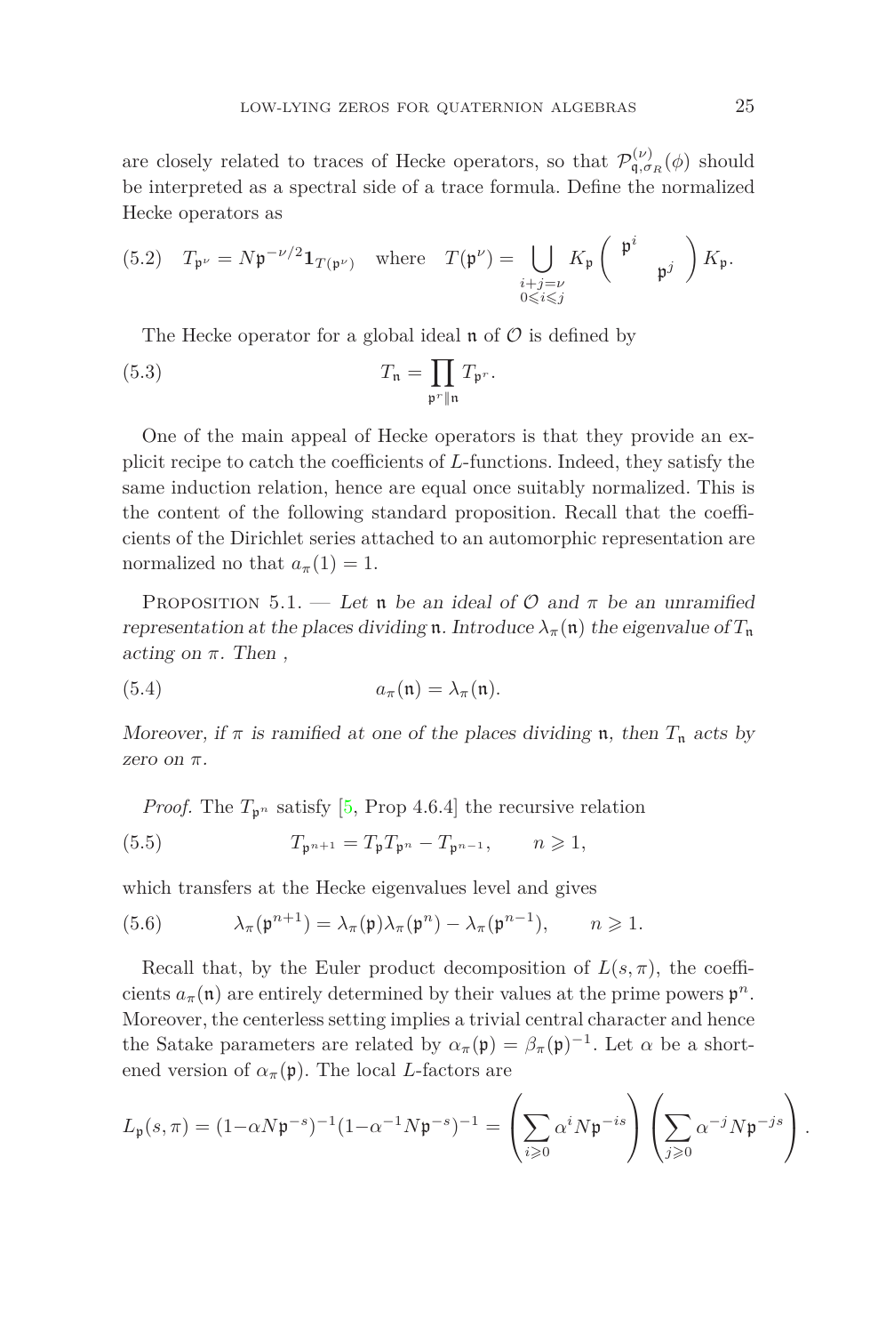are closely related to traces of Hecke operators, so that $\mathcal{P}^{(\nu)}_{\mathfrak{q},\sigma_R}(\phi)$ should be interpreted as a spectral side of a trace formula. Define the normalized Hecke operators as

$$T_{\mathfrak{p}^\nu} = N\mathfrak{p}^{-\nu/2}\mathbf{1}_{T(\mathfrak{p}^\nu)} \quad \text{where} \quad T(\mathfrak{p}^\nu) = \bigcup_{\substack{i+j=\nu \\ 0\leqslant i \leqslant j}} K_{\mathfrak{p}} \begin{pmatrix} \mathfrak{p}^i & \\ & \mathfrak{p}^j \end{pmatrix} K_{\mathfrak{p}}. \tag{5.2}$$

The Hecke operator for a global ideal $\mathfrak{n}$ of $\mathcal{O}$ is defined by

$$T_{\mathfrak{n}} = \prod_{\mathfrak{p}^r \| \mathfrak{n}} T_{\mathfrak{p}^r}. \tag{5.3}$$

One of the main appeal of Hecke operators is that they provide an explicit recipe to catch the coefficients of $L$-functions. Indeed, they satisfy the same induction relation, hence are equal once suitably normalized. This is the content of the following standard proposition. Recall that the coefficients of the Dirichlet series attached to an automorphic representation are normalized no that $a_\pi(1) = 1$.

Proposition 5.1. — *Let $\mathfrak{n}$ be an ideal of $\mathcal{O}$ and $\pi$ be an unramified representation at the places dividing $\mathfrak{n}$. Introduce $\lambda_\pi(\mathfrak{n})$ the eigenvalue of $T_{\mathfrak{n}}$ acting on $\pi$. Then ,*

$$a_\pi(\mathfrak{n}) = \lambda_\pi(\mathfrak{n}). \tag{5.4}$$

*Moreover, if $\pi$ is ramified at one of the places dividing $\mathfrak{n}$, then $T_{\mathfrak{n}}$ acts by zero on $\pi$.*

*Proof.* The $T_{\mathfrak{p}^n}$ satisfy [5, Prop 4.6.4] the recursive relation

$$T_{\mathfrak{p}^{n+1}} = T_{\mathfrak{p}} T_{\mathfrak{p}^n} - T_{\mathfrak{p}^{n-1}}, \qquad n \geqslant 1, \tag{5.5}$$

which transfers at the Hecke eigenvalues level and gives

$$\lambda_\pi(\mathfrak{p}^{n+1}) = \lambda_\pi(\mathfrak{p})\lambda_\pi(\mathfrak{p}^n) - \lambda_\pi(\mathfrak{p}^{n-1}), \qquad n \geqslant 1. \tag{5.6}$$

Recall that, by the Euler product decomposition of $L(s,\pi)$, the coefficients $a_\pi(\mathfrak{n})$ are entirely determined by their values at the prime powers $\mathfrak{p}^n$. Moreover, the centerless setting implies a trivial central character and hence the Satake parameters are related by $\alpha_\pi(\mathfrak{p}) = \beta_\pi(\mathfrak{p})^{-1}$. Let $\alpha$ be a shortened version of $\alpha_\pi(\mathfrak{p})$. The local $L$-factors are

$$L_{\mathfrak{p}}(s,\pi) = (1-\alpha N\mathfrak{p}^{-s})^{-1}(1-\alpha^{-1}N\mathfrak{p}^{-s})^{-1} = \left(\sum_{i\geqslant 0} \alpha^i N\mathfrak{p}^{-is}\right)\left(\sum_{j\geqslant 0} \alpha^{-j} N\mathfrak{p}^{-js}\right).$$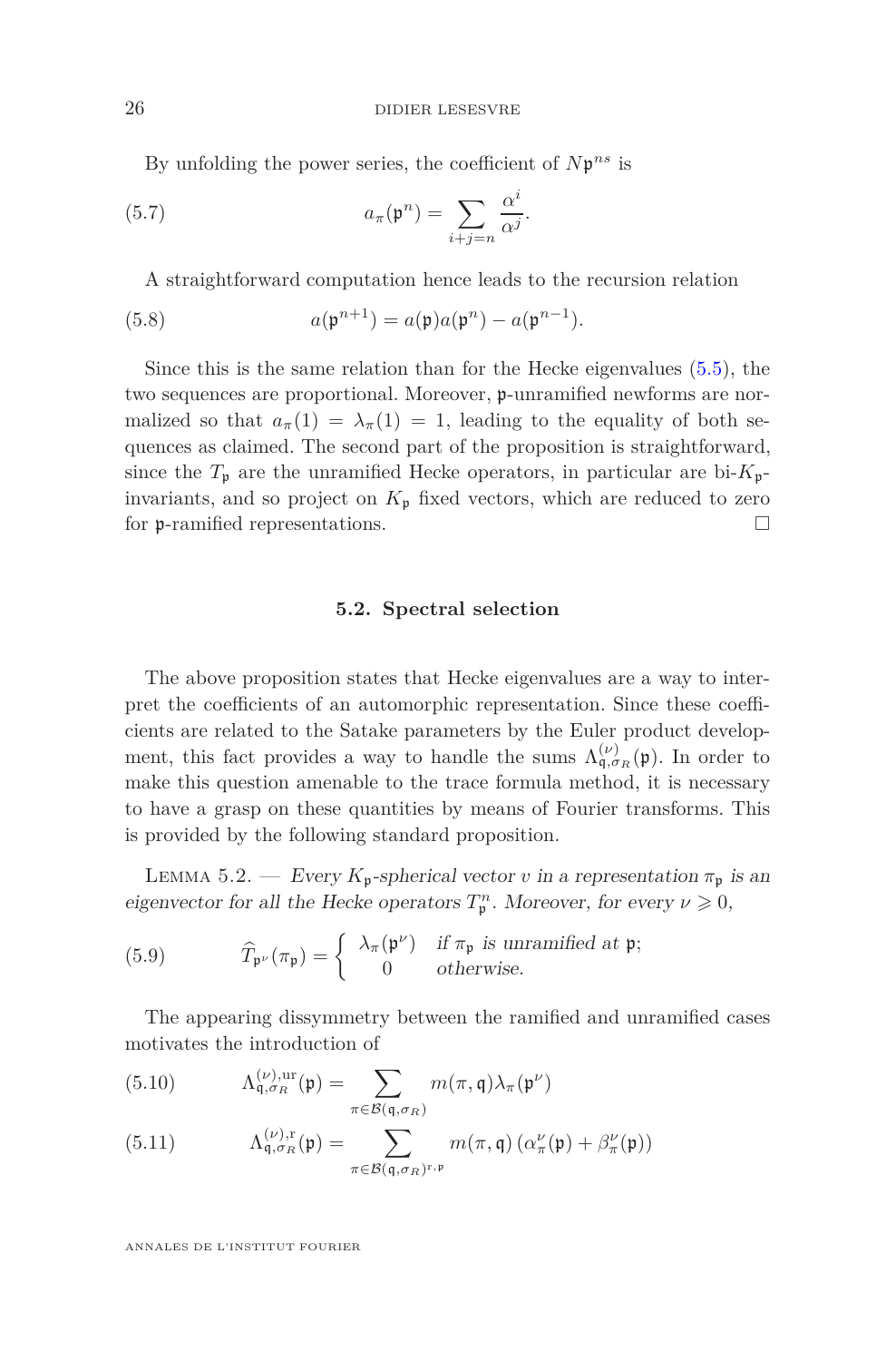By unfolding the power series, the coefficient of $N\mathfrak{p}^{ns}$ is

$$a_\pi(\mathfrak{p}^n) = \sum_{i+j=n} \frac{\alpha^i}{\alpha^j}. \tag{5.7}$$

A straightforward computation hence leads to the recursion relation

$$a(\mathfrak{p}^{n+1}) = a(\mathfrak{p})a(\mathfrak{p}^n) - a(\mathfrak{p}^{n-1}). \tag{5.8}$$

Since this is the same relation than for the Hecke eigenvalues (5.5), the two sequences are proportional. Moreover, $\mathfrak{p}$-unramified newforms are normalized so that $a_\pi(1) = \lambda_\pi(1) = 1$, leading to the equality of both sequences as claimed. The second part of the proposition is straightforward, since the $T_\mathfrak{p}$ are the unramified Hecke operators, in particular are bi-$K_\mathfrak{p}$-invariants, and so project on $K_\mathfrak{p}$ fixed vectors, which are reduced to zero for $\mathfrak{p}$-ramified representations. □

### 5.2. Spectral selection

The above proposition states that Hecke eigenvalues are a way to interpret the coefficients of an automorphic representation. Since these coefficients are related to the Satake parameters by the Euler product development, this fact provides a way to handle the sums $\Lambda^{(\nu)}_{\mathfrak{q},\sigma_R}(\mathfrak{p})$. In order to make this question amenable to the trace formula method, it is necessary to have a grasp on these quantities by means of Fourier transforms. This is provided by the following standard proposition.

Lemma 5.2. — *Every $K_\mathfrak{p}$-spherical vector $v$ in a representation $\pi_\mathfrak{p}$ is an eigenvector for all the Hecke operators $T^n_\mathfrak{p}$. Moreover, for every $\nu \geqslant 0$,*

$$\widehat{T}_{\mathfrak{p}^\nu}(\pi_\mathfrak{p}) = \begin{cases} \lambda_\pi(\mathfrak{p}^\nu) & \text{if } \pi_\mathfrak{p} \text{ is unramified at } \mathfrak{p}; \\ 0 & \text{otherwise.} \end{cases} \tag{5.9}$$

The appearing dissymmetry between the ramified and unramified cases motivates the introduction of

$$\Lambda^{(\nu),\mathrm{ur}}_{\mathfrak{q},\sigma_R}(\mathfrak{p}) = \sum_{\pi\in\mathcal{B}(\mathfrak{q},\sigma_R)} m(\pi,\mathfrak{q})\lambda_\pi(\mathfrak{p}^\nu) \tag{5.10}$$

$$\Lambda^{(\nu),\mathrm{r}}_{\mathfrak{q},\sigma_R}(\mathfrak{p}) = \sum_{\pi\in\mathcal{B}(\mathfrak{q},\sigma_R)^{\mathrm{r},\mathfrak{p}}} m(\pi,\mathfrak{q})\left(\alpha^\nu_\pi(\mathfrak{p}) + \beta^\nu_\pi(\mathfrak{p})\right) \tag{5.11}$$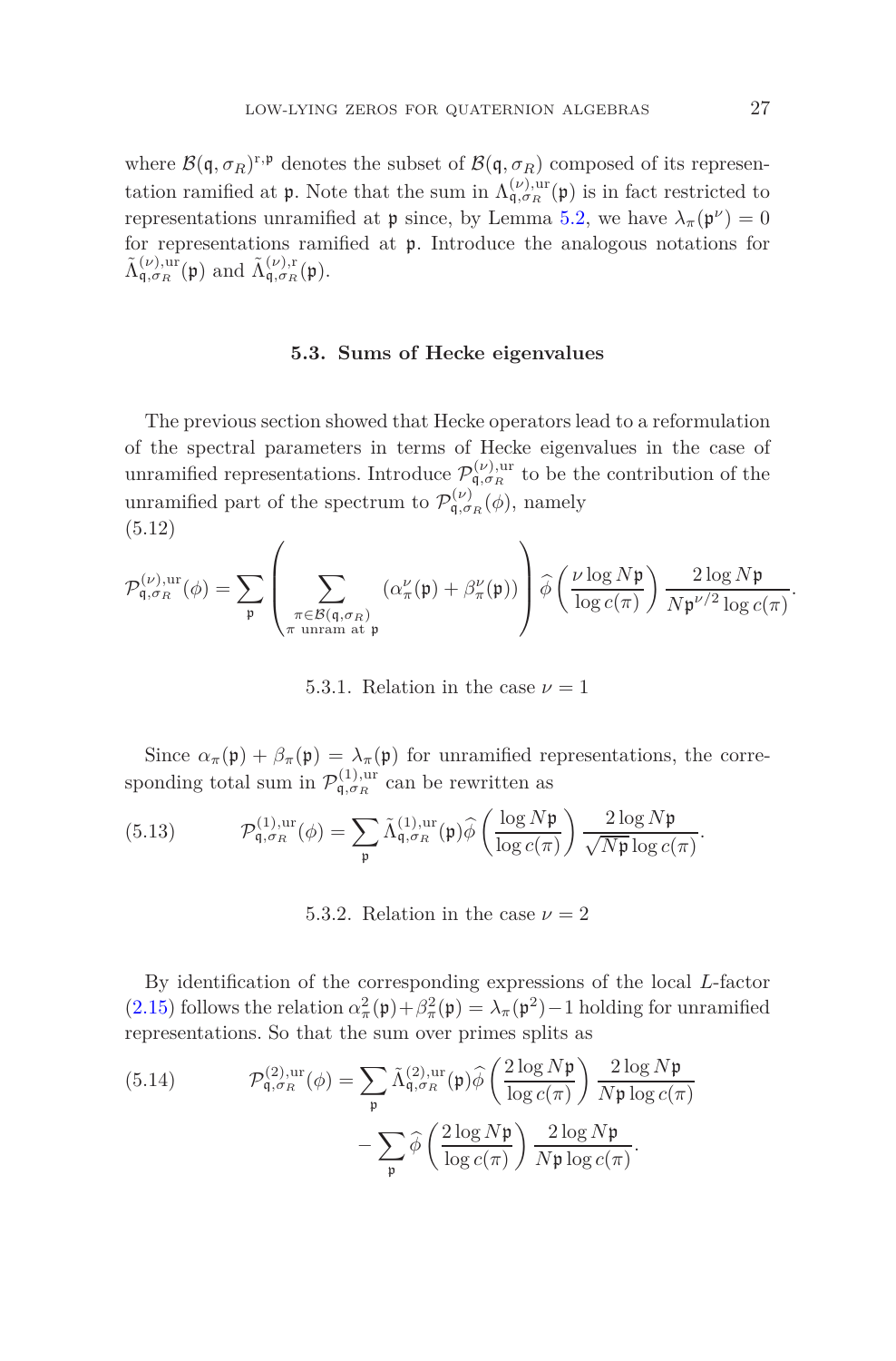where $\mathcal{B}(\mathfrak{q},\sigma_R)^{\mathrm{r},\mathfrak{p}}$ denotes the subset of $\mathcal{B}(\mathfrak{q},\sigma_R)$ composed of its representation ramified at $\mathfrak{p}$. Note that the sum in $\Lambda^{(\nu),\mathrm{ur}}_{\mathfrak{q},\sigma_R}(\mathfrak{p})$ is in fact restricted to representations unramified at $\mathfrak{p}$ since, by Lemma 5.2, we have $\lambda_\pi(\mathfrak{p}^\nu)=0$ for representations ramified at $\mathfrak{p}$. Introduce the analogous notations for $\tilde{\Lambda}^{(\nu),\mathrm{ur}}_{\mathfrak{q},\sigma_R}(\mathfrak{p})$ and $\tilde{\Lambda}^{(\nu),\mathrm{r}}_{\mathfrak{q},\sigma_R}(\mathfrak{p})$.

### 5.3. Sums of Hecke eigenvalues

The previous section showed that Hecke operators lead to a reformulation of the spectral parameters in terms of Hecke eigenvalues in the case of unramified representations. Introduce $\mathcal{P}^{(\nu),\mathrm{ur}}_{\mathfrak{q},\sigma_R}$ to be the contribution of the unramified part of the spectrum to $\mathcal{P}^{(\nu)}_{\mathfrak{q},\sigma_R}(\phi)$, namely

(5.12)

$$\mathcal{P}^{(\nu),\mathrm{ur}}_{\mathfrak{q},\sigma_R}(\phi)=\sum_{\mathfrak{p}}\left(\sum_{\substack{\pi\in\mathcal{B}(\mathfrak{q},\sigma_R)\\ \pi \text{ unram at } \mathfrak{p}}}\left(\alpha_\pi^\nu(\mathfrak{p})+\beta_\pi^\nu(\mathfrak{p})\right)\right)\widehat{\phi}\left(\frac{\nu\log N\mathfrak{p}}{\log c(\pi)}\right)\frac{2\log N\mathfrak{p}}{N\mathfrak{p}^{\nu/2}\log c(\pi)}.$$

#### 5.3.1. Relation in the case $\nu=1$

Since $\alpha_\pi(\mathfrak{p})+\beta_\pi(\mathfrak{p})=\lambda_\pi(\mathfrak{p})$ for unramified representations, the corresponding total sum in $\mathcal{P}^{(1),\mathrm{ur}}_{\mathfrak{q},\sigma_R}$ can be rewritten as

$$\mathcal{P}^{(1),\mathrm{ur}}_{\mathfrak{q},\sigma_R}(\phi)=\sum_{\mathfrak{p}}\tilde{\Lambda}^{(1),\mathrm{ur}}_{\mathfrak{q},\sigma_R}(\mathfrak{p})\widehat{\phi}\left(\frac{\log N\mathfrak{p}}{\log c(\pi)}\right)\frac{2\log N\mathfrak{p}}{\sqrt{N\mathfrak{p}}\log c(\pi)}. \tag{5.13}$$

#### 5.3.2. Relation in the case $\nu=2$

By identification of the corresponding expressions of the local $L$-factor (2.15) follows the relation $\alpha_\pi^2(\mathfrak{p})+\beta_\pi^2(\mathfrak{p})=\lambda_\pi(\mathfrak{p}^2)-1$ holding for unramified representations. So that the sum over primes splits as

$$\begin{aligned}\mathcal{P}^{(2),\mathrm{ur}}_{\mathfrak{q},\sigma_R}(\phi)=&\sum_{\mathfrak{p}}\tilde{\Lambda}^{(2),\mathrm{ur}}_{\mathfrak{q},\sigma_R}(\mathfrak{p})\widehat{\phi}\left(\frac{2\log N\mathfrak{p}}{\log c(\pi)}\right)\frac{2\log N\mathfrak{p}}{N\mathfrak{p}\log c(\pi)}\\&-\sum_{\mathfrak{p}}\widehat{\phi}\left(\frac{2\log N\mathfrak{p}}{\log c(\pi)}\right)\frac{2\log N\mathfrak{p}}{N\mathfrak{p}\log c(\pi)}.\end{aligned} \tag{5.14}$$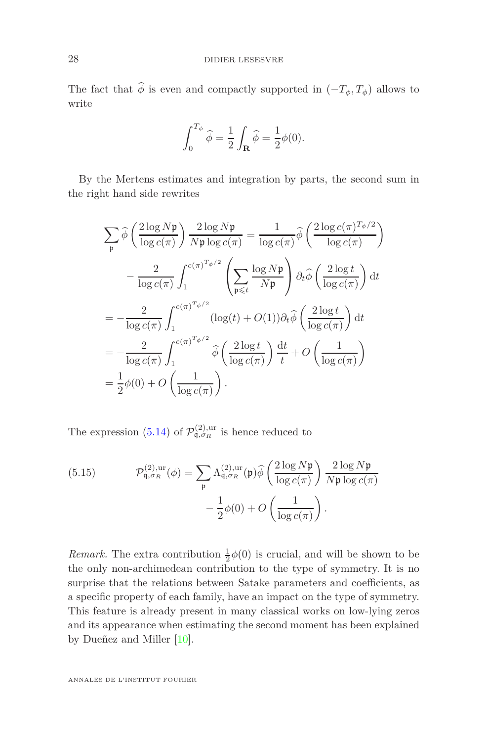The fact that $\widehat{\phi}$ is even and compactly supported in $(-T_\phi, T_\phi)$ allows to write

$$\int_0^{T_\phi} \widehat{\phi} = \frac{1}{2}\int_{\mathbf{R}} \widehat{\phi} = \frac{1}{2}\phi(0).$$

By the Mertens estimates and integration by parts, the second sum in the right hand side rewrites

$$\begin{aligned}
\sum_{\mathfrak{p}} \widehat{\phi}\left(\frac{2\log N\mathfrak{p}}{\log c(\pi)}\right)\frac{2\log N\mathfrak{p}}{N\mathfrak{p}\log c(\pi)} &= \frac{1}{\log c(\pi)}\widehat{\phi}\left(\frac{2\log c(\pi)^{T_\phi/2}}{\log c(\pi)}\right) \\
&\quad - \frac{2}{\log c(\pi)}\int_1^{c(\pi)^{T_\phi/2}}\left(\sum_{\mathfrak{p}\leqslant t}\frac{\log N\mathfrak{p}}{N\mathfrak{p}}\right)\partial_t\widehat{\phi}\left(\frac{2\log t}{\log c(\pi)}\right)\mathrm{d}t \\
&= -\frac{2}{\log c(\pi)}\int_1^{c(\pi)^{T_\phi/2}}(\log(t)+O(1))\partial_t\widehat{\phi}\left(\frac{2\log t}{\log c(\pi)}\right)\mathrm{d}t \\
&= -\frac{2}{\log c(\pi)}\int_1^{c(\pi)^{T_\phi/2}}\widehat{\phi}\left(\frac{2\log t}{\log c(\pi)}\right)\frac{\mathrm{d}t}{t} + O\left(\frac{1}{\log c(\pi)}\right) \\
&= \frac{1}{2}\phi(0) + O\left(\frac{1}{\log c(\pi)}\right).
\end{aligned}$$

The expression (5.14) of $\mathcal{P}^{(2),\mathrm{ur}}_{\mathfrak{q},\sigma_R}$ is hence reduced to

$$\begin{aligned}
\mathcal{P}^{(2),\mathrm{ur}}_{\mathfrak{q},\sigma_R}(\phi) = \sum_{\mathfrak{p}}\Lambda^{(2),\mathrm{ur}}_{\mathfrak{q},\sigma_R}(\mathfrak{p})\widehat{\phi}\left(\frac{2\log N\mathfrak{p}}{\log c(\pi)}\right)\frac{2\log N\mathfrak{p}}{N\mathfrak{p}\log c(\pi)} \\
-\frac{1}{2}\phi(0) + O\left(\frac{1}{\log c(\pi)}\right).
\end{aligned} \tag{5.15}$$

*Remark.* The extra contribution $\frac{1}{2}\phi(0)$ is crucial, and will be shown to be the only non-archimedean contribution to the type of symmetry. It is no surprise that the relations between Satake parameters and coefficients, as a specific property of each family, have an impact on the type of symmetry. This feature is already present in many classical works on low-lying zeros and its appearance when estimating the second moment has been explained by Dueñez and Miller [10].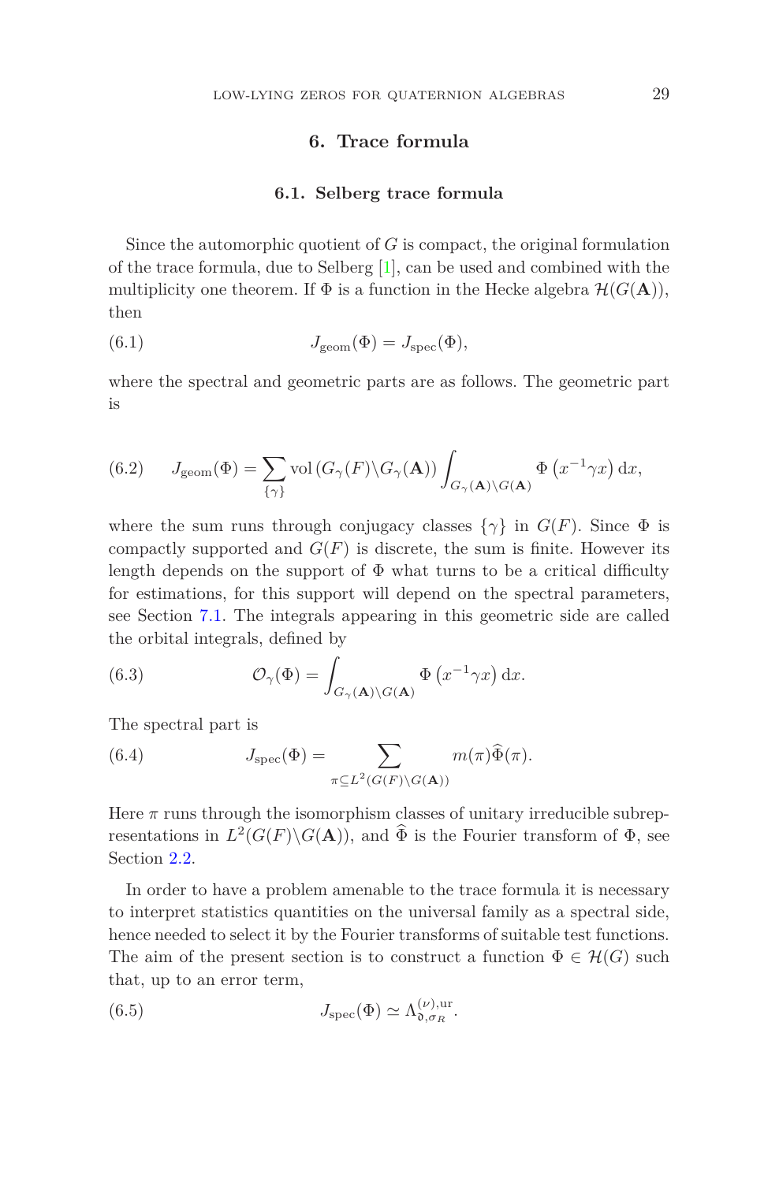# 6. Trace formula

## 6.1. Selberg trace formula

Since the automorphic quotient of $G$ is compact, the original formulation of the trace formula, due to Selberg [1], can be used and combined with the multiplicity one theorem. If $\Phi$ is a function in the Hecke algebra $\mathcal{H}(G(\mathbf{A}))$, then

$$J_{\mathrm{geom}}(\Phi) = J_{\mathrm{spec}}(\Phi), \tag{6.1}$$

where the spectral and geometric parts are as follows. The geometric part is

$$J_{\mathrm{geom}}(\Phi) = \sum_{\{\gamma\}} \mathrm{vol}\left(G_\gamma(F)\backslash G_\gamma(\mathbf{A})\right) \int_{G_\gamma(\mathbf{A})\backslash G(\mathbf{A})} \Phi\left(x^{-1}\gamma x\right) \mathrm{d}x, \tag{6.2}$$

where the sum runs through conjugacy classes $\{\gamma\}$ in $G(F)$. Since $\Phi$ is compactly supported and $G(F)$ is discrete, the sum is finite. However its length depends on the support of $\Phi$ what turns to be a critical difficulty for estimations, for this support will depend on the spectral parameters, see Section 7.1. The integrals appearing in this geometric side are called the orbital integrals, defined by

$$\mathcal{O}_\gamma(\Phi) = \int_{G_\gamma(\mathbf{A})\backslash G(\mathbf{A})} \Phi\left(x^{-1}\gamma x\right) \mathrm{d}x. \tag{6.3}$$

The spectral part is

$$J_{\mathrm{spec}}(\Phi) = \sum_{\pi \subseteq L^2(G(F)\backslash G(\mathbf{A}))} m(\pi)\widehat{\Phi}(\pi). \tag{6.4}$$

Here $\pi$ runs through the isomorphism classes of unitary irreducible subrepresentations in $L^2(G(F)\backslash G(\mathbf{A}))$, and $\widehat{\Phi}$ is the Fourier transform of $\Phi$, see Section 2.2.

In order to have a problem amenable to the trace formula it is necessary to interpret statistics quantities on the universal family as a spectral side, hence needed to select it by the Fourier transforms of suitable test functions. The aim of the present section is to construct a function $\Phi \in \mathcal{H}(G)$ such that, up to an error term,

$$J_{\mathrm{spec}}(\Phi) \simeq \Lambda^{(\nu),\mathrm{ur}}_{\mathfrak{d},\sigma_R}. \tag{6.5}$$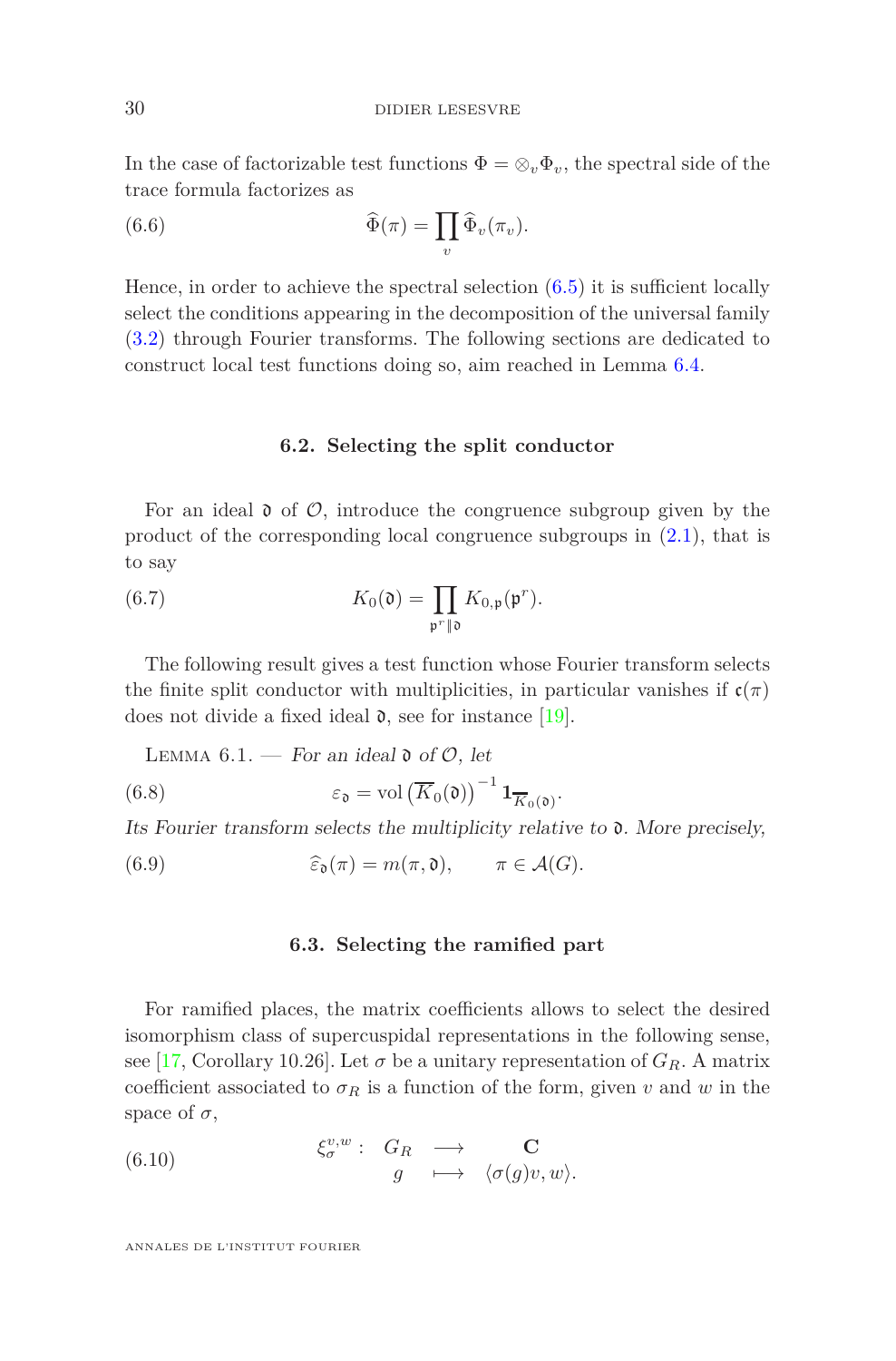In the case of factorizable test functions $\Phi = \otimes_v \Phi_v$, the spectral side of the trace formula factorizes as

$$\widehat{\Phi}(\pi) = \prod_v \widehat{\Phi}_v(\pi_v). \tag{6.6}$$

Hence, in order to achieve the spectral selection (6.5) it is sufficient locally select the conditions appearing in the decomposition of the universal family (3.2) through Fourier transforms. The following sections are dedicated to construct local test functions doing so, aim reached in Lemma 6.4.

### 6.2. Selecting the split conductor

For an ideal $\mathfrak{d}$ of $\mathcal{O}$, introduce the congruence subgroup given by the product of the corresponding local congruence subgroups in (2.1), that is to say

$$K_0(\mathfrak{d}) = \prod_{\mathfrak{p}^r \| \mathfrak{d}} K_{0,\mathfrak{p}}(\mathfrak{p}^r). \tag{6.7}$$

The following result gives a test function whose Fourier transform selects the finite split conductor with multiplicities, in particular vanishes if $\mathfrak{c}(\pi)$ does not divide a fixed ideal $\mathfrak{d}$, see for instance [19].

Lemma 6.1. — *For an ideal $\mathfrak{d}$ of $\mathcal{O}$, let*

$$\varepsilon_{\mathfrak{d}} = \mathrm{vol}\left(\overline{K}_0(\mathfrak{d})\right)^{-1} \mathbf{1}_{\overline{K}_0(\mathfrak{d})}. \tag{6.8}$$

*Its Fourier transform selects the multiplicity relative to $\mathfrak{d}$. More precisely,*

$$\widehat{\varepsilon}_{\mathfrak{d}}(\pi) = m(\pi, \mathfrak{d}), \qquad \pi \in \mathcal{A}(G). \tag{6.9}$$

### 6.3. Selecting the ramified part

For ramified places, the matrix coefficients allows to select the desired isomorphism class of supercuspidal representations in the following sense, see [17, Corollary 10.26]. Let $\sigma$ be a unitary representation of $G_R$. A matrix coefficient associated to $\sigma_R$ is a function of the form, given $v$ and $w$ in the space of $\sigma$,

$$\begin{array}{rccc} \xi_\sigma^{v,w}: & G_R & \longrightarrow & \mathbf{C} \\ & g & \longmapsto & \langle \sigma(g)v, w \rangle. \end{array} \tag{6.10}$$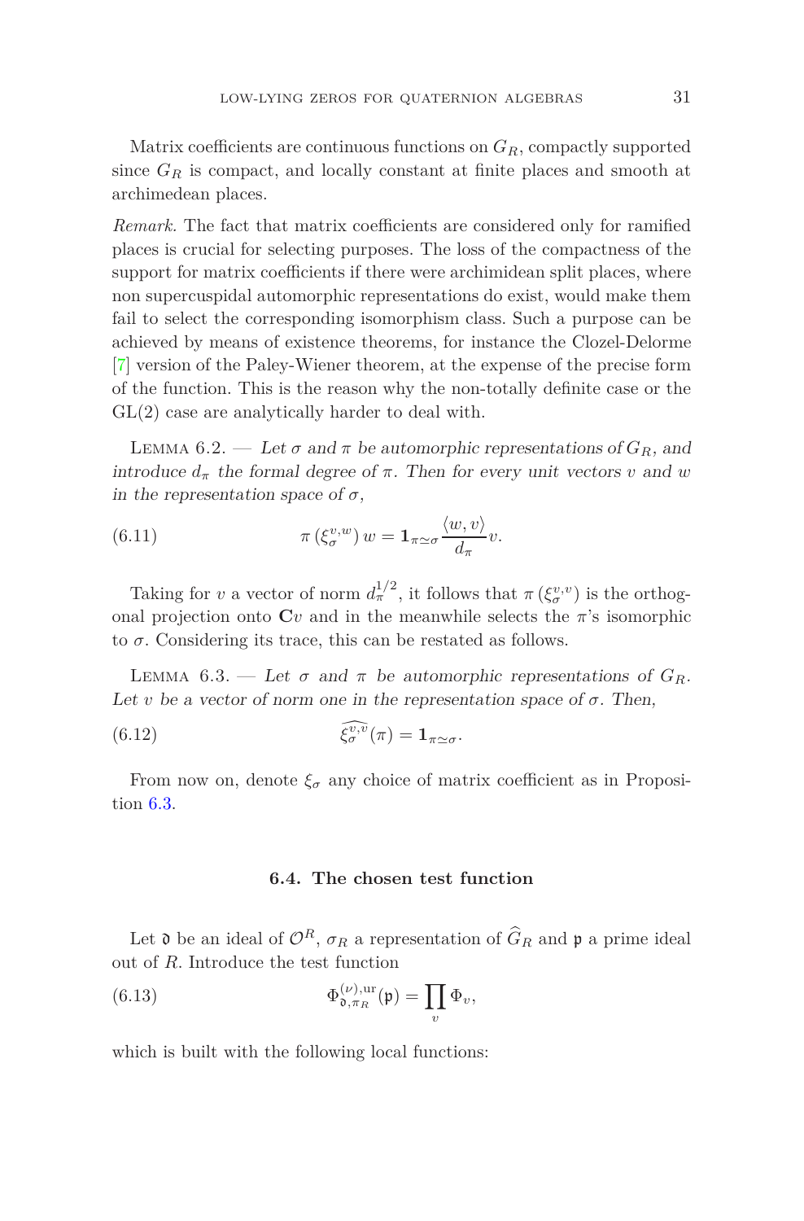Matrix coefficients are continuous functions on $G_R$, compactly supported since $G_R$ is compact, and locally constant at finite places and smooth at archimedean places.

*Remark.* The fact that matrix coefficients are considered only for ramified places is crucial for selecting purposes. The loss of the compactness of the support for matrix coefficients if there were archimidean split places, where non supercuspidal automorphic representations do exist, would make them fail to select the corresponding isomorphism class. Such a purpose can be achieved by means of existence theorems, for instance the Clozel-Delorme [7] version of the Paley-Wiener theorem, at the expense of the precise form of the function. This is the reason why the non-totally definite case or the GL(2) case are analytically harder to deal with.

Lemma 6.2. — *Let $\sigma$ and $\pi$ be automorphic representations of $G_R$, and introduce $d_\pi$ the formal degree of $\pi$. Then for every unit vectors $v$ and $w$ in the representation space of $\sigma$,*

$$\pi\left(\xi_\sigma^{v,w}\right) w = \mathbf{1}_{\pi\simeq\sigma} \frac{\langle w, v\rangle}{d_\pi} v. \tag{6.11}$$

Taking for $v$ a vector of norm $d_\pi^{1/2}$, it follows that $\pi\left(\xi_\sigma^{v,v}\right)$ is the orthogonal projection onto $\mathbf{C}v$ and in the meanwhile selects the $\pi$'s isomorphic to $\sigma$. Considering its trace, this can be restated as follows.

Lemma 6.3. — *Let $\sigma$ and $\pi$ be automorphic representations of $G_R$. Let $v$ be a vector of norm one in the representation space of $\sigma$. Then,*

$$\widehat{\xi_\sigma^{v,v}}(\pi) = \mathbf{1}_{\pi\simeq\sigma}. \tag{6.12}$$

From now on, denote $\xi_\sigma$ any choice of matrix coefficient as in Proposition 6.3.

### 6.4. The chosen test function

Let $\mathfrak{d}$ be an ideal of $\mathcal{O}^R$, $\sigma_R$ a representation of $\widehat{G}_R$ and $\mathfrak{p}$ a prime ideal out of $R$. Introduce the test function

$$\Phi_{\mathfrak{d},\pi_R}^{(\nu),\mathrm{ur}}(\mathfrak{p}) = \prod_v \Phi_v, \tag{6.13}$$

which is built with the following local functions: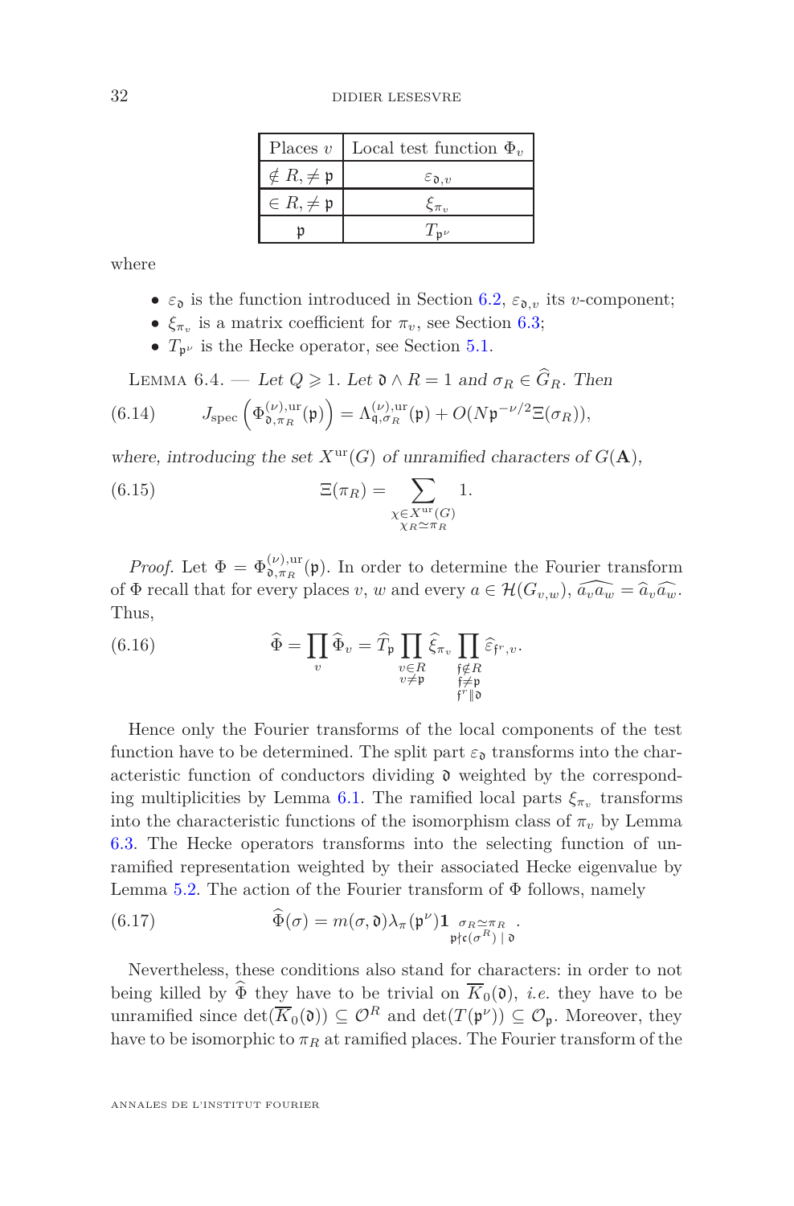| Places $v$ | Local test function $\Phi_v$ |
|---|---|
| $\notin R, \neq \mathfrak{p}$ | $\varepsilon_{\mathfrak{d},v}$ |
| $\in R, \neq \mathfrak{p}$ | $\xi_{\pi_v}$ |
| $\mathfrak{p}$ | $T_{\mathfrak{p}^\nu}$ |

where

- $\varepsilon_{\mathfrak{d}}$ is the function introduced in Section 6.2, $\varepsilon_{\mathfrak{d},v}$ its $v$-component;
- $\xi_{\pi_v}$ is a matrix coefficient for $\pi_v$, see Section 6.3;
- $T_{\mathfrak{p}^\nu}$ is the Hecke operator, see Section 5.1.

Lemma 6.4. — *Let $Q \geqslant 1$. Let $\mathfrak{d} \wedge R = 1$ and $\sigma_R \in \widehat{G}_R$. Then*

$$J_{\text{spec}}\left(\Phi_{\mathfrak{d},\pi_R}^{(\nu),\text{ur}}(\mathfrak{p})\right) = \Lambda_{\mathfrak{q},\sigma_R}^{(\nu),\text{ur}}(\mathfrak{p}) + O(N\mathfrak{p}^{-\nu/2}\Xi(\sigma_R)), \tag{6.14}$$

*where, introducing the set $X^{\text{ur}}(G)$ of unramified characters of $G(\mathbf{A})$,*

$$\Xi(\pi_R) = \sum_{\substack{\chi \in X^{\text{ur}}(G) \\ \chi_R \simeq \pi_R}} 1. \tag{6.15}$$

*Proof.* Let $\Phi = \Phi_{\mathfrak{d},\pi_R}^{(\nu),\text{ur}}(\mathfrak{p})$. In order to determine the Fourier transform of $\Phi$ recall that for every places $v$, $w$ and every $a \in \mathcal{H}(G_{v,w})$, $\widehat{a_v a_w} = \widehat{a}_v \widehat{a_w}$. Thus,

$$\widehat{\Phi} = \prod_v \widehat{\Phi}_v = \widehat{T}_{\mathfrak{p}} \prod_{\substack{v \in R \\ v \neq \mathfrak{p}}} \widehat{\xi}_{\pi_v} \prod_{\substack{\mathfrak{f} \notin R \\ \mathfrak{f} \neq \mathfrak{p} \\ \mathfrak{f}^r \| \mathfrak{d}}} \widehat{\varepsilon}_{\mathfrak{f}^r,v}. \tag{6.16}$$

Hence only the Fourier transforms of the local components of the test function have to be determined. The split part $\varepsilon_{\mathfrak{d}}$ transforms into the characteristic function of conductors dividing $\mathfrak{d}$ weighted by the corresponding multiplicities by Lemma 6.1. The ramified local parts $\xi_{\pi_v}$ transforms into the characteristic functions of the isomorphism class of $\pi_v$ by Lemma 6.3. The Hecke operators transforms into the selecting function of unramified representation weighted by their associated Hecke eigenvalue by Lemma 5.2. The action of the Fourier transform of $\Phi$ follows, namely

$$\widehat{\Phi}(\sigma) = m(\sigma, \mathfrak{d})\lambda_\pi(\mathfrak{p}^\nu)\mathbf{1}_{\substack{\sigma_R \simeq \pi_R \\ \mathfrak{p} \nmid \mathfrak{c}(\sigma^R) \mid \mathfrak{d}}}. \tag{6.17}$$

Nevertheless, these conditions also stand for characters: in order to not being killed by $\widehat{\Phi}$ they have to be trivial on $\overline{K}_0(\mathfrak{d})$, *i.e.* they have to be unramified since $\det(\overline{K}_0(\mathfrak{d})) \subseteq \mathcal{O}^R$ and $\det(T(\mathfrak{p}^\nu)) \subseteq \mathcal{O}_{\mathfrak{p}}$. Moreover, they have to be isomorphic to $\pi_R$ at ramified places. The Fourier transform of the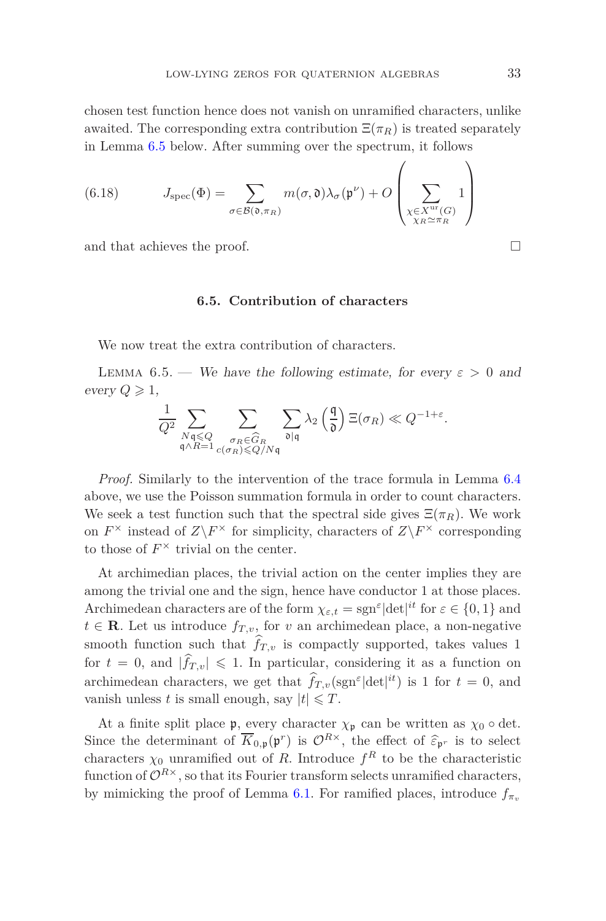chosen test function hence does not vanish on unramified characters, unlike awaited. The corresponding extra contribution $\Xi(\pi_R)$ is treated separately in Lemma 6.5 below. After summing over the spectrum, it follows

$$J_{\mathrm{spec}}(\Phi) = \sum_{\sigma \in \mathcal{B}(\mathfrak{d}, \pi_R)} m(\sigma, \mathfrak{d}) \lambda_\sigma(\mathfrak{p}^\nu) + O\left( \sum_{\substack{\chi \in X^{\mathrm{ur}}(G) \\ \chi_R \simeq \pi_R}} 1 \right) \tag{6.18}$$

and that achieves the proof. $\square$

### 6.5. Contribution of characters

We now treat the extra contribution of characters.

Lemma 6.5. — *We have the following estimate, for every $\varepsilon > 0$ and every $Q \geqslant 1$,*

$$\frac{1}{Q^2} \sum_{\substack{N\mathfrak{q} \leqslant Q \\ \mathfrak{q} \wedge R = 1}} \sum_{\substack{\sigma_R \in \widehat{G}_R \\ c(\sigma_R) \leqslant Q/N\mathfrak{q}}} \sum_{\mathfrak{d} \mid \mathfrak{q}} \lambda_2\left(\frac{\mathfrak{q}}{\mathfrak{d}}\right) \Xi(\sigma_R) \ll Q^{-1+\varepsilon}.$$

*Proof.* Similarly to the intervention of the trace formula in Lemma 6.4 above, we use the Poisson summation formula in order to count characters. We seek a test function such that the spectral side gives $\Xi(\pi_R)$. We work on $F^\times$ instead of $Z \backslash F^\times$ for simplicity, characters of $Z\backslash F^\times$ corresponding to those of $F^\times$ trivial on the center.

At archimedian places, the trivial action on the center implies they are among the trivial one and the sign, hence have conductor 1 at those places. Archimedean characters are of the form $\chi_{\varepsilon,t} = \mathrm{sgn}^\varepsilon |\det|^{it}$ for $\varepsilon \in \{0,1\}$ and $t \in \mathbf{R}$. Let us introduce $f_{T,v}$, for $v$ an archimedean place, a non-negative smooth function such that $\widehat{f}_{T,v}$ is compactly supported, takes values 1 for $t = 0$, and $|\widehat{f}_{T,v}| \leqslant 1$. In particular, considering it as a function on archimedean characters, we get that $\widehat{f}_{T,v}(\mathrm{sgn}^\varepsilon |\det|^{it})$ is 1 for $t = 0$, and vanish unless $t$ is small enough, say $|t| \leqslant T$.

At a finite split place $\mathfrak{p}$, every character $\chi_\mathfrak{p}$ can be written as $\chi_0 \circ \det$. Since the determinant of $\overline{K}_{0,\mathfrak{p}}(\mathfrak{p}^r)$ is $\mathcal{O}^{R\times}$, the effect of $\widehat{\varepsilon}_{\mathfrak{p}^r}$ is to select characters $\chi_0$ unramified out of $R$. Introduce $f^R$ to be the characteristic function of $\mathcal{O}^{R\times}$, so that its Fourier transform selects unramified characters, by mimicking the proof of Lemma 6.1. For ramified places, introduce $f_{\pi_v}$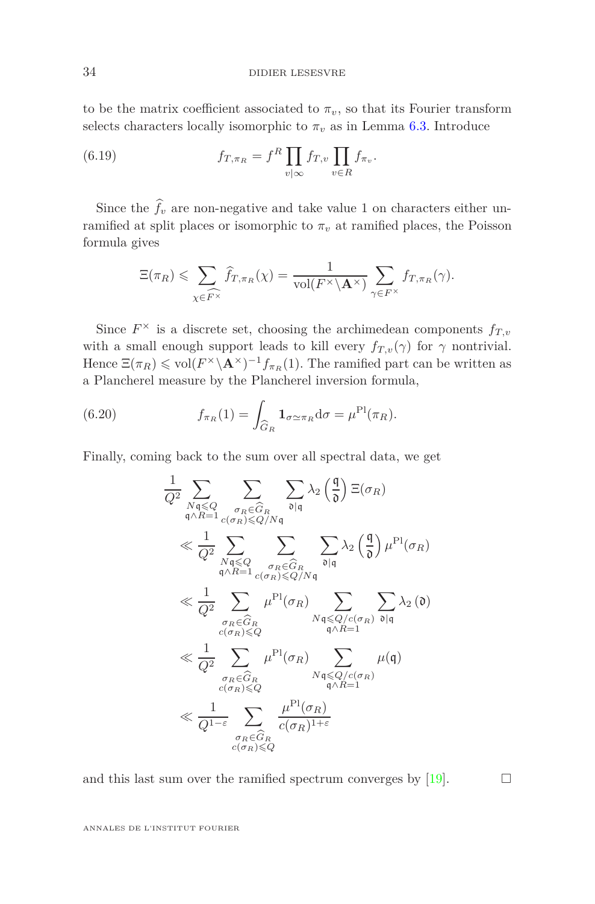to be the matrix coefficient associated to $\pi_v$, so that its Fourier transform selects characters locally isomorphic to $\pi_v$ as in Lemma 6.3. Introduce

$$f_{T,\pi_R} = f^R \prod_{v|\infty} f_{T,v} \prod_{v\in R} f_{\pi_v}. \tag{6.19}$$

Since the $\widehat{f}_v$ are non-negative and take value 1 on characters either unramified at split places or isomorphic to $\pi_v$ at ramified places, the Poisson formula gives

$$\Xi(\pi_R) \leqslant \sum_{\chi\in\widehat{F^\times}} \widehat{f}_{T,\pi_R}(\chi) = \frac{1}{\mathrm{vol}(F^\times\backslash\mathbf{A}^\times)} \sum_{\gamma\in F^\times} f_{T,\pi_R}(\gamma).$$

Since $F^\times$ is a discrete set, choosing the archimedean components $f_{T,v}$ with a small enough support leads to kill every $f_{T,v}(\gamma)$ for $\gamma$ nontrivial. Hence $\Xi(\pi_R) \leqslant \mathrm{vol}(F^\times\backslash\mathbf{A}^\times)^{-1} f_{\pi_R}(1)$. The ramified part can be written as a Plancherel measure by the Plancherel inversion formula,

$$f_{\pi_R}(1) = \int_{\widehat{G}_R} \mathbf{1}_{\sigma\simeq\pi_R}\mathrm{d}\sigma = \mu^{\mathrm{Pl}}(\pi_R). \tag{6.20}$$

Finally, coming back to the sum over all spectral data, we get

$$\begin{aligned}
&\frac{1}{Q^2} \sum_{\substack{N\mathfrak{q}\leqslant Q\\ \mathfrak{q}\wedge R=1}} \sum_{\substack{\sigma_R\in\widehat{G}_R\\ c(\sigma_R)\leqslant Q/N\mathfrak{q}}} \sum_{\mathfrak{d}|\mathfrak{q}} \lambda_2\left(\frac{\mathfrak{q}}{\mathfrak{d}}\right) \Xi(\sigma_R)\\
&\ll \frac{1}{Q^2} \sum_{\substack{N\mathfrak{q}\leqslant Q\\ \mathfrak{q}\wedge R=1}} \sum_{\substack{\sigma_R\in\widehat{G}_R\\ c(\sigma_R)\leqslant Q/N\mathfrak{q}}} \sum_{\mathfrak{d}|\mathfrak{q}} \lambda_2\left(\frac{\mathfrak{q}}{\mathfrak{d}}\right) \mu^{\mathrm{Pl}}(\sigma_R)\\
&\ll \frac{1}{Q^2} \sum_{\substack{\sigma_R\in\widehat{G}_R\\ c(\sigma_R)\leqslant Q}} \mu^{\mathrm{Pl}}(\sigma_R) \sum_{\substack{N\mathfrak{q}\leqslant Q/c(\sigma_R)\\ \mathfrak{q}\wedge R=1}} \sum_{\mathfrak{d}|\mathfrak{q}} \lambda_2(\mathfrak{d})\\
&\ll \frac{1}{Q^2} \sum_{\substack{\sigma_R\in\widehat{G}_R\\ c(\sigma_R)\leqslant Q}} \mu^{\mathrm{Pl}}(\sigma_R) \sum_{\substack{N\mathfrak{q}\leqslant Q/c(\sigma_R)\\ \mathfrak{q}\wedge R=1}} \mu(\mathfrak{q})\\
&\ll \frac{1}{Q^{1-\varepsilon}} \sum_{\substack{\sigma_R\in\widehat{G}_R\\ c(\sigma_R)\leqslant Q}} \frac{\mu^{\mathrm{Pl}}(\sigma_R)}{c(\sigma_R)^{1+\varepsilon}}
\end{aligned}$$

and this last sum over the ramified spectrum converges by [19]. □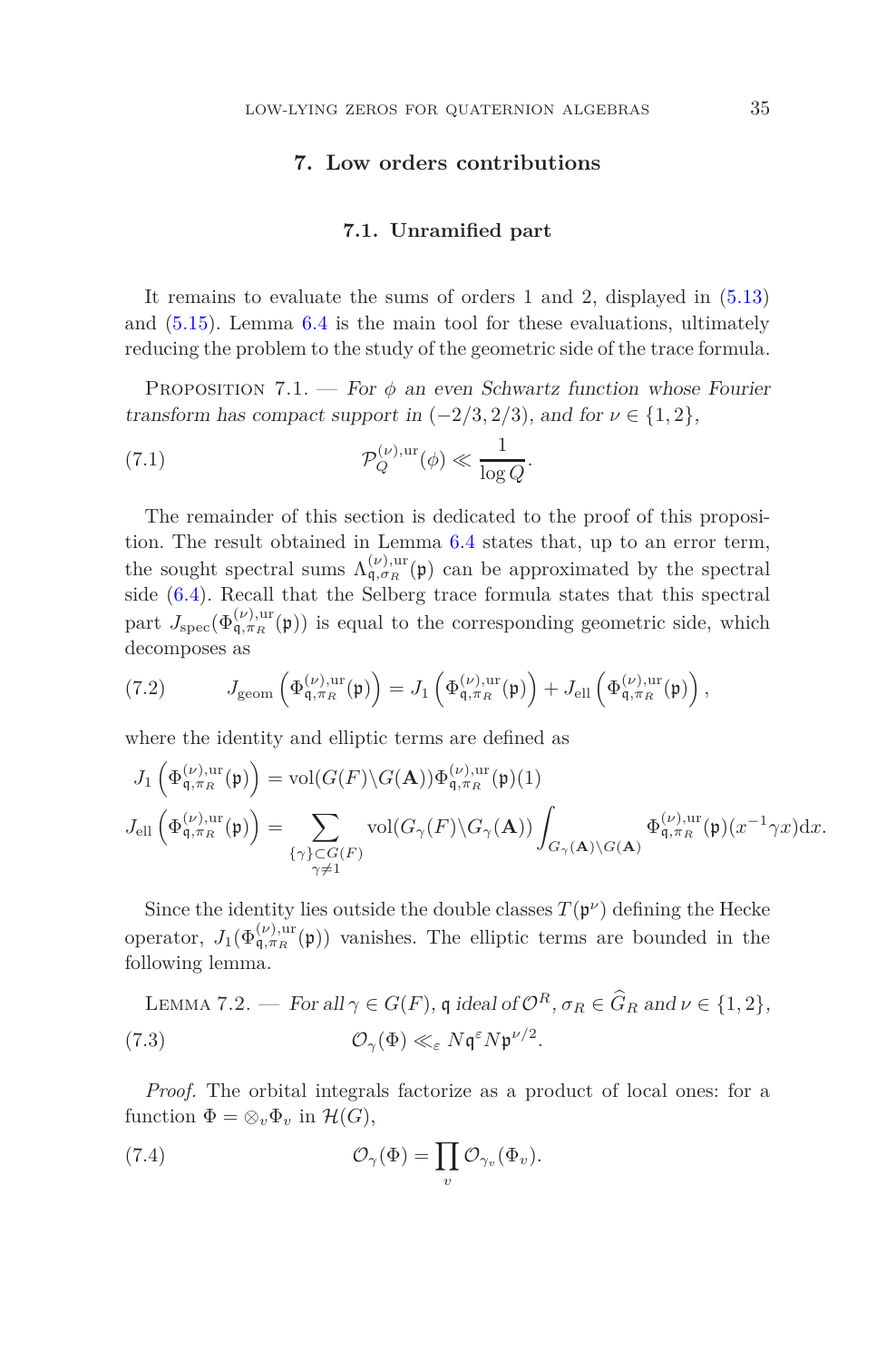## 7. Low orders contributions

### 7.1. Unramified part

It remains to evaluate the sums of orders 1 and 2, displayed in (5.13) and (5.15). Lemma 6.4 is the main tool for these evaluations, ultimately reducing the problem to the study of the geometric side of the trace formula.

Proposition 7.1. — *For $\phi$ an even Schwartz function whose Fourier transform has compact support in $(-2/3, 2/3)$, and for $\nu \in \{1, 2\}$,*

$$\mathcal{P}_Q^{(\nu),\mathrm{ur}}(\phi) \ll \frac{1}{\log Q}. \tag{7.1}$$

The remainder of this section is dedicated to the proof of this proposition. The result obtained in Lemma 6.4 states that, up to an error term, the sought spectral sums $\Lambda_{\mathfrak{q},\sigma_R}^{(\nu),\mathrm{ur}}(\mathfrak{p})$ can be approximated by the spectral side (6.4). Recall that the Selberg trace formula states that this spectral part $J_{\mathrm{spec}}(\Phi_{\mathfrak{q},\pi_R}^{(\nu),\mathrm{ur}}(\mathfrak{p}))$ is equal to the corresponding geometric side, which decomposes as

$$J_{\mathrm{geom}}\left(\Phi_{\mathfrak{q},\pi_R}^{(\nu),\mathrm{ur}}(\mathfrak{p})\right) = J_1\left(\Phi_{\mathfrak{q},\pi_R}^{(\nu),\mathrm{ur}}(\mathfrak{p})\right) + J_{\mathrm{ell}}\left(\Phi_{\mathfrak{q},\pi_R}^{(\nu),\mathrm{ur}}(\mathfrak{p})\right), \tag{7.2}$$

where the identity and elliptic terms are defined as

$$J_1\left(\Phi_{\mathfrak{q},\pi_R}^{(\nu),\mathrm{ur}}(\mathfrak{p})\right) = \mathrm{vol}(G(F)\backslash G(\mathbf{A}))\Phi_{\mathfrak{q},\pi_R}^{(\nu),\mathrm{ur}}(\mathfrak{p})(1)$$

$$J_{\mathrm{ell}}\left(\Phi_{\mathfrak{q},\pi_R}^{(\nu),\mathrm{ur}}(\mathfrak{p})\right) = \sum_{\substack{\{\gamma\}\subset G(F)\\ \gamma\neq 1}} \mathrm{vol}(G_\gamma(F)\backslash G_\gamma(\mathbf{A}))\int_{G_\gamma(\mathbf{A})\backslash G(\mathbf{A})} \Phi_{\mathfrak{q},\pi_R}^{(\nu),\mathrm{ur}}(\mathfrak{p})(x^{-1}\gamma x)\mathrm{d}x.$$

Since the identity lies outside the double classes $T(\mathfrak{p}^\nu)$ defining the Hecke operator, $J_1(\Phi_{\mathfrak{q},\pi_R}^{(\nu),\mathrm{ur}}(\mathfrak{p}))$ vanishes. The elliptic terms are bounded in the following lemma.

Lemma 7.2. — *For all $\gamma \in G(F)$, $\mathfrak{q}$ ideal of $\mathcal{O}^R$, $\sigma_R \in \widehat{G}_R$ and $\nu \in \{1, 2\}$,*

$$\mathcal{O}_\gamma(\Phi) \ll_\varepsilon N\mathfrak{q}^\varepsilon N\mathfrak{p}^{\nu/2}. \tag{7.3}$$

*Proof.* The orbital integrals factorize as a product of local ones: for a function $\Phi = \otimes_v \Phi_v$ in $\mathcal{H}(G)$,

$$\mathcal{O}_\gamma(\Phi) = \prod_v \mathcal{O}_{\gamma_v}(\Phi_v). \tag{7.4}$$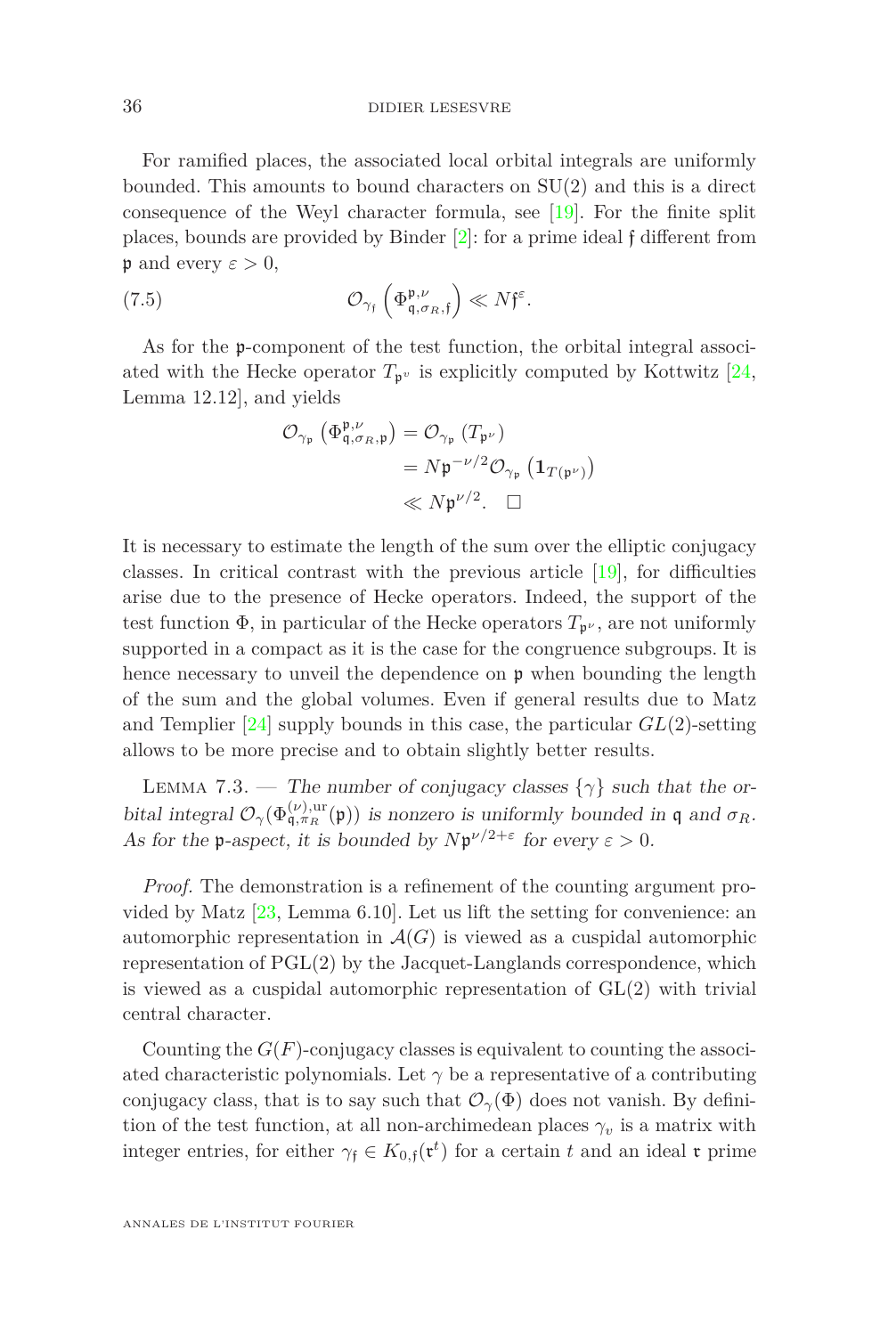For ramified places, the associated local orbital integrals are uniformly bounded. This amounts to bound characters on SU(2) and this is a direct consequence of the Weyl character formula, see [19]. For the finite split places, bounds are provided by Binder [2]: for a prime ideal $\mathfrak{f}$ different from $\mathfrak{p}$ and every $\varepsilon > 0$,

$$\mathcal{O}_{\gamma_{\mathfrak{f}}}\left(\Phi^{\mathfrak{p},\nu}_{\mathfrak{q},\sigma_R,\mathfrak{f}}\right) \ll N\mathfrak{f}^{\varepsilon}. \tag{7.5}$$

As for the $\mathfrak{p}$-component of the test function, the orbital integral associated with the Hecke operator $T_{\mathfrak{p}^\nu}$ is explicitly computed by Kottwitz [24, Lemma 12.12], and yields

$$\begin{aligned}
\mathcal{O}_{\gamma_{\mathfrak{p}}}\left(\Phi^{\mathfrak{p},\nu}_{\mathfrak{q},\sigma_R,\mathfrak{p}}\right) &= \mathcal{O}_{\gamma_{\mathfrak{p}}}\left(T_{\mathfrak{p}^\nu}\right) \\
&= N\mathfrak{p}^{-\nu/2}\mathcal{O}_{\gamma_{\mathfrak{p}}}\left(\mathbf{1}_{T(\mathfrak{p}^\nu)}\right) \\
&\ll N\mathfrak{p}^{\nu/2}. \quad \square
\end{aligned}$$

It is necessary to estimate the length of the sum over the elliptic conjugacy classes. In critical contrast with the previous article [19], for difficulties arise due to the presence of Hecke operators. Indeed, the support of the test function $\Phi$, in particular of the Hecke operators $T_{\mathfrak{p}^\nu}$, are not uniformly supported in a compact as it is the case for the congruence subgroups. It is hence necessary to unveil the dependence on $\mathfrak{p}$ when bounding the length of the sum and the global volumes. Even if general results due to Matz and Templier [24] supply bounds in this case, the particular $GL(2)$-setting allows to be more precise and to obtain slightly better results.

Lemma 7.3. — *The number of conjugacy classes $\{\gamma\}$ such that the orbital integral $\mathcal{O}_\gamma(\Phi^{(\nu),\mathrm{ur}}_{\mathfrak{q},\pi_R}(\mathfrak{p}))$ is nonzero is uniformly bounded in $\mathfrak{q}$ and $\sigma_R$. As for the $\mathfrak{p}$-aspect, it is bounded by $N\mathfrak{p}^{\nu/2+\varepsilon}$ for every $\varepsilon > 0$.*

*Proof.* The demonstration is a refinement of the counting argument provided by Matz [23, Lemma 6.10]. Let us lift the setting for convenience: an automorphic representation in $\mathcal{A}(G)$ is viewed as a cuspidal automorphic representation of PGL(2) by the Jacquet-Langlands correspondence, which is viewed as a cuspidal automorphic representation of GL(2) with trivial central character.

Counting the $G(F)$-conjugacy classes is equivalent to counting the associated characteristic polynomials. Let $\gamma$ be a representative of a contributing conjugacy class, that is to say such that $\mathcal{O}_\gamma(\Phi)$ does not vanish. By definition of the test function, at all non-archimedean places $\gamma_v$ is a matrix with integer entries, for either $\gamma_{\mathfrak{f}} \in K_{0,\mathfrak{f}}(\mathfrak{r}^t)$ for a certain $t$ and an ideal $\mathfrak{r}$ prime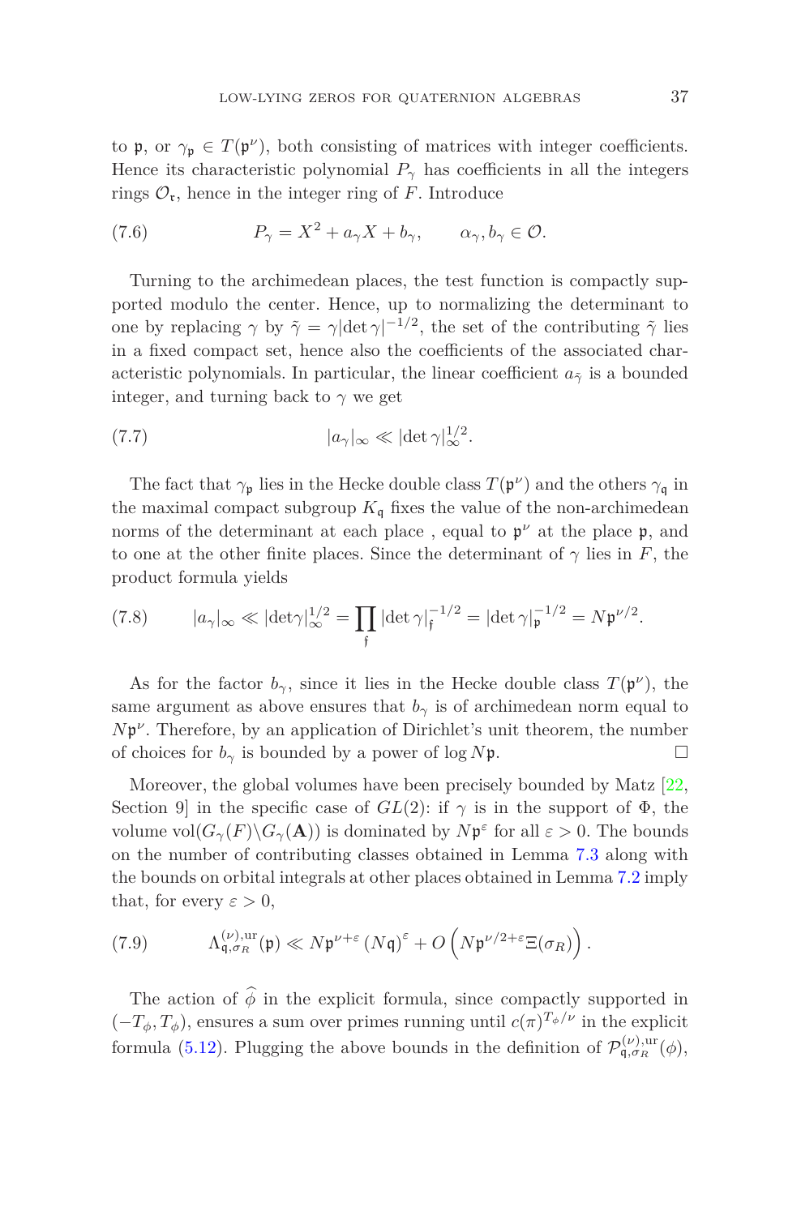to $\mathfrak{p}$, or $\gamma_{\mathfrak{p}} \in T(\mathfrak{p}^\nu)$, both consisting of matrices with integer coefficients. Hence its characteristic polynomial $P_\gamma$ has coefficients in all the integers rings $\mathcal{O}_{\mathfrak{r}}$, hence in the integer ring of $F$. Introduce

$$P_\gamma = X^2 + a_\gamma X + b_\gamma, \qquad \alpha_\gamma, b_\gamma \in \mathcal{O}. \tag{7.6}$$

Turning to the archimedean places, the test function is compactly supported modulo the center. Hence, up to normalizing the determinant to one by replacing $\gamma$ by $\tilde{\gamma} = \gamma |\det \gamma|^{-1/2}$, the set of the contributing $\tilde{\gamma}$ lies in a fixed compact set, hence also the coefficients of the associated characteristic polynomials. In particular, the linear coefficient $a_{\tilde{\gamma}}$ is a bounded integer, and turning back to $\gamma$ we get

$$|a_\gamma|_\infty \ll |\det \gamma|_\infty^{1/2}. \tag{7.7}$$

The fact that $\gamma_{\mathfrak{p}}$ lies in the Hecke double class $T(\mathfrak{p}^\nu)$ and the others $\gamma_{\mathfrak{q}}$ in the maximal compact subgroup $K_{\mathfrak{q}}$ fixes the value of the non-archimedean norms of the determinant at each place , equal to $\mathfrak{p}^\nu$ at the place $\mathfrak{p}$, and to one at the other finite places. Since the determinant of $\gamma$ lies in $F$, the product formula yields

$$|a_\gamma|_\infty \ll |\det\gamma|_\infty^{1/2} = \prod_{\mathfrak{f}} |\det \gamma|_{\mathfrak{f}}^{-1/2} = |\det \gamma|_{\mathfrak{p}}^{-1/2} = N\mathfrak{p}^{\nu/2}. \tag{7.8}$$

As for the factor $b_\gamma$, since it lies in the Hecke double class $T(\mathfrak{p}^\nu)$, the same argument as above ensures that $b_\gamma$ is of archimedean norm equal to $N\mathfrak{p}^\nu$. Therefore, by an application of Dirichlet's unit theorem, the number of choices for $b_\gamma$ is bounded by a power of $\log N\mathfrak{p}$. □

Moreover, the global volumes have been precisely bounded by Matz [22, Section 9] in the specific case of $GL(2)$: if $\gamma$ is in the support of $\Phi$, the volume $\mathrm{vol}(G_\gamma(F)\backslash G_\gamma(\mathbf{A}))$ is dominated by $N\mathfrak{p}^\varepsilon$ for all $\varepsilon > 0$. The bounds on the number of contributing classes obtained in Lemma 7.3 along with the bounds on orbital integrals at other places obtained in Lemma 7.2 imply that, for every $\varepsilon > 0$,

$$\Lambda_{\mathfrak{q},\sigma_R}^{(\nu),\mathrm{ur}}(\mathfrak{p}) \ll N\mathfrak{p}^{\nu+\varepsilon} \left(N\mathfrak{q}\right)^\varepsilon + O\left(N\mathfrak{p}^{\nu/2+\varepsilon}\Xi(\sigma_R)\right). \tag{7.9}$$

The action of $\widehat{\phi}$ in the explicit formula, since compactly supported in $(-T_\phi, T_\phi)$, ensures a sum over primes running until $c(\pi)^{T_\phi/\nu}$ in the explicit formula (5.12). Plugging the above bounds in the definition of $\mathcal{P}_{\mathfrak{q},\sigma_R}^{(\nu),\mathrm{ur}}(\phi)$,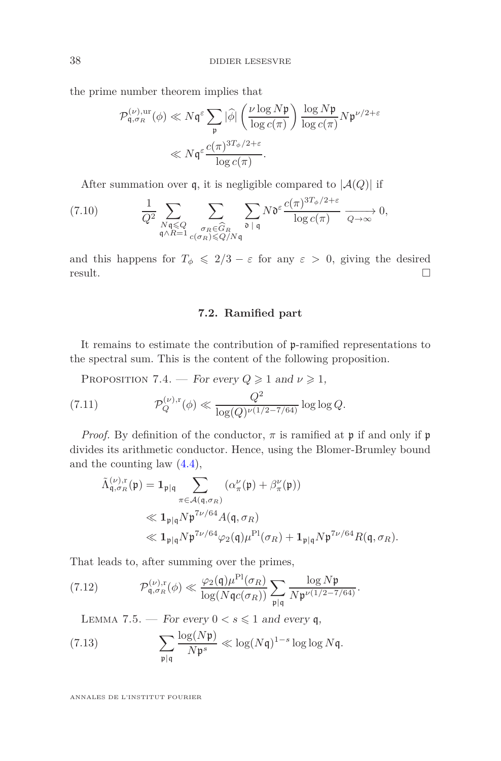the prime number theorem implies that

$$\mathcal{P}^{(\nu),\mathrm{ur}}_{\mathfrak{q},\sigma_R}(\phi) \ll N\mathfrak{q}^{\varepsilon} \sum_{\mathfrak{p}} |\widehat{\phi}| \left(\frac{\nu \log N\mathfrak{p}}{\log c(\pi)}\right) \frac{\log N\mathfrak{p}}{\log c(\pi)} N\mathfrak{p}^{\nu/2+\varepsilon}$$
$$\ll N\mathfrak{q}^{\varepsilon} \frac{c(\pi)^{3T_\phi/2+\varepsilon}}{\log c(\pi)}.$$

After summation over $\mathfrak{q}$, it is negligible compared to $|\mathcal{A}(Q)|$ if

$$\frac{1}{Q^2} \sum_{\substack{N\mathfrak{q} \leqslant Q \\ \mathfrak{q} \wedge R = 1}} \sum_{\substack{\sigma_R \in \widehat{G}_R \\ c(\sigma_R) \leqslant Q/N\mathfrak{q}}} \sum_{\mathfrak{d} \mid \mathfrak{q}} N\mathfrak{d}^{\varepsilon} \frac{c(\pi)^{3T_\phi/2+\varepsilon}}{\log c(\pi)} \xrightarrow[Q\to\infty]{} 0, \tag{7.10}$$

and this happens for $T_\phi \leqslant 2/3 - \varepsilon$ for any $\varepsilon > 0$, giving the desired result. □

### 7.2. Ramified part

It remains to estimate the contribution of $\mathfrak{p}$-ramified representations to the spectral sum. This is the content of the following proposition.

Proposition 7.4. — *For every $Q \geqslant 1$ and $\nu \geqslant 1$,*

$$\mathcal{P}^{(\nu),\mathrm{r}}_{Q}(\phi) \ll \frac{Q^2}{\log(Q)^{\nu(1/2-7/64)}} \log\log Q. \tag{7.11}$$

*Proof.* By definition of the conductor, $\pi$ is ramified at $\mathfrak{p}$ if and only if $\mathfrak{p}$ divides its arithmetic conductor. Hence, using the Blomer-Brumley bound and the counting law (4.4),

$$\tilde{\Lambda}^{(\nu),\mathrm{r}}_{\mathfrak{q},\sigma_R}(\mathfrak{p}) = \mathbf{1}_{\mathfrak{p}|\mathfrak{q}} \sum_{\pi \in \mathcal{A}(\mathfrak{q},\sigma_R)} (\alpha_\pi^\nu(\mathfrak{p}) + \beta_\pi^\nu(\mathfrak{p}))$$
$$\ll \mathbf{1}_{\mathfrak{p}|\mathfrak{q}} N\mathfrak{p}^{7\nu/64} A(\mathfrak{q},\sigma_R)$$
$$\ll \mathbf{1}_{\mathfrak{p}|\mathfrak{q}} N\mathfrak{p}^{7\nu/64} \varphi_2(\mathfrak{q}) \mu^{\mathrm{Pl}}(\sigma_R) + \mathbf{1}_{\mathfrak{p}|\mathfrak{q}} N\mathfrak{p}^{7\nu/64} R(\mathfrak{q},\sigma_R).$$

That leads to, after summing over the primes,

$$\mathcal{P}^{(\nu),\mathrm{r}}_{\mathfrak{q},\sigma_R}(\phi) \ll \frac{\varphi_2(\mathfrak{q})\mu^{\mathrm{Pl}}(\sigma_R)}{\log(N\mathfrak{q}c(\sigma_R))} \sum_{\mathfrak{p}|\mathfrak{q}} \frac{\log N\mathfrak{p}}{N\mathfrak{p}^{\nu(1/2-7/64)}}. \tag{7.12}$$

Lemma 7.5. — *For every $0 < s \leqslant 1$ and every $\mathfrak{q}$,*

$$\sum_{\mathfrak{p}|\mathfrak{q}} \frac{\log(N\mathfrak{p})}{N\mathfrak{p}^s} \ll \log(N\mathfrak{q})^{1-s} \log\log N\mathfrak{q}. \tag{7.13}$$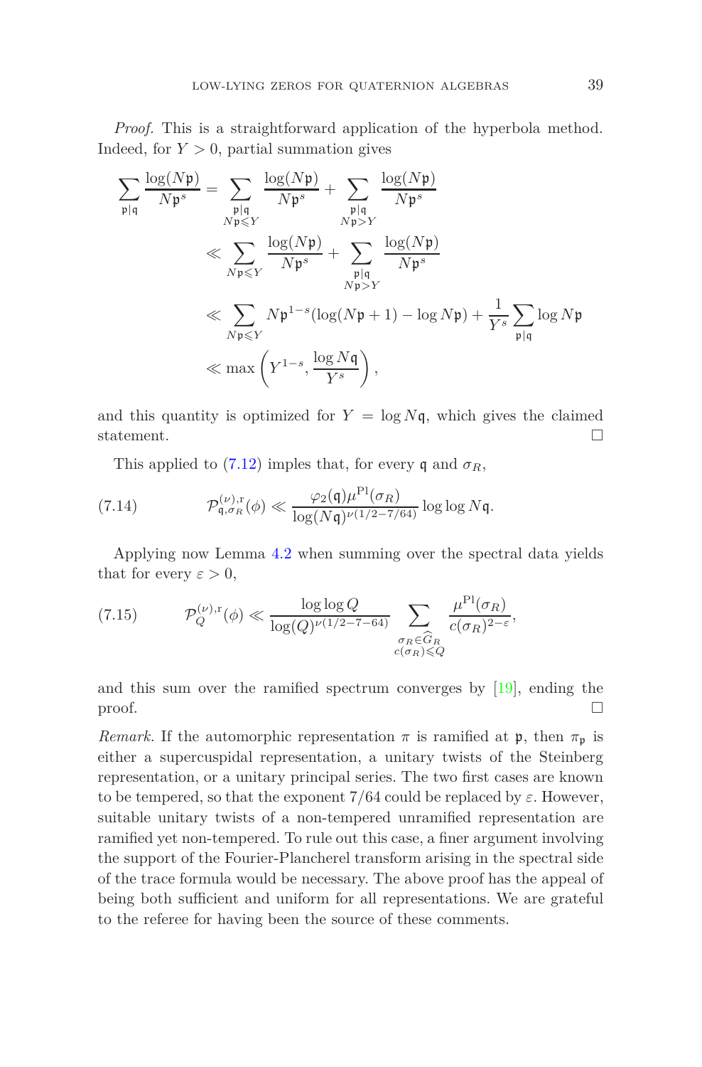*Proof.* This is a straightforward application of the hyperbola method. Indeed, for $Y > 0$, partial summation gives

$$\begin{aligned}
\sum_{\mathfrak{p}|\mathfrak{q}} \frac{\log(N\mathfrak{p})}{N\mathfrak{p}^s} &= \sum_{\substack{\mathfrak{p}|\mathfrak{q} \\ N\mathfrak{p} \leqslant Y}} \frac{\log(N\mathfrak{p})}{N\mathfrak{p}^s} + \sum_{\substack{\mathfrak{p}|\mathfrak{q} \\ N\mathfrak{p} > Y}} \frac{\log(N\mathfrak{p})}{N\mathfrak{p}^s} \\
&\ll \sum_{N\mathfrak{p} \leqslant Y} \frac{\log(N\mathfrak{p})}{N\mathfrak{p}^s} + \sum_{\substack{\mathfrak{p}|\mathfrak{q} \\ N\mathfrak{p} > Y}} \frac{\log(N\mathfrak{p})}{N\mathfrak{p}^s} \\
&\ll \sum_{N\mathfrak{p} \leqslant Y} N\mathfrak{p}^{1-s}(\log(N\mathfrak{p}+1) - \log N\mathfrak{p}) + \frac{1}{Y^s} \sum_{\mathfrak{p}|\mathfrak{q}} \log N\mathfrak{p} \\
&\ll \max\left(Y^{1-s}, \frac{\log N\mathfrak{q}}{Y^s}\right),
\end{aligned}$$

and this quantity is optimized for $Y = \log N\mathfrak{q}$, which gives the claimed statement. □

This applied to (7.12) imples that, for every $\mathfrak{q}$ and $\sigma_R$,

$$\mathcal{P}^{(\nu),\mathrm{r}}_{\mathfrak{q},\sigma_R}(\phi) \ll \frac{\varphi_2(\mathfrak{q})\mu^{\mathrm{Pl}}(\sigma_R)}{\log(N\mathfrak{q})^{\nu(1/2-7/64)}} \log\log N\mathfrak{q}. \tag{7.14}$$

Applying now Lemma 4.2 when summing over the spectral data yields that for every $\varepsilon > 0$,

$$\mathcal{P}^{(\nu),\mathrm{r}}_{Q}(\phi) \ll \frac{\log\log Q}{\log(Q)^{\nu(1/2-7-64)}} \sum_{\substack{\sigma_R \in \widehat{G}_R \\ c(\sigma_R) \leqslant Q}} \frac{\mu^{\mathrm{Pl}}(\sigma_R)}{c(\sigma_R)^{2-\varepsilon}}, \tag{7.15}$$

and this sum over the ramified spectrum converges by [19], ending the proof. □

*Remark.* If the automorphic representation $\pi$ is ramified at $\mathfrak{p}$, then $\pi_\mathfrak{p}$ is either a supercuspidal representation, a unitary twists of the Steinberg representation, or a unitary principal series. The two first cases are known to be tempered, so that the exponent $7/64$ could be replaced by $\varepsilon$. However, suitable unitary twists of a non-tempered unramified representation are ramified yet non-tempered. To rule out this case, a finer argument involving the support of the Fourier-Plancherel transform arising in the spectral side of the trace formula would be necessary. The above proof has the appeal of being both sufficient and uniform for all representations. We are grateful to the referee for having been the source of these comments.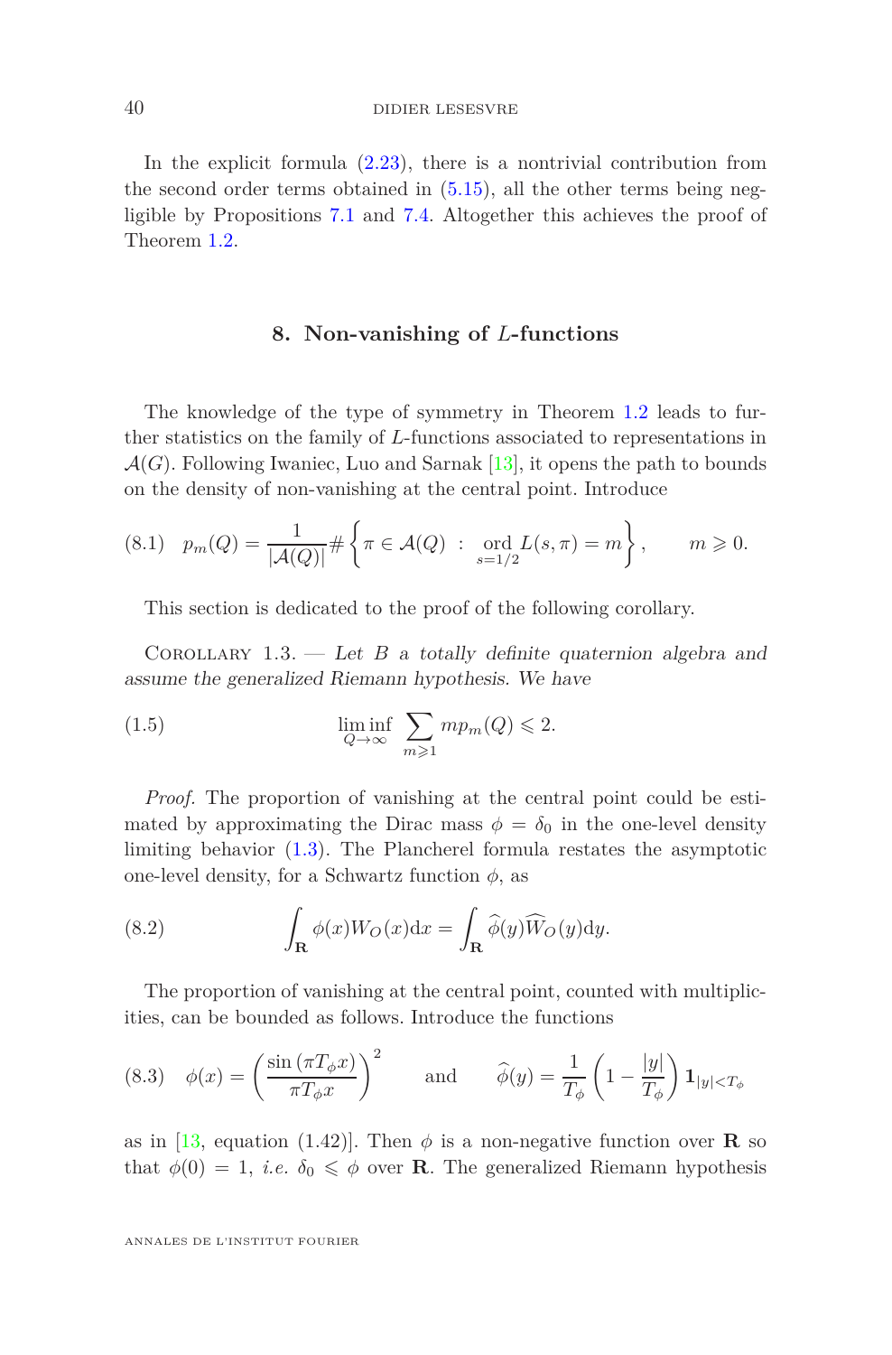In the explicit formula (2.23), there is a nontrivial contribution from the second order terms obtained in (5.15), all the other terms being negligible by Propositions 7.1 and 7.4. Altogether this achieves the proof of Theorem 1.2.

## 8. Non-vanishing of $L$-functions

The knowledge of the type of symmetry in Theorem 1.2 leads to further statistics on the family of $L$-functions associated to representations in $\mathcal{A}(G)$. Following Iwaniec, Luo and Sarnak [13], it opens the path to bounds on the density of non-vanishing at the central point. Introduce

$$p_m(Q) = \frac{1}{|\mathcal{A}(Q)|} \# \left\{ \pi \in \mathcal{A}(Q) \ : \ \operatorname*{ord}_{s=1/2} L(s,\pi) = m \right\}, \qquad m \geqslant 0. \tag{8.1}$$

This section is dedicated to the proof of the following corollary.

Corollary 1.3. — *Let $B$ a totally definite quaternion algebra and assume the generalized Riemann hypothesis. We have*

$$\liminf_{Q\to\infty} \sum_{m\geqslant 1} m p_m(Q) \leqslant 2. \tag{1.5}$$

*Proof.* The proportion of vanishing at the central point could be estimated by approximating the Dirac mass $\phi = \delta_0$ in the one-level density limiting behavior (1.3). The Plancherel formula restates the asymptotic one-level density, for a Schwartz function $\phi$, as

$$\int_{\mathbf{R}} \phi(x) W_O(x) \mathrm{d}x = \int_{\mathbf{R}} \widehat{\phi}(y) \widehat{W}_O(y) \mathrm{d}y. \tag{8.2}$$

The proportion of vanishing at the central point, counted with multiplicities, can be bounded as follows. Introduce the functions

$$\phi(x) = \left( \frac{\sin(\pi T_\phi x)}{\pi T_\phi x} \right)^2 \qquad \text{and} \qquad \widehat{\phi}(y) = \frac{1}{T_\phi}\left(1 - \frac{|y|}{T_\phi}\right) \mathbf{1}_{|y|<T_\phi} \tag{8.3}$$

as in [13, equation (1.42)]. Then $\phi$ is a non-negative function over $\mathbf{R}$ so that $\phi(0) = 1$, *i.e.* $\delta_0 \leqslant \phi$ over $\mathbf{R}$. The generalized Riemann hypothesis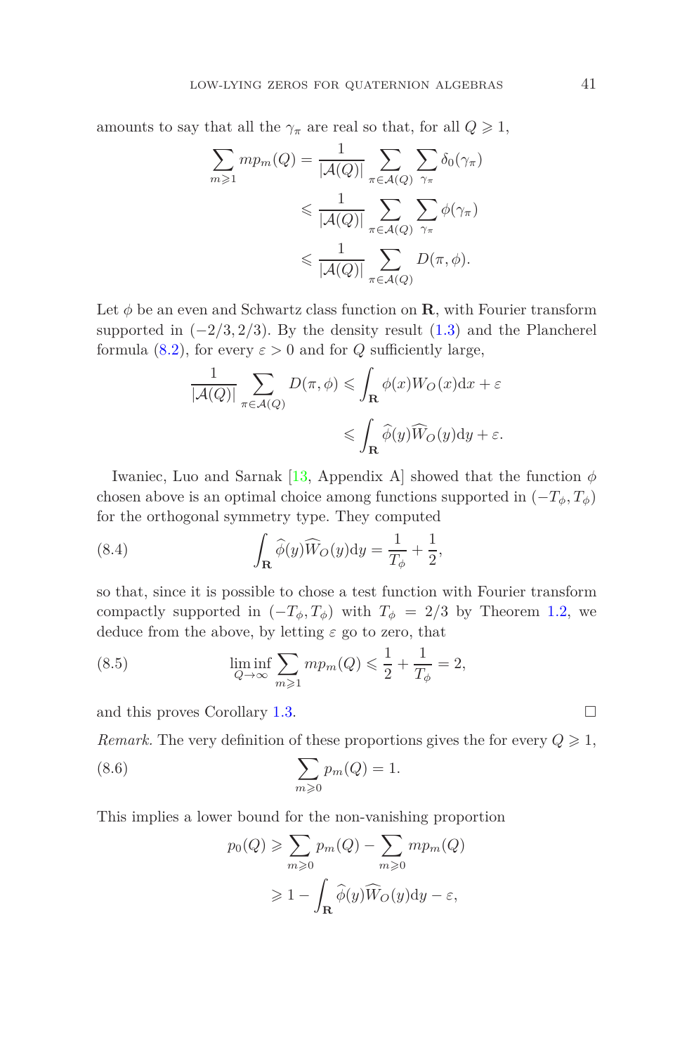amounts to say that all the $\gamma_\pi$ are real so that, for all $Q \geqslant 1$,

$$\begin{aligned}
\sum_{m \geqslant 1} m p_m(Q) &= \frac{1}{|\mathcal{A}(Q)|} \sum_{\pi \in \mathcal{A}(Q)} \sum_{\gamma_\pi} \delta_0(\gamma_\pi) \\
&\leqslant \frac{1}{|\mathcal{A}(Q)|} \sum_{\pi \in \mathcal{A}(Q)} \sum_{\gamma_\pi} \phi(\gamma_\pi) \\
&\leqslant \frac{1}{|\mathcal{A}(Q)|} \sum_{\pi \in \mathcal{A}(Q)} D(\pi, \phi).
\end{aligned}$$

Let $\phi$ be an even and Schwartz class function on $\mathbf{R}$, with Fourier transform supported in $(-2/3, 2/3)$. By the density result (1.3) and the Plancherel formula (8.2), for every $\varepsilon > 0$ and for $Q$ sufficiently large,

$$\begin{aligned}
\frac{1}{|\mathcal{A}(Q)|} \sum_{\pi \in \mathcal{A}(Q)} D(\pi, \phi) &\leqslant \int_{\mathbf{R}} \phi(x) W_O(x) \mathrm{d}x + \varepsilon \\
&\leqslant \int_{\mathbf{R}} \widehat{\phi}(y) \widehat{W}_O(y) \mathrm{d}y + \varepsilon.
\end{aligned}$$

Iwaniec, Luo and Sarnak [13, Appendix A] showed that the function $\phi$ chosen above is an optimal choice among functions supported in $(-T_\phi, T_\phi)$ for the orthogonal symmetry type. They computed

$$\int_{\mathbf{R}} \widehat{\phi}(y) \widehat{W}_O(y) \mathrm{d}y = \frac{1}{T_\phi} + \frac{1}{2}, \tag{8.4}$$

so that, since it is possible to chose a test function with Fourier transform compactly supported in $(-T_\phi, T_\phi)$ with $T_\phi = 2/3$ by Theorem 1.2, we deduce from the above, by letting $\varepsilon$ go to zero, that

$$\liminf_{Q \to \infty} \sum_{m \geqslant 1} m p_m(Q) \leqslant \frac{1}{2} + \frac{1}{T_\phi} = 2, \tag{8.5}$$

and this proves Corollary 1.3. $\square$

*Remark.* The very definition of these proportions gives the for every $Q \geqslant 1$,

$$\sum_{m \geqslant 0} p_m(Q) = 1. \tag{8.6}$$

This implies a lower bound for the non-vanishing proportion

$$\begin{aligned}
p_0(Q) &\geqslant \sum_{m \geqslant 0} p_m(Q) - \sum_{m \geqslant 0} m p_m(Q) \\
&\geqslant 1 - \int_{\mathbf{R}} \widehat{\phi}(y) \widehat{W}_O(y) \mathrm{d}y - \varepsilon,
\end{aligned}$$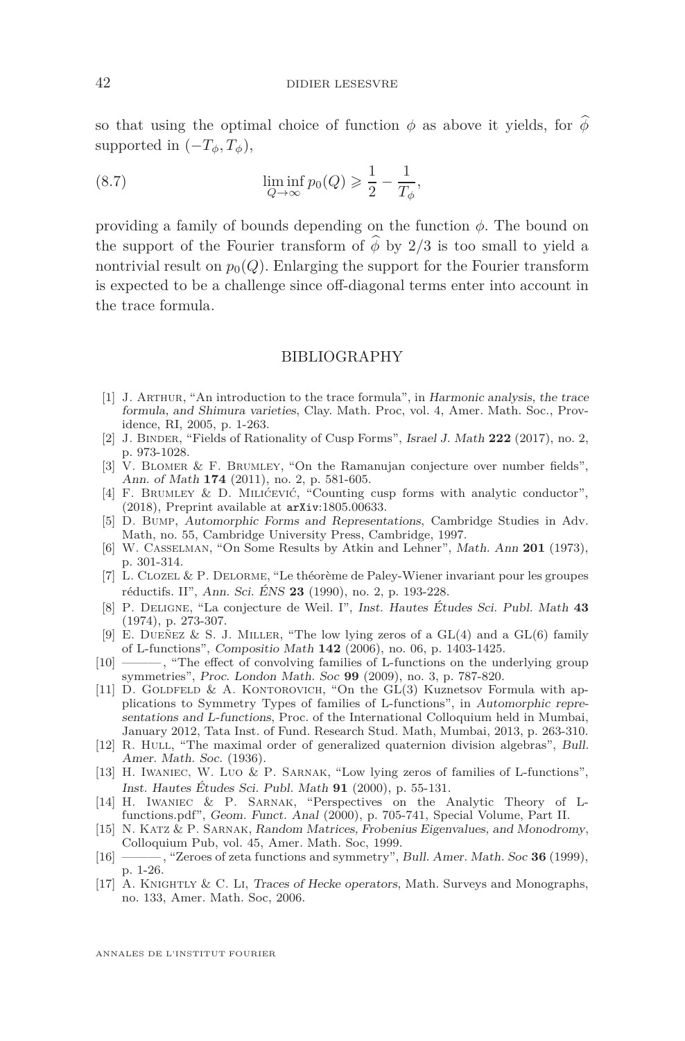so that using the optimal choice of function $\phi$ as above it yields, for $\widehat{\phi}$ supported in $(-T_\phi, T_\phi)$,

$$\liminf_{Q\to\infty} p_0(Q) \geqslant \frac{1}{2} - \frac{1}{T_\phi}, \tag{8.7}$$

providing a family of bounds depending on the function $\phi$. The bound on the support of the Fourier transform of $\widehat{\phi}$ by $2/3$ is too small to yield a nontrivial result on $p_0(Q)$. Enlarging the support for the Fourier transform is expected to be a challenge since off-diagonal terms enter into account in the trace formula.

## BIBLIOGRAPHY

[1] J. Arthur, "An introduction to the trace formula", in *Harmonic analysis, the trace formula, and Shimura varieties*, Clay. Math. Proc, vol. 4, Amer. Math. Soc., Providence, RI, 2005, p. 1-263.

[2] J. Binder, "Fields of Rationality of Cusp Forms", *Israel J. Math* **222** (2017), no. 2, p. 973-1028.

[3] V. Blomer & F. Brumley, "On the Ramanujan conjecture over number fields", *Ann. of Math* **174** (2011), no. 2, p. 581-605.

[4] F. Brumley & D. Milićević, "Counting cusp forms with analytic conductor", (2018), Preprint available at arXiv:1805.00633.

[5] D. Bump, *Automorphic Forms and Representations*, Cambridge Studies in Adv. Math, no. 55, Cambridge University Press, Cambridge, 1997.

[6] W. Casselman, "On Some Results by Atkin and Lehner", *Math. Ann* **201** (1973), p. 301-314.

[7] L. Clozel & P. Delorme, "Le théorème de Paley-Wiener invariant pour les groupes réductifs. II", *Ann. Sci. ÉNS* **23** (1990), no. 2, p. 193-228.

[8] P. Deligne, "La conjecture de Weil. I", *Inst. Hautes Études Sci. Publ. Math* **43** (1974), p. 273-307.

[9] E. Dueñez & S. J. Miller, "The low lying zeros of a GL(4) and a GL(6) family of L-functions", *Compositio Math* **142** (2006), no. 06, p. 1403-1425.

[10] ———, "The effect of convolving families of L-functions on the underlying group symmetries", *Proc. London Math. Soc* **99** (2009), no. 3, p. 787-820.

[11] D. Goldfeld & A. Kontorovich, "On the GL(3) Kuznetsov Formula with applications to Symmetry Types of families of L-functions", in *Automorphic representations and L-functions*, Proc. of the International Colloquium held in Mumbai, January 2012, Tata Inst. of Fund. Research Stud. Math, Mumbai, 2013, p. 263-310.

[12] R. Hull, "The maximal order of generalized quaternion division algebras", *Bull. Amer. Math. Soc.* (1936).

[13] H. Iwaniec, W. Luo & P. Sarnak, "Low lying zeros of families of L-functions", *Inst. Hautes Études Sci. Publ. Math* **91** (2000), p. 55-131.

[14] H. Iwaniec & P. Sarnak, "Perspectives on the Analytic Theory of L-functions.pdf", *Geom. Funct. Anal* (2000), p. 705-741, Special Volume, Part II.

[15] N. Katz & P. Sarnak, *Random Matrices, Frobenius Eigenvalues, and Monodromy*, Colloquium Pub, vol. 45, Amer. Math. Soc, 1999.

[16] ———, "Zeroes of zeta functions and symmetry", *Bull. Amer. Math. Soc* **36** (1999), p. 1-26.

[17] A. Knightly & C. Li, *Traces of Hecke operators*, Math. Surveys and Monographs, no. 133, Amer. Math. Soc, 2006.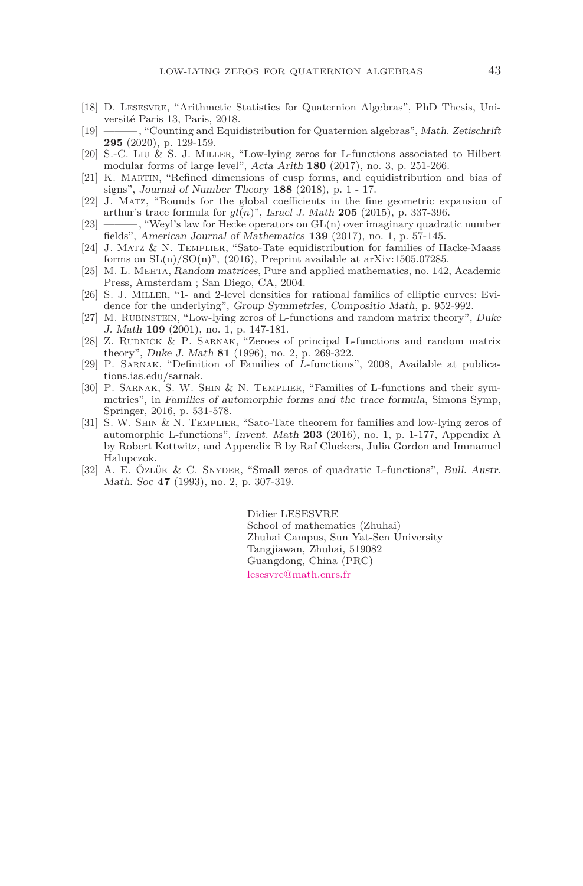[18] D. Lesesvre, "Arithmetic Statistics for Quaternion Algebras", PhD Thesis, Université Paris 13, Paris, 2018.

[19] ———, "Counting and Equidistribution for Quaternion algebras", *Math. Zetischrift* **295** (2020), p. 129-159.

[20] S.-C. Liu & S. J. Miller, "Low-lying zeros for L-functions associated to Hilbert modular forms of large level", *Acta Arith* **180** (2017), no. 3, p. 251-266.

[21] K. Martin, "Refined dimensions of cusp forms, and equidistribution and bias of signs", *Journal of Number Theory* **188** (2018), p. 1 - 17.

[22] J. Matz, "Bounds for the global coefficients in the fine geometric expansion of arthur's trace formula for $gl(n)$", *Israel J. Math* **205** (2015), p. 337-396.

[23] ———, "Weyl's law for Hecke operators on GL(n) over imaginary quadratic number fields", *American Journal of Mathematics* **139** (2017), no. 1, p. 57-145.

[24] J. Matz & N. Templier, "Sato-Tate equidistribution for families of Hacke-Maass forms on SL(n)/SO(n)", (2016), Preprint available at arXiv:1505.07285.

[25] M. L. Mehta, *Random matrices*, Pure and applied mathematics, no. 142, Academic Press, Amsterdam ; San Diego, CA, 2004.

[26] S. J. Miller, "1- and 2-level densities for rational families of elliptic curves: Evidence for the underlying", *Group Symmetries, Compositio Math*, p. 952-992.

[27] M. Rubinstein, "Low-lying zeros of L-functions and random matrix theory", *Duke J. Math* **109** (2001), no. 1, p. 147-181.

[28] Z. Rudnick & P. Sarnak, "Zeroes of principal L-functions and random matrix theory", *Duke J. Math* **81** (1996), no. 2, p. 269-322.

[29] P. Sarnak, "Definition of Families of $L$-functions", 2008, Available at publications.ias.edu/sarnak.

[30] P. Sarnak, S. W. Shin & N. Templier, "Families of L-functions and their symmetries", in *Families of automorphic forms and the trace formula*, Simons Symp, Springer, 2016, p. 531-578.

[31] S. W. Shin & N. Templier, "Sato-Tate theorem for families and low-lying zeros of automorphic L-functions", *Invent. Math* **203** (2016), no. 1, p. 1-177, Appendix A by Robert Kottwitz, and Appendix B by Raf Cluckers, Julia Gordon and Immanuel Halupczok.

[32] A. E. Özlük & C. Snyder, "Small zeros of quadratic L-functions", *Bull. Austr. Math. Soc* **47** (1993), no. 2, p. 307-319.

Didier LESESVRE
School of mathematics (Zhuhai)
Zhuhai Campus, Sun Yat-Sen University
Tangjiawan, Zhuhai, 519082
Guangdong, China (PRC)
lesesvre@math.cnrs.fr